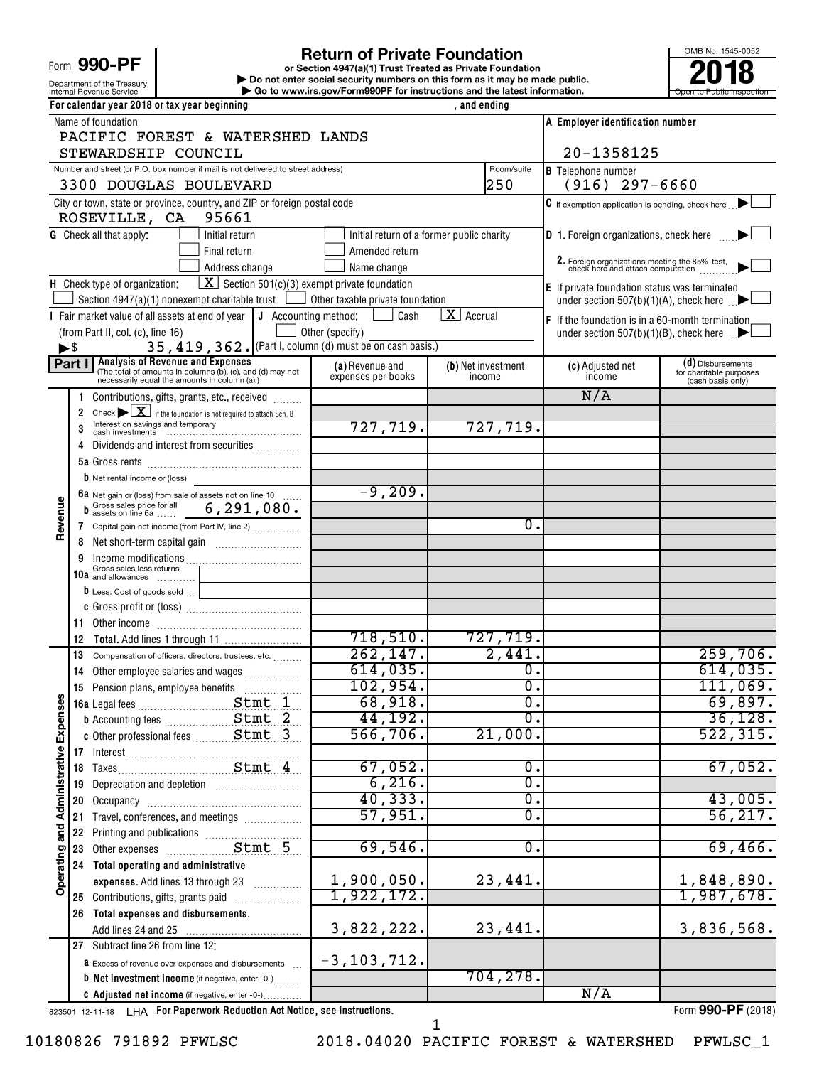Form **990-PF**

Department of the Treasury
Internal Revenue Service

# Return of Private Foundation

**or Section 4947(a)(1) Trust Treated as Private Foundation**

▶ Do not enter social security numbers on this form as it may be made public.

▶ Go to www.irs.gov/Form990PF for instructions and the latest information.

OMB No. 1545-0052

**2018**

Open to Public Inspection

For calendar year 2018 or tax year beginning , and ending

Name of foundation
PACIFIC FOREST & WATERSHED LANDS STEWARDSHIP COUNCIL

**A** Employer identification number: 20-1358125

Number and street (or P.O. box number if mail is not delivered to street address): 3300 DOUGLAS BOULEVARD — Room/suite: 250

**B** Telephone number: (916) 297-6660

City or town, state or province, country, and ZIP or foreign postal code: ROSEVILLE, CA 95661

**C** If exemption application is pending, check here ▶ [ ]

**G** Check all that apply: [ ] Initial return [ ] Initial return of a former public charity [ ] Final return [ ] Amended return [ ] Address change [ ] Name change

**D** 1. Foreign organizations, check here ▶ [ ]
2. Foreign organizations meeting the 85% test, check here and attach computation ▶ [ ]

**H** Check type of organization: [X] Section 501(c)(3) exempt private foundation [ ] Section 4947(a)(1) nonexempt charitable trust [ ] Other taxable private foundation

**E** If private foundation status was terminated under section 507(b)(1)(A), check here ▶ [ ]

**I** Fair market value of all assets at end of year (from Part II, col. (c), line 16) ▶$ 35,419,362.

**J** Accounting method: [ ] Cash [X] Accrual [ ] Other (specify) (Part I, column (d) must be on cash basis.)

**F** If the foundation is in a 60-month termination under section 507(b)(1)(B), check here ▶ [ ]

**Part I** Analysis of Revenue and Expenses (The total of amounts in columns (b), (c), and (d) may not necessarily equal the amounts in column (a).)

| | | (a) Revenue and expenses per books | (b) Net investment income | (c) Adjusted net income | (d) Disbursements for charitable purposes (cash basis only) |
|---|---|---|---|---|---|
| Revenue | 1 Contributions, gifts, grants, etc., received | | | N/A | |
| | 2 Check ▶ [X] if the foundation is not required to attach Sch. B | | | | |
| | 3 Interest on savings and temporary cash investments | 727,719. | 727,719. | | |
| | 4 Dividends and interest from securities | | | | |
| | 5a Gross rents | | | | |
| | b Net rental income or (loss) | | | | |
| | 6a Net gain or (loss) from sale of assets not on line 10 | -9,209. | | | |
| | b Gross sales price for all assets on line 6a 6,291,080. | | | | |
| | 7 Capital gain net income (from Part IV, line 2) | | 0. | | |
| | 8 Net short-term capital gain | | | | |
| | 9 Income modifications | | | | |
| | 10a Gross sales less returns and allowances | | | | |
| | b Less: Cost of goods sold | | | | |
| | c Gross profit or (loss) | | | | |
| | 11 Other income | | | | |
| | 12 **Total.** Add lines 1 through 11 | 718,510. | 727,719. | | |
| Operating and Administrative Expenses | 13 Compensation of officers, directors, trustees, etc. | 262,147. | 2,441. | | 259,706. |
| | 14 Other employee salaries and wages | 614,035. | 0. | | 614,035. |
| | 15 Pension plans, employee benefits | 102,954. | 0. | | 111,069. |
| | 16a Legal fees Stmt 1 | 68,918. | 0. | | 69,897. |
| | b Accounting fees Stmt 2 | 44,192. | 0. | | 36,128. |
| | c Other professional fees Stmt 3 | 566,706. | 21,000. | | 522,315. |
| | 17 Interest | | | | |
| | 18 Taxes Stmt 4 | 67,052. | 0. | | 67,052. |
| | 19 Depreciation and depletion | 6,216. | 0. | | |
| | 20 Occupancy | 40,333. | 0. | | 43,005. |
| | 21 Travel, conferences, and meetings | 57,951. | 0. | | 56,217. |
| | 22 Printing and publications | | | | |
| | 23 Other expenses Stmt 5 | 69,546. | 0. | | 69,466. |
| | 24 **Total operating and administrative expenses.** Add lines 13 through 23 | 1,900,050. | 23,441. | | 1,848,890. |
| | 25 Contributions, gifts, grants paid | 1,922,172. | | | 1,987,678. |
| | 26 **Total expenses and disbursements.** Add lines 24 and 25 | 3,822,222. | 23,441. | | 3,836,568. |
| | 27 Subtract line 26 from line 12: | | | | |
| | a Excess of revenue over expenses and disbursements | -3,103,712. | | | |
| | b **Net investment income** (if negative, enter -0-) | | 704,278. | | |
| | c **Adjusted net income** (if negative, enter -0-) | | | N/A | |

823501 12-11-18 LHA For Paperwork Reduction Act Notice, see instructions. Form **990-PF** (2018)

10180826 791892 PFWLSC 2018.04020 PACIFIC FOREST & WATERSHED PFWLSC_1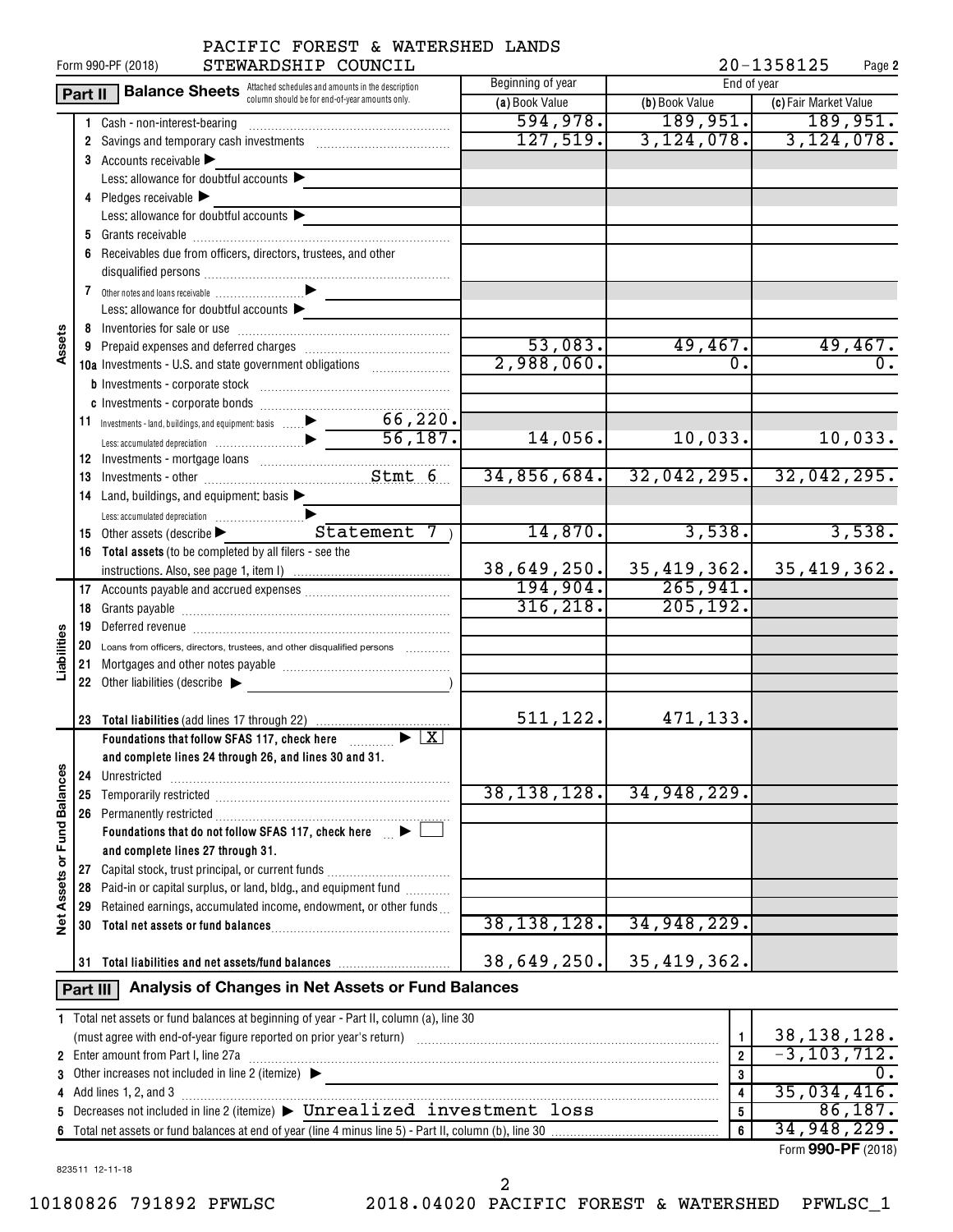PACIFIC FOREST & WATERSHED LANDS STEWARDSHIP COUNCIL

Form 990-PF (2018) 20-1358125 Page 2

## Part II Balance Sheets

Attached schedules and amounts in the description column should be for end-of-year amounts only.

| | | | Beginning of year | End of year | |
|---|---|---|---|---|---|
| | | | (a) Book Value | (b) Book Value | (c) Fair Market Value |
| Assets | 1 | Cash - non-interest-bearing | 594,978. | 189,951. | 189,951. |
| | 2 | Savings and temporary cash investments | 127,519. | 3,124,078. | 3,124,078. |
| | 3 | Accounts receivable ▶ | | | |
| | | Less: allowance for doubtful accounts ▶ | | | |
| | 4 | Pledges receivable ▶ | | | |
| | | Less: allowance for doubtful accounts ▶ | | | |
| | 5 | Grants receivable | | | |
| | 6 | Receivables due from officers, directors, trustees, and other disqualified persons | | | |
| | 7 | Other notes and loans receivable ▶ | | | |
| | | Less: allowance for doubtful accounts ▶ | | | |
| | 8 | Inventories for sale or use | | | |
| | 9 | Prepaid expenses and deferred charges | 53,083. | 49,467. | 49,467. |
| | 10a | Investments - U.S. and state government obligations | 2,988,060. | 0. | 0. |
| | b | Investments - corporate stock | | | |
| | c | Investments - corporate bonds | | | |
| | 11 | Investments - land, buildings, and equipment: basis ▶ 66,220. | | | |
| | | Less: accumulated depreciation ▶ 56,187. | 14,056. | 10,033. | 10,033. |
| | 12 | Investments - mortgage loans | | | |
| | 13 | Investments - other Stmt 6 | 34,856,684. | 32,042,295. | 32,042,295. |
| | 14 | Land, buildings, and equipment: basis ▶ | | | |
| | | Less: accumulated depreciation ▶ | | | |
| | 15 | Other assets (describe ▶ Statement 7 ) | 14,870. | 3,538. | 3,538. |
| | 16 | Total assets (to be completed by all filers - see the instructions. Also, see page 1, item I) | 38,649,250. | 35,419,362. | 35,419,362. |
| Liabilities | 17 | Accounts payable and accrued expenses | 194,904. | 265,941. | |
| | 18 | Grants payable | 316,218. | 205,192. | |
| | 19 | Deferred revenue | | | |
| | 20 | Loans from officers, directors, trustees, and other disqualified persons | | | |
| | 21 | Mortgages and other notes payable | | | |
| | 22 | Other liabilities (describe ▶ ) | | | |
| | 23 | Total liabilities (add lines 17 through 22) | 511,122. | 471,133. | |
| Net Assets or Fund Balances | | Foundations that follow SFAS 117, check here ▶ [X] and complete lines 24 through 26, and lines 30 and 31. | | | |
| | 24 | Unrestricted | | | |
| | 25 | Temporarily restricted | 38,138,128. | 34,948,229. | |
| | 26 | Permanently restricted | | | |
| | | Foundations that do not follow SFAS 117, check here ▶ [ ] and complete lines 27 through 31. | | | |
| | 27 | Capital stock, trust principal, or current funds | | | |
| | 28 | Paid-in or capital surplus, or land, bldg., and equipment fund | | | |
| | 29 | Retained earnings, accumulated income, endowment, or other funds | | | |
| | 30 | Total net assets or fund balances | 38,138,128. | 34,948,229. | |
| | 31 | Total liabilities and net assets/fund balances | 38,649,250. | 35,419,362. | |

## Part III Analysis of Changes in Net Assets or Fund Balances

| | | | |
|---|---|---|---|
| 1 | Total net assets or fund balances at beginning of year - Part II, column (a), line 30 (must agree with end-of-year figure reported on prior year's return) | 1 | 38,138,128. |
| 2 | Enter amount from Part I, line 27a | 2 | -3,103,712. |
| 3 | Other increases not included in line 2 (itemize) ▶ | 3 | 0. |
| 4 | Add lines 1, 2, and 3 | 4 | 35,034,416. |
| 5 | Decreases not included in line 2 (itemize) ▶ Unrealized investment loss | 5 | 86,187. |
| 6 | Total net assets or fund balances at end of year (line 4 minus line 5) - Part II, column (b), line 30 | 6 | 34,948,229. |

Form **990-PF** (2018)

823511 12-11-18

10180826 791892 PFWLSC 2018.04020 PACIFIC FOREST & WATERSHED PFWLSC_1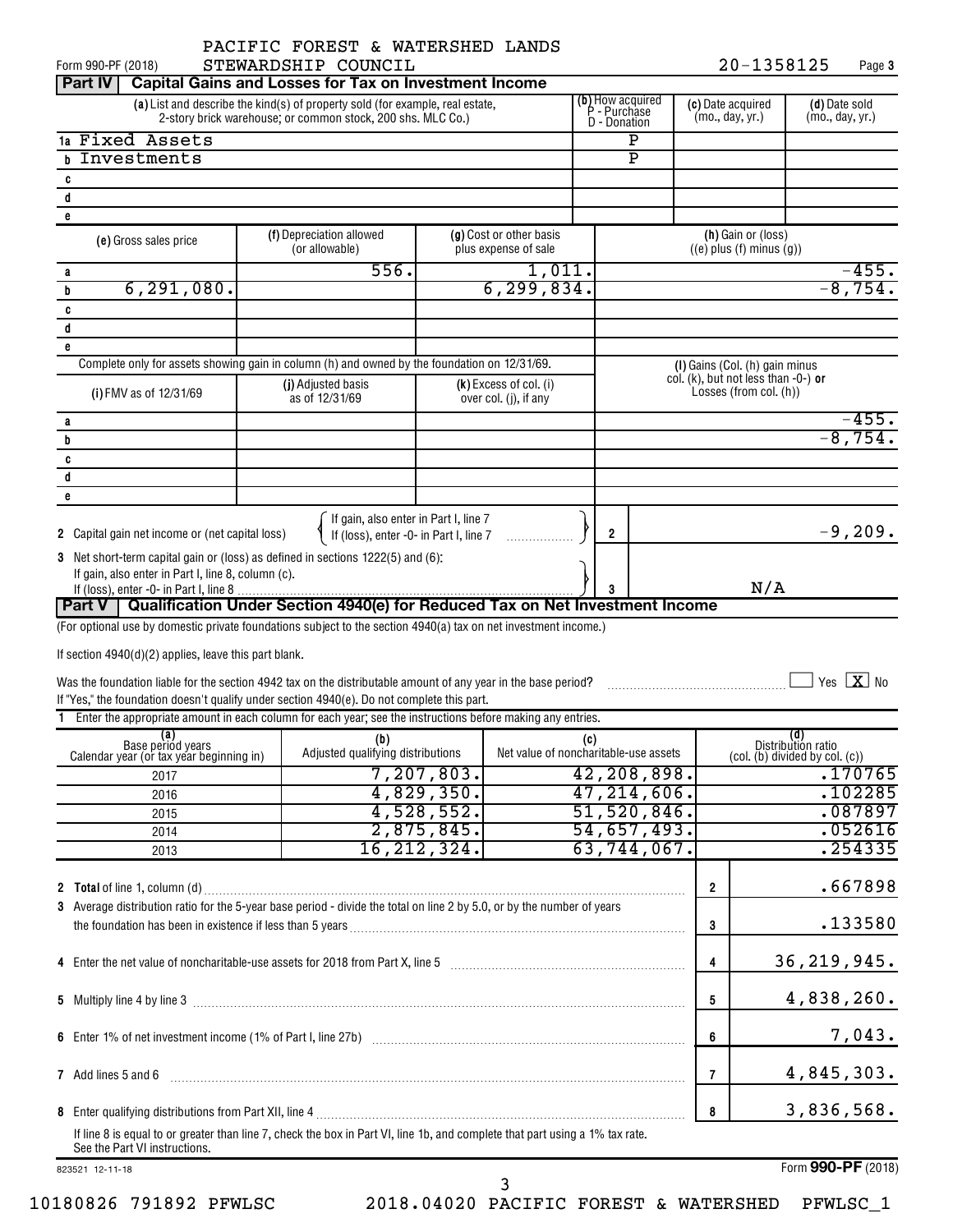PACIFIC FOREST & WATERSHED LANDS STEWARDSHIP COUNCIL

Form 990-PF (2018) 20-1358125 Page **3**

## Part IV Capital Gains and Losses for Tax on Investment Income

| | (a) List and describe the kind(s) of property sold (for example, real estate, 2-story brick warehouse; or common stock, 200 shs. MLC Co.) | (b) How acquired P - Purchase D - Donation | (c) Date acquired (mo., day, yr.) | (d) Date sold (mo., day, yr.) |
|---|---|---|---|---|
| 1a | Fixed Assets | P | | |
| b | Investments | P | | |
| c | | | | |
| d | | | | |
| e | | | | |

| | (e) Gross sales price | (f) Depreciation allowed (or allowable) | (g) Cost or other basis plus expense of sale | (h) Gain or (loss) ((e) plus (f) minus (g)) |
|---|---|---|---|---|
| a | | 556. | 1,011. | -455. |
| b | 6,291,080. | | 6,299,834. | -8,754. |
| c | | | | |
| d | | | | |
| e | | | | |

Complete only for assets showing gain in column (h) and owned by the foundation on 12/31/69.

| | (i) FMV as of 12/31/69 | (j) Adjusted basis as of 12/31/69 | (k) Excess of col. (i) over col. (j), if any | (l) Gains (Col. (h) gain minus col. (k), but not less than -0-) **or** Losses (from col. (h)) |
|---|---|---|---|---|
| a | | | | -455. |
| b | | | | -8,754. |
| c | | | | |
| d | | | | |
| e | | | | |

**2** Capital gain net income or (net capital loss) { If gain, also enter in Part I, line 7 / If (loss), enter -0- in Part I, line 7 } **2** -9,209.

**3** Net short-term capital gain or (loss) as defined in sections 1222(5) and (6): If gain, also enter in Part I, line 8, column (c). If (loss), enter -0- in Part I, line 8 **3** N/A

## Part V Qualification Under Section 4940(e) for Reduced Tax on Net Investment Income

(For optional use by domestic private foundations subject to the section 4940(a) tax on net investment income.)

If section 4940(d)(2) applies, leave this part blank.

Was the foundation liable for the section 4942 tax on the distributable amount of any year in the base period? ☐ Yes ☒ No

If "Yes," the foundation doesn't qualify under section 4940(e). Do not complete this part.

**1** Enter the appropriate amount in each column for each year; see the instructions before making any entries.

| (a) Base period years Calendar year (or tax year beginning in) | (b) Adjusted qualifying distributions | (c) Net value of noncharitable-use assets | (d) Distribution ratio (col. (b) divided by col. (c)) |
|---|---|---|---|
| 2017 | 7,207,803. | 42,208,898. | .170765 |
| 2016 | 4,829,350. | 47,214,606. | .102285 |
| 2015 | 4,528,552. | 51,520,846. | .087897 |
| 2014 | 2,875,845. | 54,657,493. | .052616 |
| 2013 | 16,212,324. | 63,744,067. | .254335 |

| | | | |
|---|---|---|---|
| **2** | **Total** of line 1, column (d) | 2 | .667898 |
| **3** | Average distribution ratio for the 5-year base period - divide the total on line 2 by 5.0, or by the number of years the foundation has been in existence if less than 5 years | 3 | .133580 |
| **4** | Enter the net value of noncharitable-use assets for 2018 from Part X, line 5 | 4 | 36,219,945. |
| **5** | Multiply line 4 by line 3 | 5 | 4,838,260. |
| **6** | Enter 1% of net investment income (1% of Part I, line 27b) | 6 | 7,043. |
| **7** | Add lines 5 and 6 | 7 | 4,845,303. |
| **8** | Enter qualifying distributions from Part XII, line 4 | 8 | 3,836,568. |

If line 8 is equal to or greater than line 7, check the box in Part VI, line 1b, and complete that part using a 1% tax rate. See the Part VI instructions.

823521 12-11-18 Form **990-PF** (2018)

10180826 791892 PFWLSC 2018.04020 PACIFIC FOREST & WATERSHED PFWLSC_1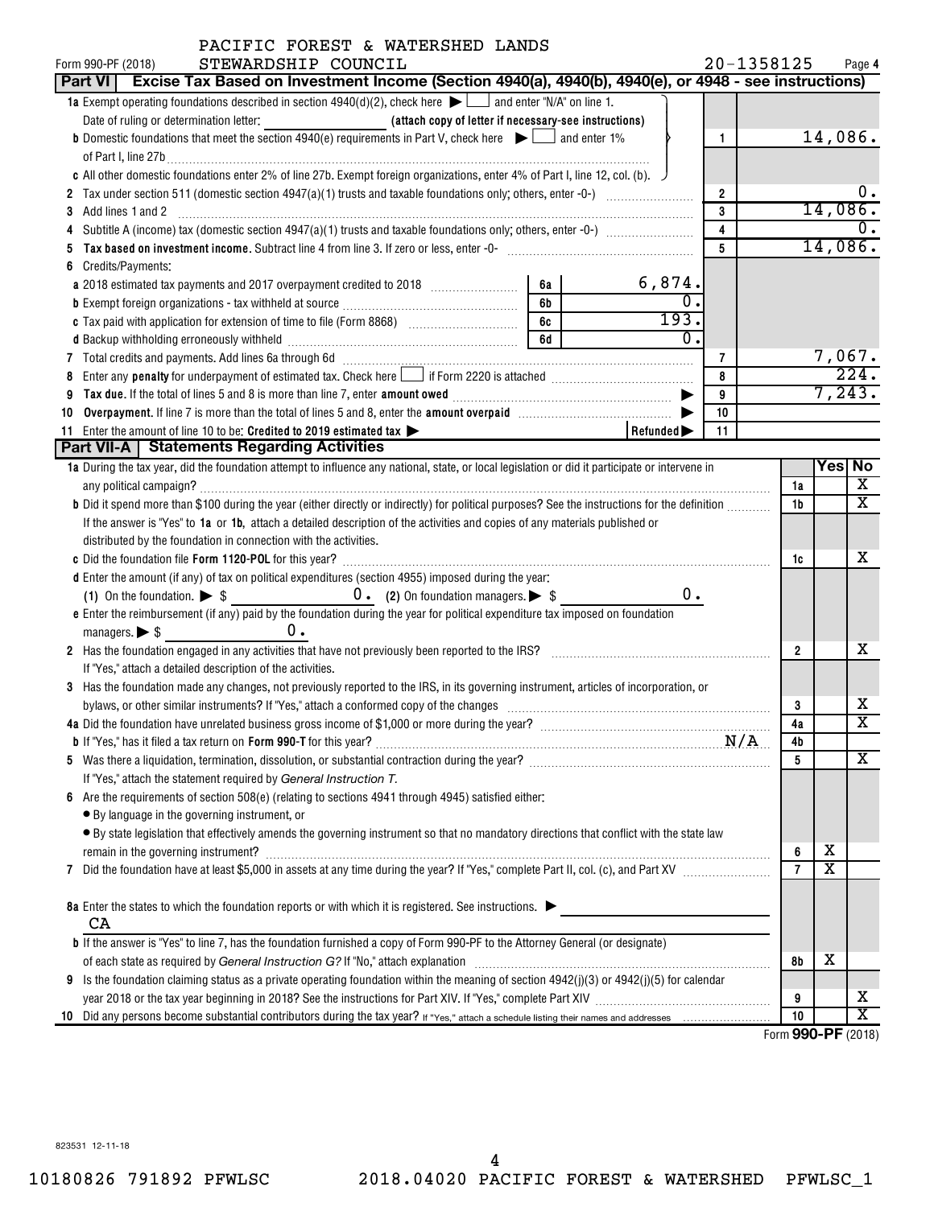PACIFIC FOREST & WATERSHED LANDS STEWARDSHIP COUNCIL

Form 990-PF (2018) 20-1358125 Page 4

## Part VI Excise Tax Based on Investment Income (Section 4940(a), 4940(b), 4940(e), or 4948 - see instructions)

| | | | |
|---|---|---|---|
| **1a** Exempt operating foundations described in section 4940(d)(2), check here ▶ ☐ and enter "N/A" on line 1. | | | |
| Date of ruling or determination letter: (attach copy of letter if necessary-see instructions) | | | |
| **b** Domestic foundations that meet the section 4940(e) requirements in Part V, check here ▶ ☐ and enter 1% of Part I, line 27b | | 1 | 14,086. |
| **c** All other domestic foundations enter 2% of line 27b. Exempt foreign organizations, enter 4% of Part I, line 12, col. (b). | | | |
| **2** Tax under section 511 (domestic section 4947(a)(1) trusts and taxable foundations only; others, enter -0-) | | 2 | 0. |
| **3** Add lines 1 and 2 | | 3 | 14,086. |
| **4** Subtitle A (income) tax (domestic section 4947(a)(1) trusts and taxable foundations only; others, enter -0-) | | 4 | 0. |
| **5** **Tax based on investment income.** Subtract line 4 from line 3. If zero or less, enter -0- | | 5 | 14,086. |
| **6** Credits/Payments: | | | |
| **a** 2018 estimated tax payments and 2017 overpayment credited to 2018 | 6a 6,874. | | |
| **b** Exempt foreign organizations - tax withheld at source | 6b 0. | | |
| **c** Tax paid with application for extension of time to file (Form 8868) | 6c 193. | | |
| **d** Backup withholding erroneously withheld | 6d 0. | | |
| **7** Total credits and payments. Add lines 6a through 6d | | 7 | 7,067. |
| **8** Enter any **penalty** for underpayment of estimated tax. Check here ☐ if Form 2220 is attached | | 8 | 224. |
| **9** **Tax due.** If the total of lines 5 and 8 is more than line 7, enter **amount owed** ▶ | | 9 | 7,243. |
| **10** **Overpayment.** If line 7 is more than the total of lines 5 and 8, enter the **amount overpaid** ▶ | | 10 | |
| **11** Enter the amount of line 10 to be: **Credited to 2019 estimated tax** ▶ | Refunded ▶ | 11 | |

## Part VII-A Statements Regarding Activities

| | | Yes | No |
|---|---|---|---|
| **1a** During the tax year, did the foundation attempt to influence any national, state, or local legislation or did it participate or intervene in any political campaign? | 1a | | X |
| **b** Did it spend more than $100 during the year (either directly or indirectly) for political purposes? See the instructions for the definition | 1b | | X |
| If the answer is "Yes" to **1a** or **1b**, attach a detailed description of the activities and copies of any materials published or distributed by the foundation in connection with the activities. | | | |
| **c** Did the foundation file **Form 1120-POL** for this year? | 1c | | X |
| **d** Enter the amount (if any) of tax on political expenditures (section 4955) imposed during the year: (1) On the foundation. ▶ $ 0. (2) On foundation managers. ▶ $ 0. | | | |
| **e** Enter the reimbursement (if any) paid by the foundation during the year for political expenditure tax imposed on foundation managers. ▶ $ 0. | | | |
| **2** Has the foundation engaged in any activities that have not previously been reported to the IRS? If "Yes," attach a detailed description of the activities. | 2 | | X |
| **3** Has the foundation made any changes, not previously reported to the IRS, in its governing instrument, articles of incorporation, or bylaws, or other similar instruments? If "Yes," attach a conformed copy of the changes | 3 | | X |
| **4a** Did the foundation have unrelated business gross income of $1,000 or more during the year? | 4a | | X |
| **b** If "Yes," has it filed a tax return on **Form 990-T** for this year? N/A | 4b | | |
| **5** Was there a liquidation, termination, dissolution, or substantial contraction during the year? If "Yes," attach the statement required by *General Instruction T*. | 5 | | X |
| **6** Are the requirements of section 508(e) (relating to sections 4941 through 4945) satisfied either: • By language in the governing instrument, or • By state legislation that effectively amends the governing instrument so that no mandatory directions that conflict with the state law remain in the governing instrument? | 6 | X | |
| **7** Did the foundation have at least $5,000 in assets at any time during the year? If "Yes," complete Part II, col. (c), and Part XV | 7 | X | |
| **8a** Enter the states to which the foundation reports or with which it is registered. See instructions. ▶ CA | | | |
| **b** If the answer is "Yes" to line 7, has the foundation furnished a copy of Form 990-PF to the Attorney General (or designate) of each state as required by *General Instruction G*? If "No," attach explanation | 8b | X | |
| **9** Is the foundation claiming status as a private operating foundation within the meaning of section 4942(j)(3) or 4942(j)(5) for calendar year 2018 or the tax year beginning in 2018? See the instructions for Part XIV. If "Yes," complete Part XIV | 9 | | X |
| **10** Did any persons become substantial contributors during the tax year? If "Yes," attach a schedule listing their names and addresses | 10 | | X |

Form **990-PF** (2018)

823531 12-11-18

10180826 791892 PFWLSC 2018.04020 PACIFIC FOREST & WATERSHED PFWLSC_1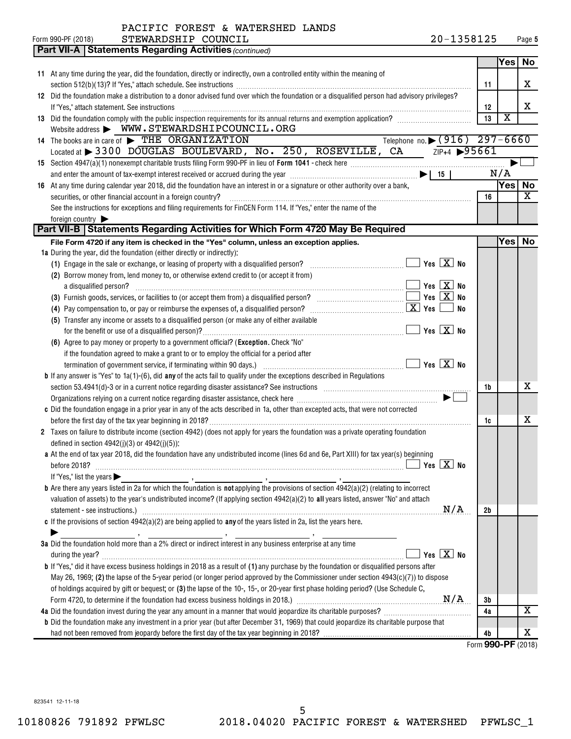PACIFIC FOREST & WATERSHED LANDS
Form 990-PF (2018) STEWARDSHIP COUNCIL 20-1358125 Page 5

## Part VII-A Statements Regarding Activities *(continued)*

| | | | Yes | No |
|---|---|---|---|---|
| 11 | At any time during the year, did the foundation, directly or indirectly, own a controlled entity within the meaning of section 512(b)(13)? If "Yes," attach schedule. See instructions | 11 | | X |
| 12 | Did the foundation make a distribution to a donor advised fund over which the foundation or a disqualified person had advisory privileges? If "Yes," attach statement. See instructions | 12 | | X |
| 13 | Did the foundation comply with the public inspection requirements for its annual returns and exemption application? | 13 | X | |

Website address ▶ WWW.STEWARDSHIPCOUNCIL.ORG

14 The books are in care of ▶ THE ORGANIZATION Telephone no. ▶ (916) 297-6660
Located at ▶ 3300 DOUGLAS BOULEVARD, No. 250, ROSEVILLE, CA ZIP+4 ▶95661

15 Section 4947(a)(1) nonexempt charitable trusts filing Form 990-PF in lieu of **Form 1041** - check here ▶ ☐
and enter the amount of tax-exempt interest received or accrued during the year ▶ 15 N/A

| | | | Yes | No |
|---|---|---|---|---|
| 16 | At any time during calendar year 2018, did the foundation have an interest in or a signature or other authority over a bank, securities, or other financial account in a foreign country? See the instructions for exceptions and filing requirements for FinCEN Form 114. If "Yes," enter the name of the foreign country ▶ | 16 | | X |

## Part VII-B Statements Regarding Activities for Which Form 4720 May Be Required

**File Form 4720 if any item is checked in the "Yes" column, unless an exception applies.**

| | | | Yes | No |
|---|---|---|---|---|
| **1a** | During the year, did the foundation (either directly or indirectly): | | | |
| | **(1)** Engage in the sale or exchange, or leasing of property with a disqualified person? ☐ Yes ☒ No | | | |
| | **(2)** Borrow money from, lend money to, or otherwise extend credit to (or accept it from) a disqualified person? ☐ Yes ☒ No | | | |
| | **(3)** Furnish goods, services, or facilities to (or accept them from) a disqualified person? ☐ Yes ☒ No | | | |
| | **(4)** Pay compensation to, or pay or reimburse the expenses of, a disqualified person? ☒ Yes ☐ No | | | |
| | **(5)** Transfer any income or assets to a disqualified person (or make any of either available for the benefit or use of a disqualified person)? ☐ Yes ☒ No | | | |
| | **(6)** Agree to pay money or property to a government official? (**Exception.** Check "No" if the foundation agreed to make a grant to or to employ the official for a period after termination of government service, if terminating within 90 days.) ☐ Yes ☒ No | | | |
| **b** | If any answer is "Yes" to 1a(1)-(6), did **any** of the acts fail to qualify under the exceptions described in Regulations section 53.4941(d)-3 or in a current notice regarding disaster assistance? See instructions | 1b | | X |
| | Organizations relying on a current notice regarding disaster assistance, check here ▶ ☐ | | | |
| **c** | Did the foundation engage in a prior year in any of the acts described in 1a, other than excepted acts, that were not corrected before the first day of the tax year beginning in 2018? | 1c | | X |
| **2** | Taxes on failure to distribute income (section 4942) (does not apply for years the foundation was a private operating foundation defined in section 4942(j)(3) or 4942(j)(5)): | | | |
| **a** | At the end of tax year 2018, did the foundation have any undistributed income (lines 6d and 6e, Part XIII) for tax year(s) beginning before 2018? ☐ Yes ☒ No<br>If "Yes," list the years ▶ | | | |
| **b** | Are there any years listed in 2a for which the foundation is **not** applying the provisions of section 4942(a)(2) (relating to incorrect valuation of assets) to the year's undistributed income? (If applying section 4942(a)(2) to **all** years listed, answer "No" and attach statement - see instructions.) N/A | 2b | | |
| **c** | If the provisions of section 4942(a)(2) are being applied to **any** of the years listed in 2a, list the years here. ▶ | | | |
| **3a** | Did the foundation hold more than a 2% direct or indirect interest in any business enterprise at any time during the year? ☐ Yes ☒ No | | | |
| **b** | If "Yes," did it have excess business holdings in 2018 as a result of **(1)** any purchase by the foundation or disqualified persons after May 26, 1969; **(2)** the lapse of the 5-year period (or longer period approved by the Commissioner under section 4943(c)(7)) to dispose of holdings acquired by gift or bequest; or **(3)** the lapse of the 10-, 15-, or 20-year first phase holding period? (Use Schedule C, Form 4720, to determine if the foundation had excess business holdings in 2018.) N/A | 3b | | |
| **4a** | Did the foundation invest during the year any amount in a manner that would jeopardize its charitable purposes? | 4a | | X |
| **b** | Did the foundation make any investment in a prior year (but after December 31, 1969) that could jeopardize its charitable purpose that had not been removed from jeopardy before the first day of the tax year beginning in 2018? | 4b | | X |

Form **990-PF** (2018)

823541 12-11-18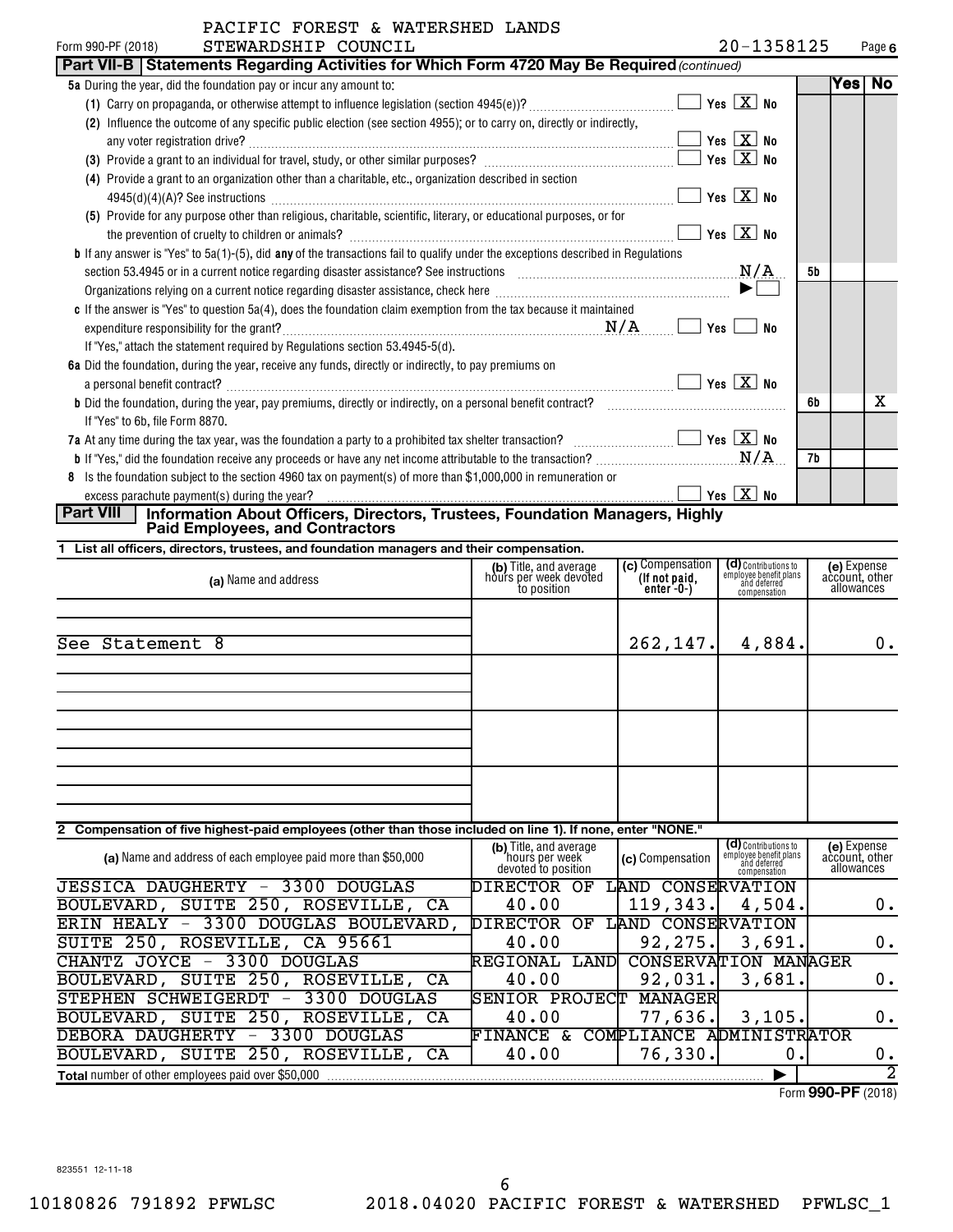PACIFIC FOREST & WATERSHED LANDS

Form 990-PF (2018) STEWARDSHIP COUNCIL 20-1358125 Page 6

**Part VII-B | Statements Regarding Activities for Which Form 4720 May Be Required** *(continued)*

| | | Yes | No |
|---|---|---|---|
| **5a** During the year, did the foundation pay or incur any amount to: | | | |
| (1) Carry on propaganda, or otherwise attempt to influence legislation (section 4945(e))? ☐ Yes ☒ No | | | |
| (2) Influence the outcome of any specific public election (see section 4955); or to carry on, directly or indirectly, any voter registration drive? ☐ Yes ☒ No | | | |
| (3) Provide a grant to an individual for travel, study, or other similar purposes? ☐ Yes ☒ No | | | |
| (4) Provide a grant to an organization other than a charitable, etc., organization described in section 4945(d)(4)(A)? See instructions ☐ Yes ☒ No | | | |
| (5) Provide for any purpose other than religious, charitable, scientific, literary, or educational purposes, or for the prevention of cruelty to children or animals? ☐ Yes ☒ No | | | |
| **b** If any answer is "Yes" to 5a(1)-(5), did **any** of the transactions fail to qualify under the exceptions described in Regulations section 53.4945 or in a current notice regarding disaster assistance? See instructions N/A | 5b | | |
| Organizations relying on a current notice regarding disaster assistance, check here ▶ ☐ | | | |
| **c** If the answer is "Yes" to question 5a(4), does the foundation claim exemption from the tax because it maintained expenditure responsibility for the grant? N/A ☐ Yes ☐ No | | | |
| If "Yes," attach the statement required by Regulations section 53.4945-5(d). | | | |
| **6a** Did the foundation, during the year, receive any funds, directly or indirectly, to pay premiums on a personal benefit contract? ☐ Yes ☒ No | | | |
| **b** Did the foundation, during the year, pay premiums, directly or indirectly, on a personal benefit contract? | 6b | | X |
| If "Yes" to 6b, file Form 8870. | | | |
| **7a** At any time during the tax year, was the foundation a party to a prohibited tax shelter transaction? ☐ Yes ☒ No | | | |
| **b** If "Yes," did the foundation receive any proceeds or have any net income attributable to the transaction? N/A | 7b | | |
| **8** Is the foundation subject to the section 4960 tax on payment(s) of more than $1,000,000 in remuneration or excess parachute payment(s) during the year? ☐ Yes ☒ No | | | |

**Part VIII | Information About Officers, Directors, Trustees, Foundation Managers, Highly Paid Employees, and Contractors**

**1 List all officers, directors, trustees, and foundation managers and their compensation.**

| (a) Name and address | (b) Title, and average hours per week devoted to position | (c) Compensation (If not paid, enter -0-) | (d) Contributions to employee benefit plans and deferred compensation | (e) Expense account, other allowances |
|---|---|---|---|---|
| See Statement 8 | | 262,147. | 4,884. | 0. |

**2 Compensation of five highest-paid employees (other than those included on line 1). If none, enter "NONE."**

| (a) Name and address of each employee paid more than $50,000 | (b) Title, and average hours per week devoted to position | (c) Compensation | (d) Contributions to employee benefit plans and deferred compensation | (e) Expense account, other allowances |
|---|---|---|---|---|
| JESSICA DAUGHERTY - 3300 DOUGLAS BOULEVARD, SUITE 250, ROSEVILLE, CA | DIRECTOR OF LAND CONSERVATION 40.00 | 119,343. | 4,504. | 0. |
| ERIN HEALY - 3300 DOUGLAS BOULEVARD, SUITE 250, ROSEVILLE, CA 95661 | DIRECTOR OF LAND CONSERVATION 40.00 | 92,275. | 3,691. | 0. |
| CHANTZ JOYCE - 3300 DOUGLAS BOULEVARD, SUITE 250, ROSEVILLE, CA | REGIONAL LAND CONSERVATION MANAGER 40.00 | 92,031. | 3,681. | 0. |
| STEPHEN SCHWEIGERDT - 3300 DOUGLAS BOULEVARD, SUITE 250, ROSEVILLE, CA | SENIOR PROJECT MANAGER 40.00 | 77,636. | 3,105. | 0. |
| DEBORA DAUGHERTY - 3300 DOUGLAS BOULEVARD, SUITE 250, ROSEVILLE, CA | FINANCE & COMPLIANCE ADMINISTRATOR 40.00 | 76,330. | 0. | 0. |
| **Total** number of other employees paid over $50,000 ▶ | | | | 2 |

Form **990-PF** (2018)

823551 12-11-18

10180826 791892 PFWLSC 2018.04020 PACIFIC FOREST & WATERSHED PFWLSC_1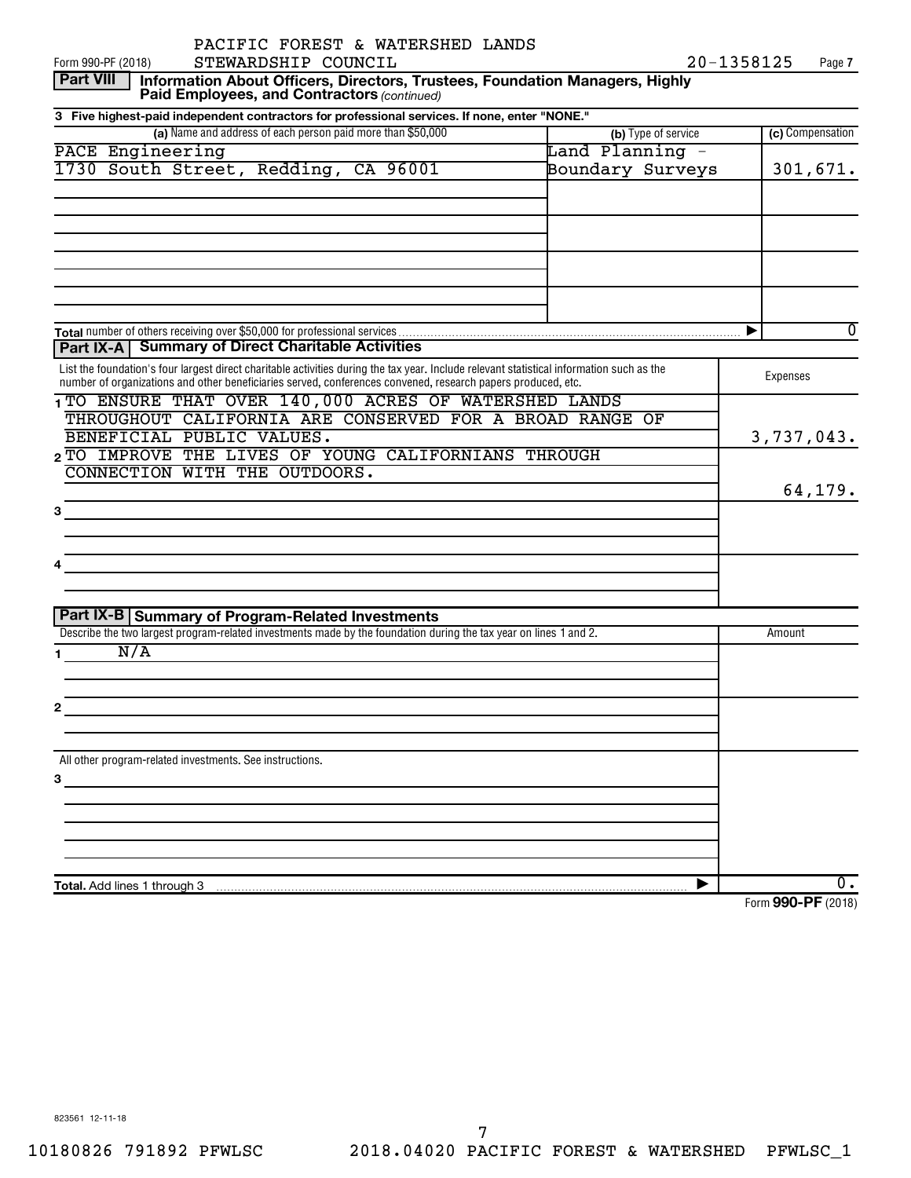PACIFIC FOREST & WATERSHED LANDS STEWARDSHIP COUNCIL 20-1358125

Form 990-PF (2018)

## Part VIII Information About Officers, Directors, Trustees, Foundation Managers, Highly Paid Employees, and Contractors *(continued)*

**3 Five highest-paid independent contractors for professional services. If none, enter "NONE."**

| (a) Name and address of each person paid more than $50,000 | (b) Type of service | (c) Compensation |
|---|---|---|
| PACE Engineering<br>1730 South Street, Redding, CA 96001 | Land Planning - Boundary Surveys | 301,671. |
| | | |
| | | |
| | | |
| | | |

**Total** number of others receiving over $50,000 for professional services ▶ 0

## Part IX-A Summary of Direct Charitable Activities

| List the foundation's four largest direct charitable activities during the tax year. Include relevant statistical information such as the number of organizations and other beneficiaries served, conferences convened, research papers produced, etc. | Expenses |
|---|---|
| 1 TO ENSURE THAT OVER 140,000 ACRES OF WATERSHED LANDS THROUGHOUT CALIFORNIA ARE CONSERVED FOR A BROAD RANGE OF BENEFICIAL PUBLIC VALUES. | 3,737,043. |
| 2 TO IMPROVE THE LIVES OF YOUNG CALIFORNIANS THROUGH CONNECTION WITH THE OUTDOORS. | 64,179. |
| 3 | |
| 4 | |

## Part IX-B Summary of Program-Related Investments

| Describe the two largest program-related investments made by the foundation during the tax year on lines 1 and 2. | Amount |
|---|---|
| 1 N/A | |
| 2 | |
| All other program-related investments. See instructions. | |
| 3 | |
| **Total.** Add lines 1 through 3 ▶ | 0. |

Form **990-PF** (2018)

823561 12-11-18

10180826 791892 PFWLSC 2018.04020 PACIFIC FOREST & WATERSHED PFWLSC_1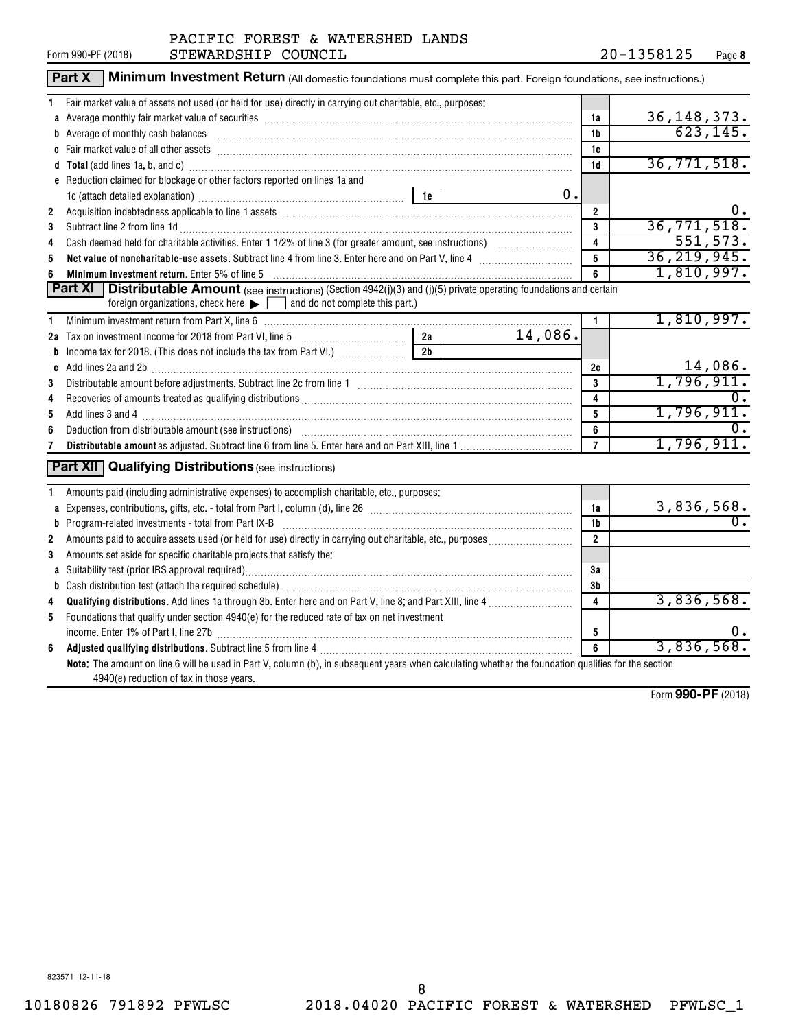Form 990-PF (2018) PACIFIC FOREST & WATERSHED LANDS STEWARDSHIP COUNCIL 20-1358125 Page 8

## Part X Minimum Investment Return (All domestic foundations must complete this part. Foreign foundations, see instructions.)

| | | | | |
|---|---|---|---|---|
| 1 | Fair market value of assets not used (or held for use) directly in carrying out charitable, etc., purposes: | | | |
| a | Average monthly fair market value of securities | | 1a | 36,148,373. |
| b | Average of monthly cash balances | | 1b | 623,145. |
| c | Fair market value of all other assets | | 1c | |
| d | **Total** (add lines 1a, b, and c) | | 1d | 36,771,518. |
| e | Reduction claimed for blockage or other factors reported on lines 1a and 1c (attach detailed explanation) | 1e 0. | | |
| 2 | Acquisition indebtedness applicable to line 1 assets | | 2 | 0. |
| 3 | Subtract line 2 from line 1d | | 3 | 36,771,518. |
| 4 | Cash deemed held for charitable activities. Enter 1 1/2% of line 3 (for greater amount, see instructions) | | 4 | 551,573. |
| 5 | **Net value of noncharitable-use assets.** Subtract line 4 from line 3. Enter here and on Part V, line 4 | | 5 | 36,219,945. |
| 6 | **Minimum investment return.** Enter 5% of line 5 | | 6 | 1,810,997. |

## Part XI Distributable Amount (see instructions) (Section 4942(j)(3) and (j)(5) private operating foundations and certain foreign organizations, check here ☐ and do not complete this part.)

| | | | | |
|---|---|---|---|---|
| 1 | Minimum investment return from Part X, line 6 | | 1 | 1,810,997. |
| 2a | Tax on investment income for 2018 from Part VI, line 5 | 2a 14,086. | | |
| b | Income tax for 2018. (This does not include the tax from Part VI.) | 2b | | |
| c | Add lines 2a and 2b | | 2c | 14,086. |
| 3 | Distributable amount before adjustments. Subtract line 2c from line 1 | | 3 | 1,796,911. |
| 4 | Recoveries of amounts treated as qualifying distributions | | 4 | 0. |
| 5 | Add lines 3 and 4 | | 5 | 1,796,911. |
| 6 | Deduction from distributable amount (see instructions) | | 6 | 0. |
| 7 | **Distributable amount** as adjusted. Subtract line 6 from line 5. Enter here and on Part XIII, line 1 | | 7 | 1,796,911. |

## Part XII Qualifying Distributions (see instructions)

| | | | |
|---|---|---|---|
| 1 | Amounts paid (including administrative expenses) to accomplish charitable, etc., purposes: | | |
| a | Expenses, contributions, gifts, etc. - total from Part I, column (d), line 26 | 1a | 3,836,568. |
| b | Program-related investments - total from Part IX-B | 1b | 0. |
| 2 | Amounts paid to acquire assets used (or held for use) directly in carrying out charitable, etc., purposes | 2 | |
| 3 | Amounts set aside for specific charitable projects that satisfy the: | | |
| a | Suitability test (prior IRS approval required) | 3a | |
| b | Cash distribution test (attach the required schedule) | 3b | |
| 4 | **Qualifying distributions.** Add lines 1a through 3b. Enter here and on Part V, line 8; and Part XIII, line 4 | 4 | 3,836,568. |
| 5 | Foundations that qualify under section 4940(e) for the reduced rate of tax on net investment income. Enter 1% of Part I, line 27b | 5 | 0. |
| 6 | **Adjusted qualifying distributions.** Subtract line 5 from line 4 | 6 | 3,836,568. |

**Note:** The amount on line 6 will be used in Part V, column (b), in subsequent years when calculating whether the foundation qualifies for the section 4940(e) reduction of tax in those years.

Form **990-PF** (2018)

823571 12-11-18

10180826 791892 PFWLSC 2018.04020 PACIFIC FOREST & WATERSHED PFWLSC_1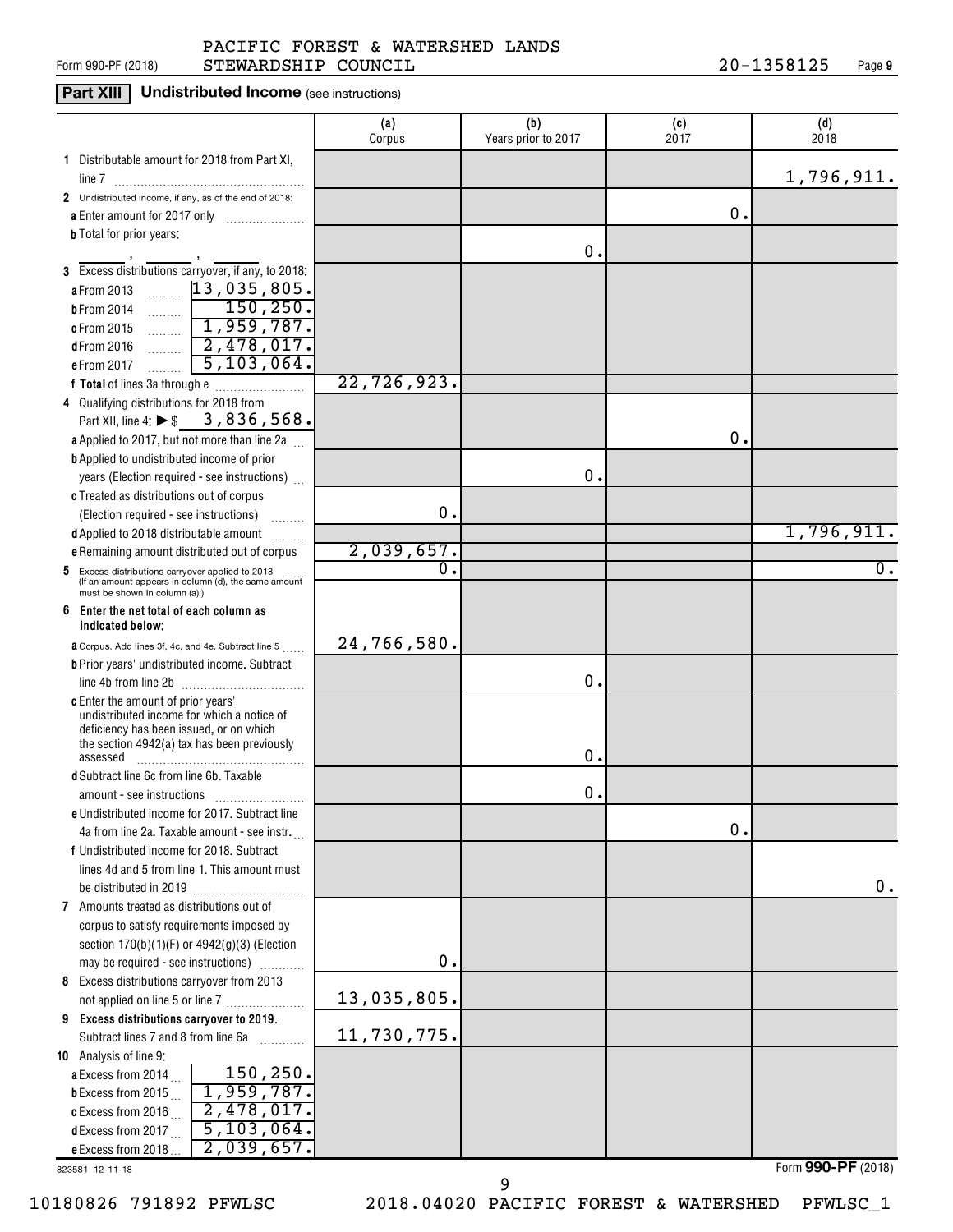PACIFIC FOREST & WATERSHED LANDS STEWARDSHIP COUNCIL 20-1358125

## Part XIII Undistributed Income (see instructions)

| | (a) Corpus | (b) Years prior to 2017 | (c) 2017 | (d) 2018 |
|---|---|---|---|---|
| **1** Distributable amount for 2018 from Part XI, line 7 | | | | 1,796,911. |
| **2** Undistributed income, if any, as of the end of 2018: | | | | |
| **a** Enter amount for 2017 only | | | 0. | |
| **b** Total for prior years: ___ , ___ , ___ | | 0. | | |
| **3** Excess distributions carryover, if any, to 2018: | | | | |
| **a** From 2013 ... 13,035,805. | | | | |
| **b** From 2014 ... 150,250. | | | | |
| **c** From 2015 ... 1,959,787. | | | | |
| **d** From 2016 ... 2,478,017. | | | | |
| **e** From 2017 ... 5,103,064. | | | | |
| **f Total** of lines 3a through e | 22,726,923. | | | |
| **4** Qualifying distributions for 2018 from Part XII, line 4: ▶ $ 3,836,568. | | | | |
| **a** Applied to 2017, but not more than line 2a | | | 0. | |
| **b** Applied to undistributed income of prior years (Election required - see instructions) | | 0. | | |
| **c** Treated as distributions out of corpus (Election required - see instructions) | 0. | | | |
| **d** Applied to 2018 distributable amount | | | | 1,796,911. |
| **e** Remaining amount distributed out of corpus | 2,039,657. | | | |
| **5** Excess distributions carryover applied to 2018 (If an amount appears in column (d), the same amount must be shown in column (a).) | 0. | | | 0. |
| **6 Enter the net total of each column as indicated below:** | | | | |
| **a** Corpus. Add lines 3f, 4c, and 4e. Subtract line 5 | 24,766,580. | | | |
| **b** Prior years' undistributed income. Subtract line 4b from line 2b | | 0. | | |
| **c** Enter the amount of prior years' undistributed income for which a notice of deficiency has been issued, or on which the section 4942(a) tax has been previously assessed | | 0. | | |
| **d** Subtract line 6c from line 6b. Taxable amount - see instructions | | 0. | | |
| **e** Undistributed income for 2017. Subtract line 4a from line 2a. Taxable amount - see instr. | | | 0. | |
| **f** Undistributed income for 2018. Subtract lines 4d and 5 from line 1. This amount must be distributed in 2019 | | | | 0. |
| **7** Amounts treated as distributions out of corpus to satisfy requirements imposed by section 170(b)(1)(F) or 4942(g)(3) (Election may be required - see instructions) | 0. | | | |
| **8** Excess distributions carryover from 2013 not applied on line 5 or line 7 | 13,035,805. | | | |
| **9 Excess distributions carryover to 2019.** Subtract lines 7 and 8 from line 6a | 11,730,775. | | | |
| **10** Analysis of line 9: | | | | |
| **a** Excess from 2014 ... 150,250. | | | | |
| **b** Excess from 2015 ... 1,959,787. | | | | |
| **c** Excess from 2016 ... 2,478,017. | | | | |
| **d** Excess from 2017 ... 5,103,064. | | | | |
| **e** Excess from 2018 ... 2,039,657. | | | | |

823581 12-11-18

Form **990-PF** (2018)

10180826 791892 PFWLSC 2018.04020 PACIFIC FOREST & WATERSHED PFWLSC_1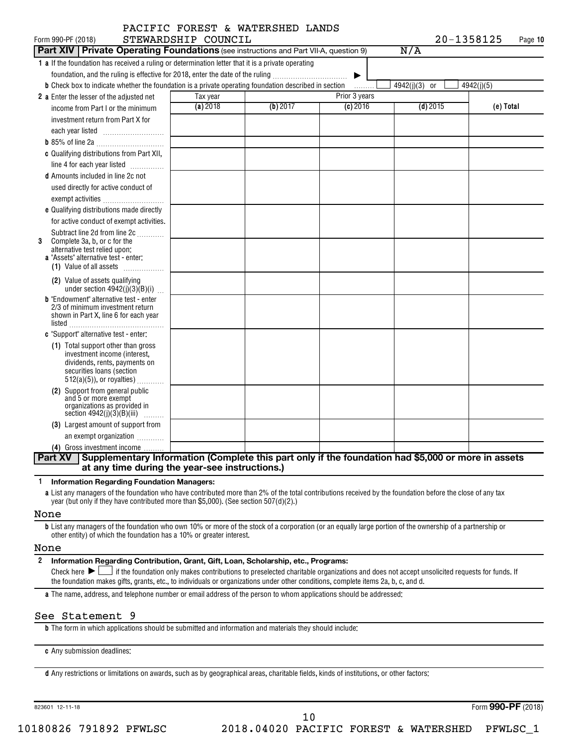PACIFIC FOREST & WATERSHED LANDS STEWARDSHIP COUNCIL 20-1358125

Form 990-PF (2018) Page **10**

## Part XIV Private Operating Foundations (see instructions and Part VII-A, question 9) N/A

**1 a** If the foundation has received a ruling or determination letter that it is a private operating foundation, and the ruling is effective for 2018, enter the date of the ruling ▶

**b** Check box to indicate whether the foundation is a private operating foundation described in section ☐ 4942(j)(3) or ☐ 4942(j)(5)

| | Tax year | Prior 3 years | | | |
|---|---|---|---|---|---|
| | **(a)** 2018 | **(b)** 2017 | **(c)** 2016 | **(d)** 2015 | **(e) Total** |
| **2 a** Enter the lesser of the adjusted net income from Part I or the minimum investment return from Part X for each year listed | | | | | |
| **b** 85% of line 2a | | | | | |
| **c** Qualifying distributions from Part XII, line 4 for each year listed | | | | | |
| **d** Amounts included in line 2c not used directly for active conduct of exempt activities | | | | | |
| **e** Qualifying distributions made directly for active conduct of exempt activities. Subtract line 2d from line 2c | | | | | |
| **3** Complete 3a, b, or c for the alternative test relied upon: **a** "Assets" alternative test - enter: **(1)** Value of all assets | | | | | |
| **(2)** Value of assets qualifying under section 4942(j)(3)(B)(i) | | | | | |
| **b** "Endowment" alternative test - enter 2/3 of minimum investment return shown in Part X, line 6 for each year listed | | | | | |
| **c** "Support" alternative test - enter: **(1)** Total support other than gross investment income (interest, dividends, rents, payments on securities loans (section 512(a)(5)), or royalties) | | | | | |
| **(2)** Support from general public and 5 or more exempt organizations as provided in section 4942(j)(3)(B)(iii) | | | | | |
| **(3)** Largest amount of support from an exempt organization | | | | | |
| **(4)** Gross investment income | | | | | |

## Part XV Supplementary Information (Complete this part only if the foundation had $5,000 or more in assets at any time during the year-see instructions.)

**1 Information Regarding Foundation Managers:**

**a** List any managers of the foundation who have contributed more than 2% of the total contributions received by the foundation before the close of any tax year (but only if they have contributed more than $5,000). (See section 507(d)(2).)

None

**b** List any managers of the foundation who own 10% or more of the stock of a corporation (or an equally large portion of the ownership of a partnership or other entity) of which the foundation has a 10% or greater interest.

None

**2 Information Regarding Contribution, Grant, Gift, Loan, Scholarship, etc., Programs:**

Check here ▶ ☐ if the foundation only makes contributions to preselected charitable organizations and does not accept unsolicited requests for funds. If the foundation makes gifts, grants, etc., to individuals or organizations under other conditions, complete items 2a, b, c, and d.

**a** The name, address, and telephone number or email address of the person to whom applications should be addressed:

See Statement 9

**b** The form in which applications should be submitted and information and materials they should include:

**c** Any submission deadlines:

**d** Any restrictions or limitations on awards, such as by geographical areas, charitable fields, kinds of institutions, or other factors:

823601 12-11-18 Form **990-PF** (2018)

10180826 791892 PFWLSC 2018.04020 PACIFIC FOREST & WATERSHED PFWLSC_1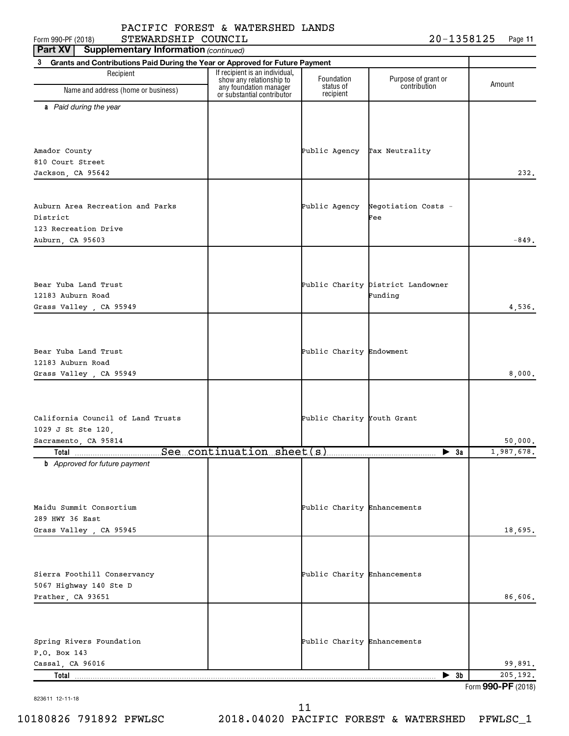PACIFIC FOREST & WATERSHED LANDS
Form 990-PF (2018) STEWARDSHIP COUNCIL 20-1358125 Page 11

**Part XV Supplementary Information** *(continued)*

**3 Grants and Contributions Paid During the Year or Approved for Future Payment**

| Recipient<br>Name and address (home or business) | If recipient is an individual, show any relationship to any foundation manager or substantial contributor | Foundation status of recipient | Purpose of grant or contribution | Amount |
|---|---|---|---|---|
| ***a** Paid during the year* | | | | |
| Amador County<br>810 Court Street<br>Jackson, CA 95642 | | Public Agency | Tax Neutrality | 232. |
| Auburn Area Recreation and Parks District<br>123 Recreation Drive<br>Auburn, CA 95603 | | Public Agency | Negotiation Costs - Fee | -849. |
| Bear Yuba Land Trust<br>12183 Auburn Road<br>Grass Valley , CA 95949 | | Public Charity | District Landowner Funding | 4,536. |
| Bear Yuba Land Trust<br>12183 Auburn Road<br>Grass Valley , CA 95949 | | Public Charity | Endowment | 8,000. |
| California Council of Land Trusts<br>1029 J St Ste 120,<br>Sacramento, CA 95814 | | Public Charity | Youth Grant | 50,000. |
| **Total** | See continuation sheet(s) | | ▶ **3a** | 1,987,678. |
| ***b** Approved for future payment* | | | | |
| Maidu Summit Consortium<br>289 HWY 36 East<br>Grass Valley , CA 95945 | | Public Charity | Enhancements | 18,695. |
| Sierra Foothill Conservancy<br>5067 Highway 140 Ste D<br>Prather, CA 93651 | | Public Charity | Enhancements | 86,606. |
| Spring Rivers Foundation<br>P.O. Box 143<br>Cassal, CA 96016 | | Public Charity | Enhancements | 99,891. |
| **Total** | | | ▶ **3b** | 205,192. |

Form **990-PF** (2018)

823611 12-11-18

10180826 791892 PFWLSC 2018.04020 PACIFIC FOREST & WATERSHED PFWLSC_1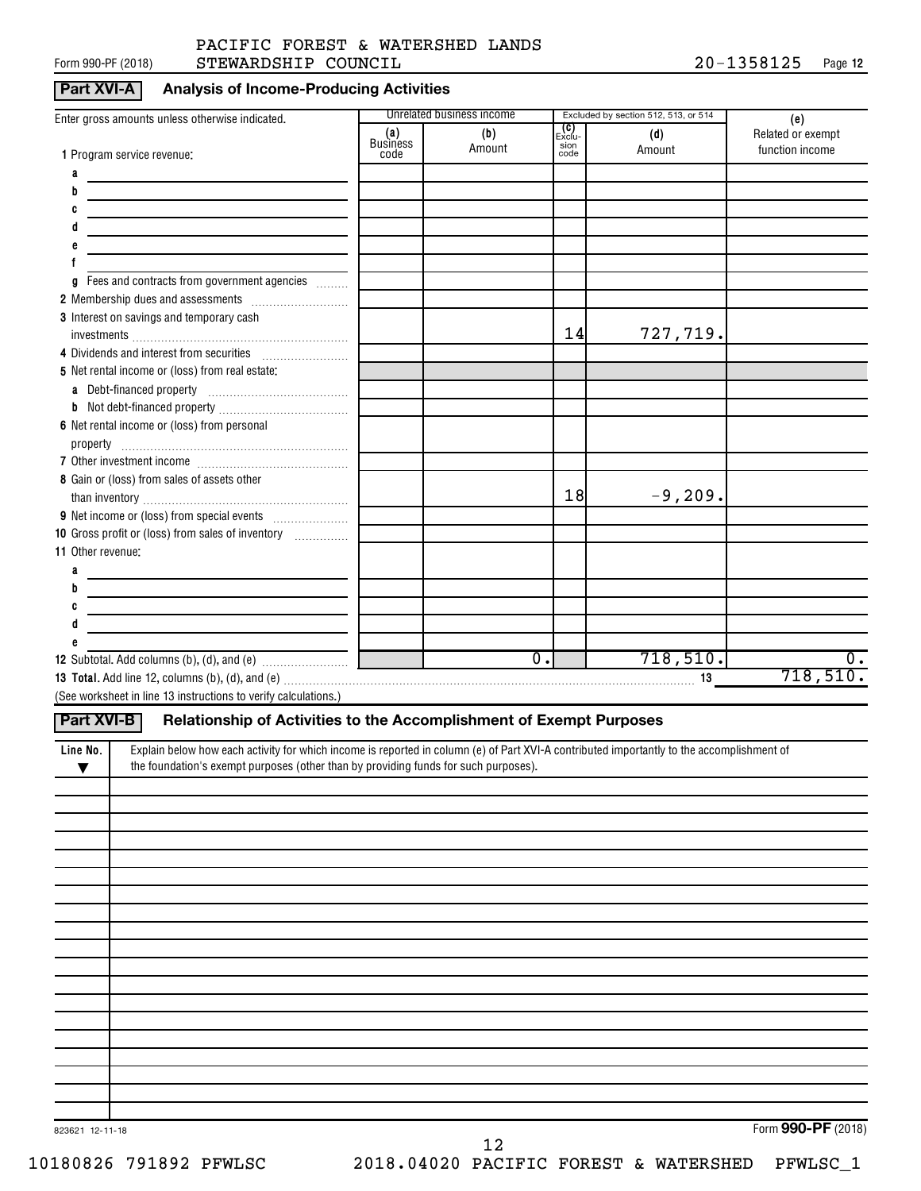PACIFIC FOREST & WATERSHED LANDS STEWARDSHIP COUNCIL 20-1358125

## Part XVI-A Analysis of Income-Producing Activities

| Enter gross amounts unless otherwise indicated. | Unrelated business income | | Excluded by section 512, 513, or 514 | | (e) |
|---|---|---|---|---|---|
| | (a) Business code | (b) Amount | (c) Exclusion code | (d) Amount | Related or exempt function income |
| 1 Program service revenue: | | | | | |
| a | | | | | |
| b | | | | | |
| c | | | | | |
| d | | | | | |
| e | | | | | |
| f | | | | | |
| g Fees and contracts from government agencies | | | | | |
| 2 Membership dues and assessments | | | | | |
| 3 Interest on savings and temporary cash investments | | | 14 | 727,719. | |
| 4 Dividends and interest from securities | | | | | |
| 5 Net rental income or (loss) from real estate: | | | | | |
| a Debt-financed property | | | | | |
| b Not debt-financed property | | | | | |
| 6 Net rental income or (loss) from personal property | | | | | |
| 7 Other investment income | | | | | |
| 8 Gain or (loss) from sales of assets other than inventory | | | 18 | -9,209. | |
| 9 Net income or (loss) from special events | | | | | |
| 10 Gross profit or (loss) from sales of inventory | | | | | |
| 11 Other revenue: | | | | | |
| a | | | | | |
| b | | | | | |
| c | | | | | |
| d | | | | | |
| e | | | | | |
| 12 Subtotal. Add columns (b), (d), and (e) | | 0. | | 718,510. | 0. |

**13 Total.** Add line 12, columns (b), (d), and (e) ... 13 718,510.

(See worksheet in line 13 instructions to verify calculations.)

## Part XVI-B Relationship of Activities to the Accomplishment of Exempt Purposes

| Line No. ▼ | Explain below how each activity for which income is reported in column (e) of Part XVI-A contributed importantly to the accomplishment of the foundation's exempt purposes (other than by providing funds for such purposes). |
|---|---|
| | |

823621 12-11-18

Form **990-PF** (2018)

10180826 791892 PFWLSC 2018.04020 PACIFIC FOREST & WATERSHED PFWLSC_1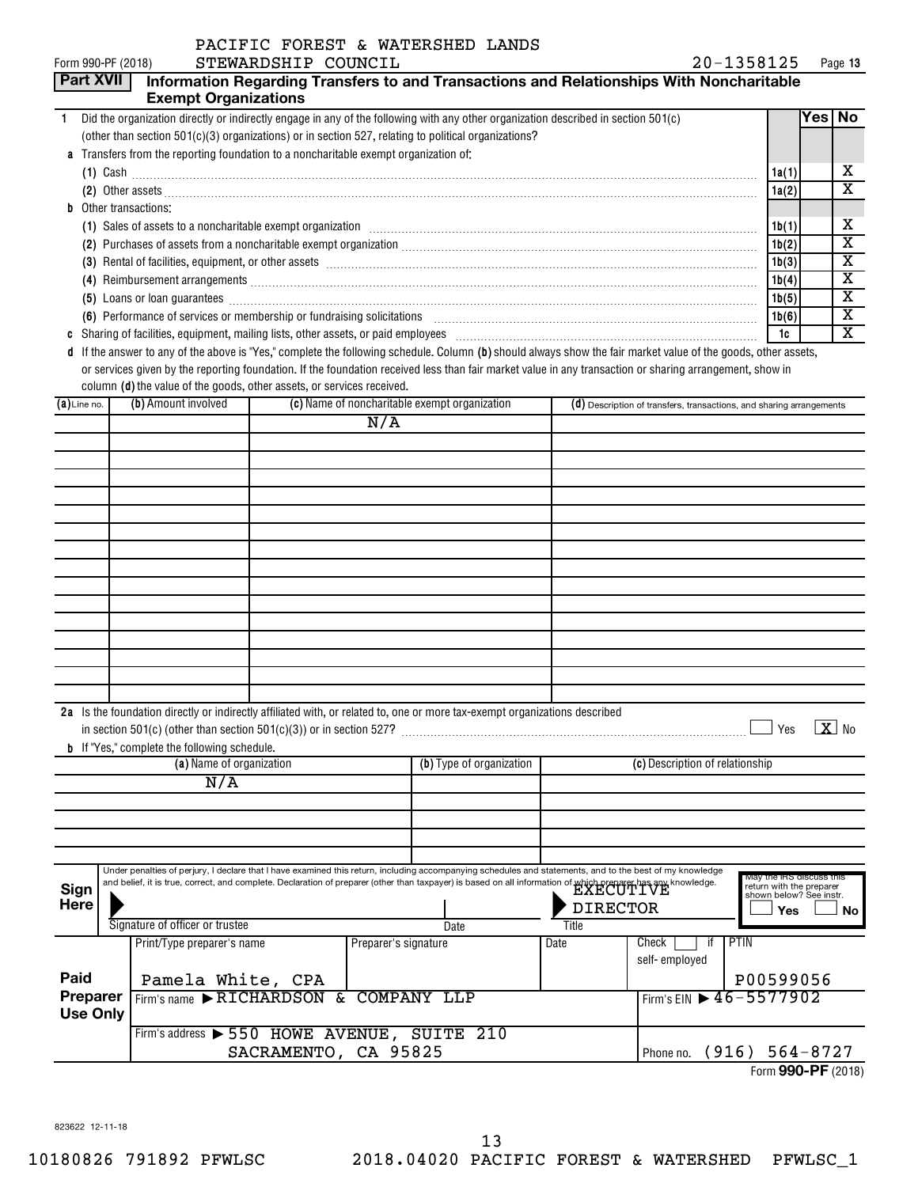PACIFIC FOREST & WATERSHED LANDS

Form 990-PF (2018) STEWARDSHIP COUNCIL 20-1358125 Page 13

## Part XVII Information Regarding Transfers to and Transactions and Relationships With Noncharitable Exempt Organizations

1 Did the organization directly or indirectly engage in any of the following with any other organization described in section 501(c) (other than section 501(c)(3) organizations) or in section 527, relating to political organizations?

| | | Yes | No |
|---|---|---|---|
| **a** Transfers from the reporting foundation to a noncharitable exempt organization of: | | | |
| (1) Cash | 1a(1) | | X |
| (2) Other assets | 1a(2) | | X |
| **b** Other transactions: | | | |
| (1) Sales of assets to a noncharitable exempt organization | 1b(1) | | X |
| (2) Purchases of assets from a noncharitable exempt organization | 1b(2) | | X |
| (3) Rental of facilities, equipment, or other assets | 1b(3) | | X |
| (4) Reimbursement arrangements | 1b(4) | | X |
| (5) Loans or loan guarantees | 1b(5) | | X |
| (6) Performance of services or membership or fundraising solicitations | 1b(6) | | X |
| **c** Sharing of facilities, equipment, mailing lists, other assets, or paid employees | 1c | | X |

**d** If the answer to any of the above is "Yes," complete the following schedule. Column **(b)** should always show the fair market value of the goods, other assets, or services given by the reporting foundation. If the foundation received less than fair market value in any transaction or sharing arrangement, show in column **(d)** the value of the goods, other assets, or services received.

| (a) Line no. | (b) Amount involved | (c) Name of noncharitable exempt organization | (d) Description of transfers, transactions, and sharing arrangements |
|---|---|---|---|
| | | N/A | |

**2a** Is the foundation directly or indirectly affiliated with, or related to, one or more tax-exempt organizations described in section 501(c) (other than section 501(c)(3)) or in section 527? ☐ Yes ☒ No

**b** If "Yes," complete the following schedule.

| (a) Name of organization | (b) Type of organization | (c) Description of relationship |
|---|---|---|
| N/A | | |

**Sign Here**

Under penalties of perjury, I declare that I have examined this return, including accompanying schedules and statements, and to the best of my knowledge and belief, it is true, correct, and complete. Declaration of preparer (other than taxpayer) is based on all information of which preparer has any knowledge.

Signature of officer or trustee | Date | Title: EXECUTIVE DIRECTOR

May the IRS discuss this return with the preparer shown below? See instr. ☐ Yes ☐ No

**Paid Preparer Use Only**

| Print/Type preparer's name | Preparer's signature | Date | Check ☐ if self-employed | PTIN |
|---|---|---|---|---|
| Pamela White, CPA | | | | P00599056 |

Firm's name ▶ RICHARDSON & COMPANY LLP — Firm's EIN ▶ 46-5577902

Firm's address ▶ 550 HOWE AVENUE, SUITE 210, SACRAMENTO, CA 95825 — Phone no. (916) 564-8727

Form **990-PF** (2018)

823622 12-11-18

10180826 791892 PFWLSC 2018.04020 PACIFIC FOREST & WATERSHED PFWLSC_1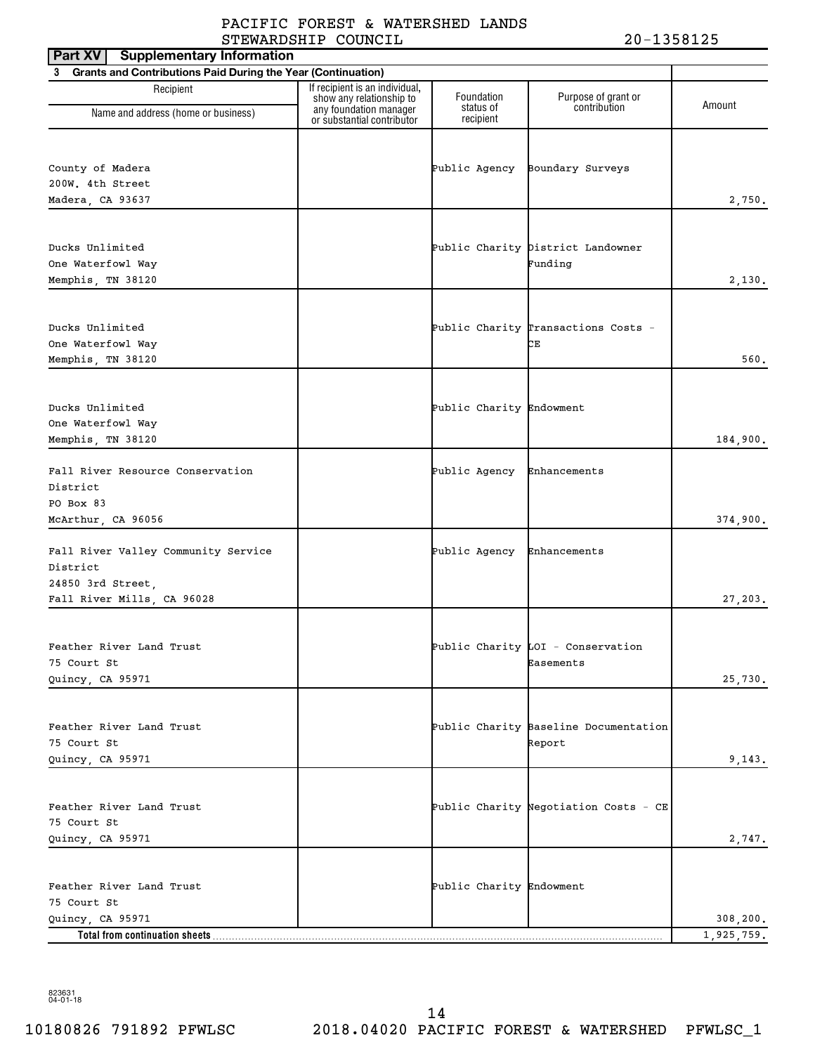PACIFIC FOREST & WATERSHED LANDS STEWARDSHIP COUNCIL 20-1358125

## Part XV Supplementary Information

**3 Grants and Contributions Paid During the Year (Continuation)**

| Recipient Name and address (home or business) | If recipient is an individual, show any relationship to any foundation manager or substantial contributor | Foundation status of recipient | Purpose of grant or contribution | Amount |
|---|---|---|---|---|
| County of Madera<br>200W. 4th Street<br>Madera, CA 93637 | | Public Agency | Boundary Surveys | 2,750. |
| Ducks Unlimited<br>One Waterfowl Way<br>Memphis, TN 38120 | | Public Charity | District Landowner Funding | 2,130. |
| Ducks Unlimited<br>One Waterfowl Way<br>Memphis, TN 38120 | | Public Charity | Transactions Costs - CE | 560. |
| Ducks Unlimited<br>One Waterfowl Way<br>Memphis, TN 38120 | | Public Charity | Endowment | 184,900. |
| Fall River Resource Conservation District<br>PO Box 83<br>McArthur, CA 96056 | | Public Agency | Enhancements | 374,900. |
| Fall River Valley Community Service District<br>24850 3rd Street,<br>Fall River Mills, CA 96028 | | Public Agency | Enhancements | 27,203. |
| Feather River Land Trust<br>75 Court St<br>Quincy, CA 95971 | | Public Charity | LOI - Conservation Easements | 25,730. |
| Feather River Land Trust<br>75 Court St<br>Quincy, CA 95971 | | Public Charity | Baseline Documentation Report | 9,143. |
| Feather River Land Trust<br>75 Court St<br>Quincy, CA 95971 | | Public Charity | Negotiation Costs - CE | 2,747. |
| Feather River Land Trust<br>75 Court St<br>Quincy, CA 95971 | | Public Charity | Endowment | 308,200. |
| **Total from continuation sheets** | | | | 1,925,759. |

823631 04-01-18

10180826 791892 PFWLSC 2018.04020 PACIFIC FOREST & WATERSHED PFWLSC_1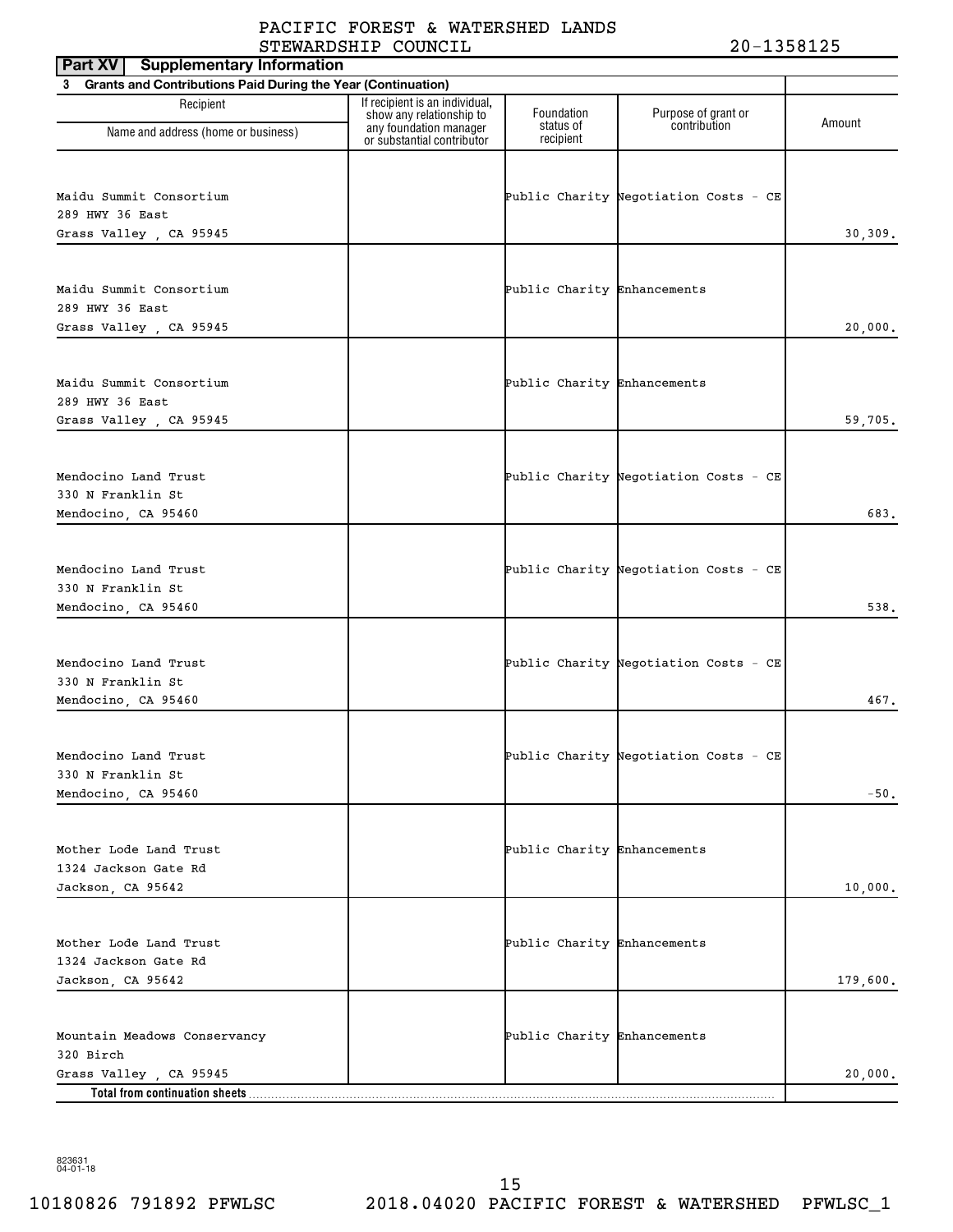PACIFIC FOREST & WATERSHED LANDS STEWARDSHIP COUNCIL 20-1358125

**Part XV Supplementary Information**

**3 Grants and Contributions Paid During the Year (Continuation)**

| Recipient Name and address (home or business) | If recipient is an individual, show any relationship to any foundation manager or substantial contributor | Foundation status of recipient | Purpose of grant or contribution | Amount |
|---|---|---|---|---|
| Maidu Summit Consortium 289 HWY 36 East Grass Valley , CA 95945 | | Public Charity | Negotiation Costs - CE | 30,309. |
| Maidu Summit Consortium 289 HWY 36 East Grass Valley , CA 95945 | | Public Charity | Enhancements | 20,000. |
| Maidu Summit Consortium 289 HWY 36 East Grass Valley , CA 95945 | | Public Charity | Enhancements | 59,705. |
| Mendocino Land Trust 330 N Franklin St Mendocino, CA 95460 | | Public Charity | Negotiation Costs - CE | 683. |
| Mendocino Land Trust 330 N Franklin St Mendocino, CA 95460 | | Public Charity | Negotiation Costs - CE | 538. |
| Mendocino Land Trust 330 N Franklin St Mendocino, CA 95460 | | Public Charity | Negotiation Costs - CE | 467. |
| Mendocino Land Trust 330 N Franklin St Mendocino, CA 95460 | | Public Charity | Negotiation Costs - CE | -50. |
| Mother Lode Land Trust 1324 Jackson Gate Rd Jackson, CA 95642 | | Public Charity | Enhancements | 10,000. |
| Mother Lode Land Trust 1324 Jackson Gate Rd Jackson, CA 95642 | | Public Charity | Enhancements | 179,600. |
| Mountain Meadows Conservancy 320 Birch Grass Valley , CA 95945 | | Public Charity | Enhancements | 20,000. |
| **Total from continuation sheets** | | | | |

823631 04-01-18

10180826 791892 PFWLSC 2018.04020 PACIFIC FOREST & WATERSHED PFWLSC_1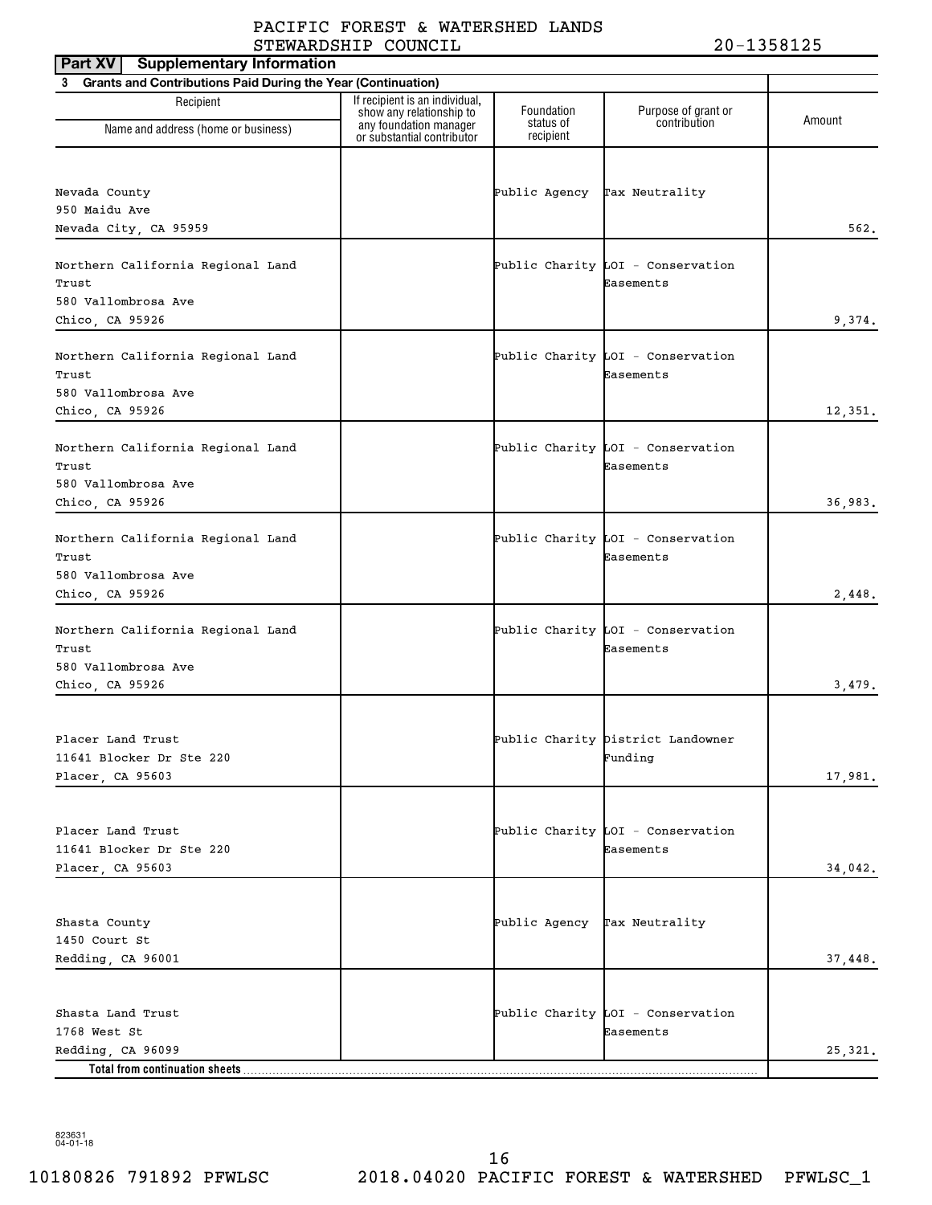PACIFIC FOREST & WATERSHED LANDS STEWARDSHIP COUNCIL 20-1358125

**Part XV Supplementary Information**

**3 Grants and Contributions Paid During the Year (Continuation)**

| Recipient<br>Name and address (home or business) | If recipient is an individual, show any relationship to any foundation manager or substantial contributor | Foundation status of recipient | Purpose of grant or contribution | Amount |
|---|---|---|---|---|
| Nevada County<br>950 Maidu Ave<br>Nevada City, CA 95959 | | Public Agency | Tax Neutrality | 562. |
| Northern California Regional Land Trust<br>580 Vallombrosa Ave<br>Chico, CA 95926 | | Public Charity | LOI - Conservation Easements | 9,374. |
| Northern California Regional Land Trust<br>580 Vallombrosa Ave<br>Chico, CA 95926 | | Public Charity | LOI - Conservation Easements | 12,351. |
| Northern California Regional Land Trust<br>580 Vallombrosa Ave<br>Chico, CA 95926 | | Public Charity | LOI - Conservation Easements | 36,983. |
| Northern California Regional Land Trust<br>580 Vallombrosa Ave<br>Chico, CA 95926 | | Public Charity | LOI - Conservation Easements | 2,448. |
| Northern California Regional Land Trust<br>580 Vallombrosa Ave<br>Chico, CA 95926 | | Public Charity | LOI - Conservation Easements | 3,479. |
| Placer Land Trust<br>11641 Blocker Dr Ste 220<br>Placer, CA 95603 | | Public Charity | District Landowner Funding | 17,981. |
| Placer Land Trust<br>11641 Blocker Dr Ste 220<br>Placer, CA 95603 | | Public Charity | LOI - Conservation Easements | 34,042. |
| Shasta County<br>1450 Court St<br>Redding, CA 96001 | | Public Agency | Tax Neutrality | 37,448. |
| Shasta Land Trust<br>1768 West St<br>Redding, CA 96099 | | Public Charity | LOI - Conservation Easements | 25,321. |
| **Total from continuation sheets** | | | | |

823631 04-01-18

10180826 791892 PFWLSC 2018.04020 PACIFIC FOREST & WATERSHED PFWLSC_1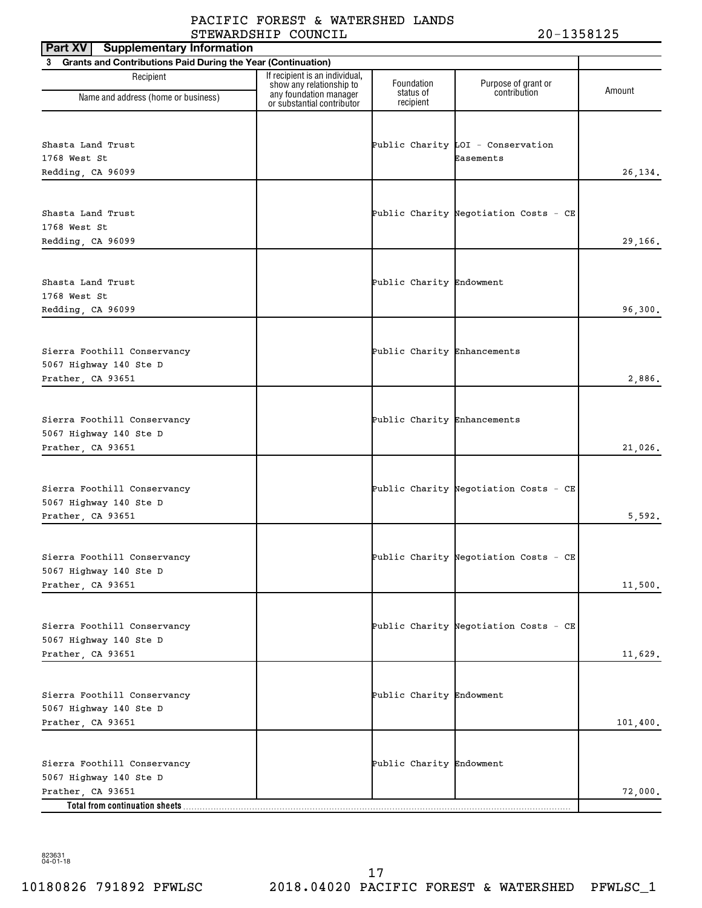PACIFIC FOREST & WATERSHED LANDS STEWARDSHIP COUNCIL 20-1358125

**Part XV Supplementary Information**

**3 Grants and Contributions Paid During the Year (Continuation)**

| Recipient Name and address (home or business) | If recipient is an individual, show any relationship to any foundation manager or substantial contributor | Foundation status of recipient | Purpose of grant or contribution | Amount |
|---|---|---|---|---|
| Shasta Land Trust 1768 West St Redding, CA 96099 | | Public Charity | LOI - Conservation Easements | 26,134. |
| Shasta Land Trust 1768 West St Redding, CA 96099 | | Public Charity | Negotiation Costs - CE | 29,166. |
| Shasta Land Trust 1768 West St Redding, CA 96099 | | Public Charity | Endowment | 96,300. |
| Sierra Foothill Conservancy 5067 Highway 140 Ste D Prather, CA 93651 | | Public Charity | Enhancements | 2,886. |
| Sierra Foothill Conservancy 5067 Highway 140 Ste D Prather, CA 93651 | | Public Charity | Enhancements | 21,026. |
| Sierra Foothill Conservancy 5067 Highway 140 Ste D Prather, CA 93651 | | Public Charity | Negotiation Costs - CE | 5,592. |
| Sierra Foothill Conservancy 5067 Highway 140 Ste D Prather, CA 93651 | | Public Charity | Negotiation Costs - CE | 11,500. |
| Sierra Foothill Conservancy 5067 Highway 140 Ste D Prather, CA 93651 | | Public Charity | Negotiation Costs - CE | 11,629. |
| Sierra Foothill Conservancy 5067 Highway 140 Ste D Prather, CA 93651 | | Public Charity | Endowment | 101,400. |
| Sierra Foothill Conservancy 5067 Highway 140 Ste D Prather, CA 93651 | | Public Charity | Endowment | 72,000. |
| **Total from continuation sheets** | | | | |

823631 04-01-18

10180826 791892 PFWLSC 2018.04020 PACIFIC FOREST & WATERSHED PFWLSC_1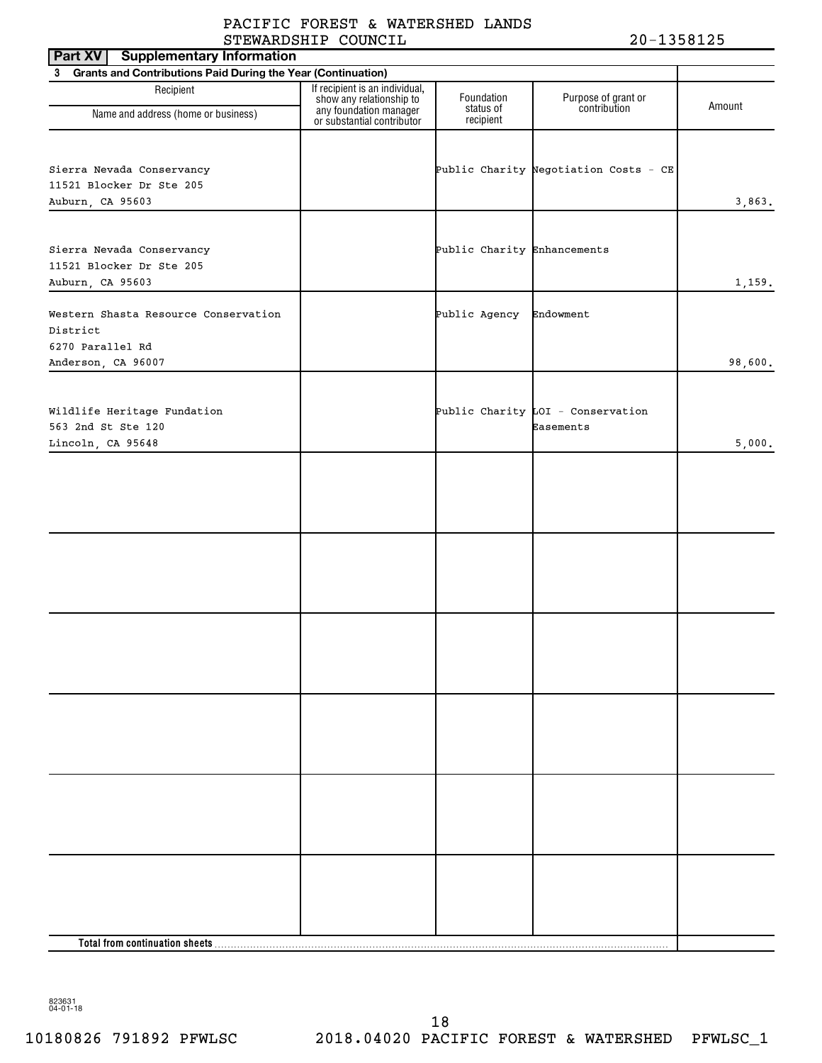PACIFIC FOREST & WATERSHED LANDS STEWARDSHIP COUNCIL 20-1358125

**Part XV Supplementary Information**

**3 Grants and Contributions Paid During the Year (Continuation)**

| Recipient Name and address (home or business) | If recipient is an individual, show any relationship to any foundation manager or substantial contributor | Foundation status of recipient | Purpose of grant or contribution | Amount |
|---|---|---|---|---|
| Sierra Nevada Conservancy 11521 Blocker Dr Ste 205 Auburn, CA 95603 | | Public Charity | Negotiation Costs - CE | 3,863. |
| Sierra Nevada Conservancy 11521 Blocker Dr Ste 205 Auburn, CA 95603 | | Public Charity | Enhancements | 1,159. |
| Western Shasta Resource Conservation District 6270 Parallel Rd Anderson, CA 96007 | | Public Agency | Endowment | 98,600. |
| Wildlife Heritage Fundation 563 2nd St Ste 120 Lincoln, CA 95648 | | Public Charity | LOI - Conservation Easements | 5,000. |
| | | | | |
| | | | | |
| | | | | |
| | | | | |
| | | | | |
| | | | | |
| **Total from continuation sheets** | | | | |

823631 04-01-18

10180826 791892 PFWLSC 2018.04020 PACIFIC FOREST & WATERSHED PFWLSC_1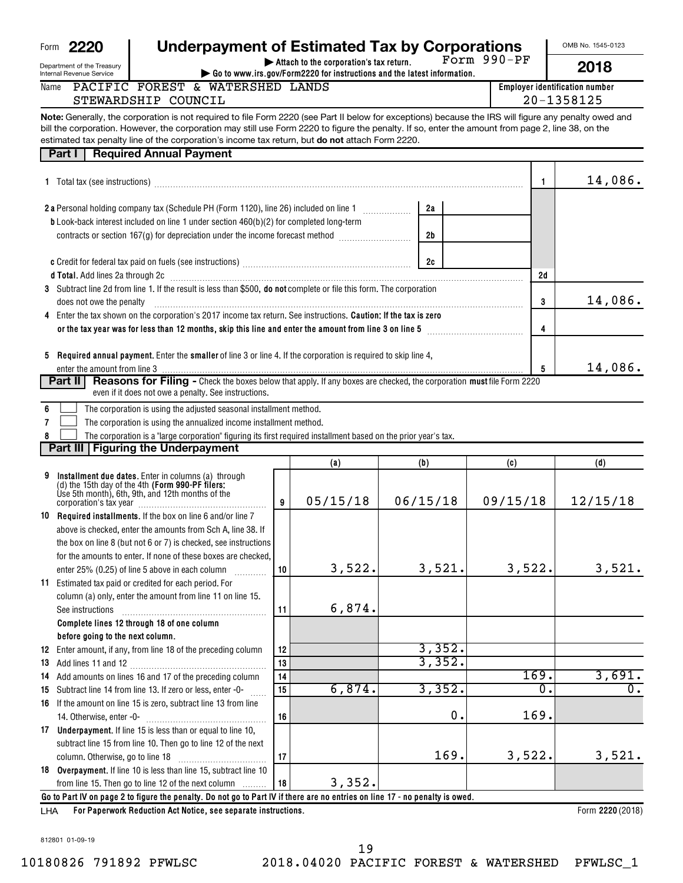Form **2220**

Department of the Treasury
Internal Revenue Service

# Underpayment of Estimated Tax by Corporations

▶ Attach to the corporation's tax return. Form 990-PF

▶ Go to www.irs.gov/Form2220 for instructions and the latest information.

OMB No. 1545-0123

**2018**

Name: PACIFIC FOREST & WATERSHED LANDS STEWARDSHIP COUNCIL

Employer identification number: 20-1358125

**Note:** Generally, the corporation is not required to file Form 2220 (see Part II below for exceptions) because the IRS will figure any penalty owed and bill the corporation. However, the corporation may still use Form 2220 to figure the penalty. If so, enter the amount from page 2, line 38, on the estimated tax penalty line of the corporation's income tax return, but **do not** attach Form 2220.

## Part I Required Annual Payment

| Line | Description | | | Ref | Amount |
|---|---|---|---|---|---|
| 1 | Total tax (see instructions) | | | 1 | 14,086. |
| 2a | Personal holding company tax (Schedule PH (Form 1120), line 26) included on line 1 | 2a | | | |
| b | Look-back interest included on line 1 under section 460(b)(2) for completed long-term contracts or section 167(g) for depreciation under the income forecast method | 2b | | | |
| c | Credit for federal tax paid on fuels (see instructions) | 2c | | | |
| d | **Total.** Add lines 2a through 2c | | | 2d | |
| 3 | Subtract line 2d from line 1. If the result is less than $500, **do not** complete or file this form. The corporation does not owe the penalty | | | 3 | 14,086. |
| 4 | Enter the tax shown on the corporation's 2017 income tax return. See instructions. **Caution: If the tax is zero or the tax year was for less than 12 months, skip this line and enter the amount from line 3 on line 5** | | | 4 | |
| 5 | **Required annual payment.** Enter the **smaller** of line 3 or line 4. If the corporation is required to skip line 4, enter the amount from line 3 | | | 5 | 14,086. |

## Part II Reasons for Filing

Check the boxes below that apply. If any boxes are checked, the corporation **must** file Form 2220 even if it does not owe a penalty. See instructions.

6 ☐ The corporation is using the adjusted seasonal installment method.

7 ☐ The corporation is using the annualized income installment method.

8 ☐ The corporation is a "large corporation" figuring its first required installment based on the prior year's tax.

## Part III Figuring the Underpayment

| Line | Description | | (a) | (b) | (c) | (d) |
|---|---|---|---|---|---|---|
| 9 | **Installment due dates.** Enter in columns (a) through (d) the 15th day of the 4th **(Form 990-PF filers: Use 5th month)**, 6th, 9th, and 12th months of the corporation's tax year | 9 | 05/15/18 | 06/15/18 | 09/15/18 | 12/15/18 |
| 10 | **Required installments.** If the box on line 6 and/or line 7 above is checked, enter the amounts from Sch A, line 38. If the box on line 8 (but not 6 or 7) is checked, see instructions for the amounts to enter. If none of these boxes are checked, enter 25% (0.25) of line 5 above in each column | 10 | 3,522. | 3,521. | 3,522. | 3,521. |
| 11 | Estimated tax paid or credited for each period. For column (a) only, enter the amount from line 11 on line 15. See instructions | 11 | 6,874. | | | |
| | **Complete lines 12 through 18 of one column before going to the next column.** | | | | | |
| 12 | Enter amount, if any, from line 18 of the preceding column | 12 | | 3,352. | | |
| 13 | Add lines 11 and 12 | 13 | | 3,352. | | |
| 14 | Add amounts on lines 16 and 17 of the preceding column | 14 | | | 169. | 3,691. |
| 15 | Subtract line 14 from line 13. If zero or less, enter -0- | 15 | 6,874. | 3,352. | 0. | 0. |
| 16 | If the amount on line 15 is zero, subtract line 13 from line 14. Otherwise, enter -0- | 16 | | 0. | 169. | |
| 17 | **Underpayment.** If line 15 is less than or equal to line 10, subtract line 15 from line 10. Then go to line 12 of the next column. Otherwise, go to line 18 | 17 | | 169. | 3,522. | 3,521. |
| 18 | **Overpayment.** If line 10 is less than line 15, subtract line 10 from line 15. Then go to line 12 of the next column | 18 | 3,352. | | | |

**Go to Part IV on page 2 to figure the penalty. Do not go to Part IV if there are no entries on line 17 - no penalty is owed.**

LHA **For Paperwork Reduction Act Notice, see separate instructions.** Form **2220** (2018)

812801 01-09-19

10180826 791892 PFWLSC 2018.04020 PACIFIC FOREST & WATERSHED PFWLSC_1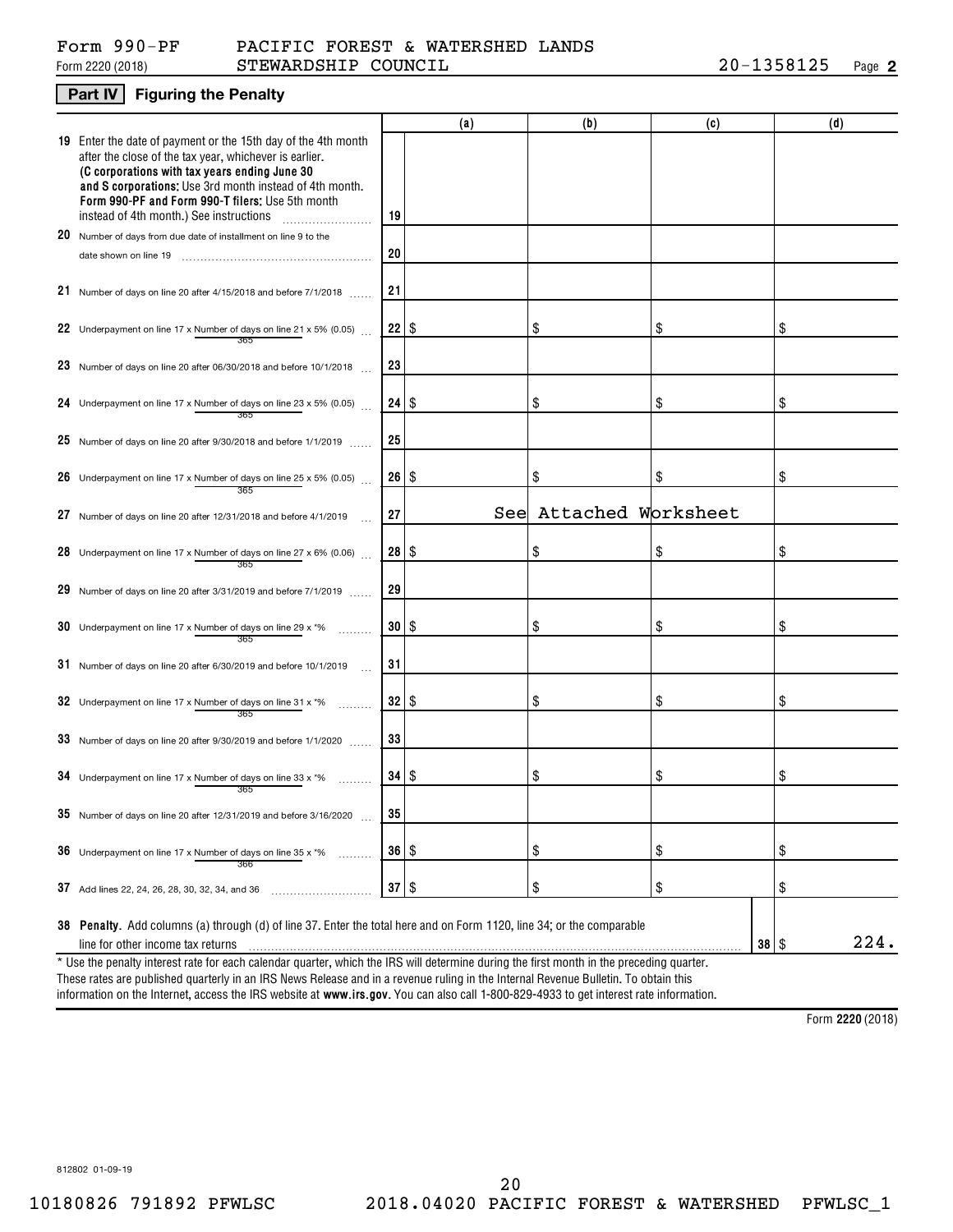Form 990-PF PACIFIC FOREST & WATERSHED LANDS
Form 2220 (2018) STEWARDSHIP COUNCIL 20-1358125 Page **2**

## Part IV Figuring the Penalty

| | | (a) | (b) | (c) | (d) |
|---|---|---|---|---|---|
| **19** Enter the date of payment or the 15th day of the 4th month after the close of the tax year, whichever is earlier. **(C corporations with tax years ending June 30 and S corporations:** Use 3rd month instead of 4th month. **Form 990-PF and Form 990-T filers:** Use 5th month instead of 4th month.) See instructions | 19 | | | | |
| **20** Number of days from due date of installment on line 9 to the date shown on line 19 | 20 | | | | |
| **21** Number of days on line 20 after 4/15/2018 and before 7/1/2018 | 21 | | | | |
| **22** Underpayment on line 17 x Number of days on line 21 / 365 x 5% (0.05) | 22 | $ | $ | $ | $ |
| **23** Number of days on line 20 after 06/30/2018 and before 10/1/2018 | 23 | | | | |
| **24** Underpayment on line 17 x Number of days on line 23 / 365 x 5% (0.05) | 24 | $ | $ | $ | $ |
| **25** Number of days on line 20 after 9/30/2018 and before 1/1/2019 | 25 | | | | |
| **26** Underpayment on line 17 x Number of days on line 25 / 365 x 5% (0.05) | 26 | $ | $ | $ | $ |
| **27** Number of days on line 20 after 12/31/2018 and before 4/1/2019 | 27 | | See Attached Worksheet | | |
| **28** Underpayment on line 17 x Number of days on line 27 / 365 x 6% (0.06) | 28 | $ | $ | $ | $ |
| **29** Number of days on line 20 after 3/31/2019 and before 7/1/2019 | 29 | | | | |
| **30** Underpayment on line 17 x Number of days on line 29 / 365 x *% | 30 | $ | $ | $ | $ |
| **31** Number of days on line 20 after 6/30/2019 and before 10/1/2019 | 31 | | | | |
| **32** Underpayment on line 17 x Number of days on line 31 / 365 x *% | 32 | $ | $ | $ | $ |
| **33** Number of days on line 20 after 9/30/2019 and before 1/1/2020 | 33 | | | | |
| **34** Underpayment on line 17 x Number of days on line 33 / 365 x *% | 34 | $ | $ | $ | $ |
| **35** Number of days on line 20 after 12/31/2019 and before 3/16/2020 | 35 | | | | |
| **36** Underpayment on line 17 x Number of days on line 35 / 366 x *% | 36 | $ | $ | $ | $ |
| **37** Add lines 22, 24, 26, 28, 30, 32, 34, and 36 | 37 | $ | $ | $ | $ |

**38 Penalty.** Add columns (a) through (d) of line 37. Enter the total here and on Form 1120, line 34; or the comparable line for other income tax returns ..... **38** $ 224.

\* Use the penalty interest rate for each calendar quarter, which the IRS will determine during the first month in the preceding quarter. These rates are published quarterly in an IRS News Release and in a revenue ruling in the Internal Revenue Bulletin. To obtain this information on the Internet, access the IRS website at **www.irs.gov**. You can also call 1-800-829-4933 to get interest rate information.

Form **2220** (2018)

812802 01-09-19

10180826 791892 PFWLSC 2018.04020 PACIFIC FOREST & WATERSHED PFWLSC_1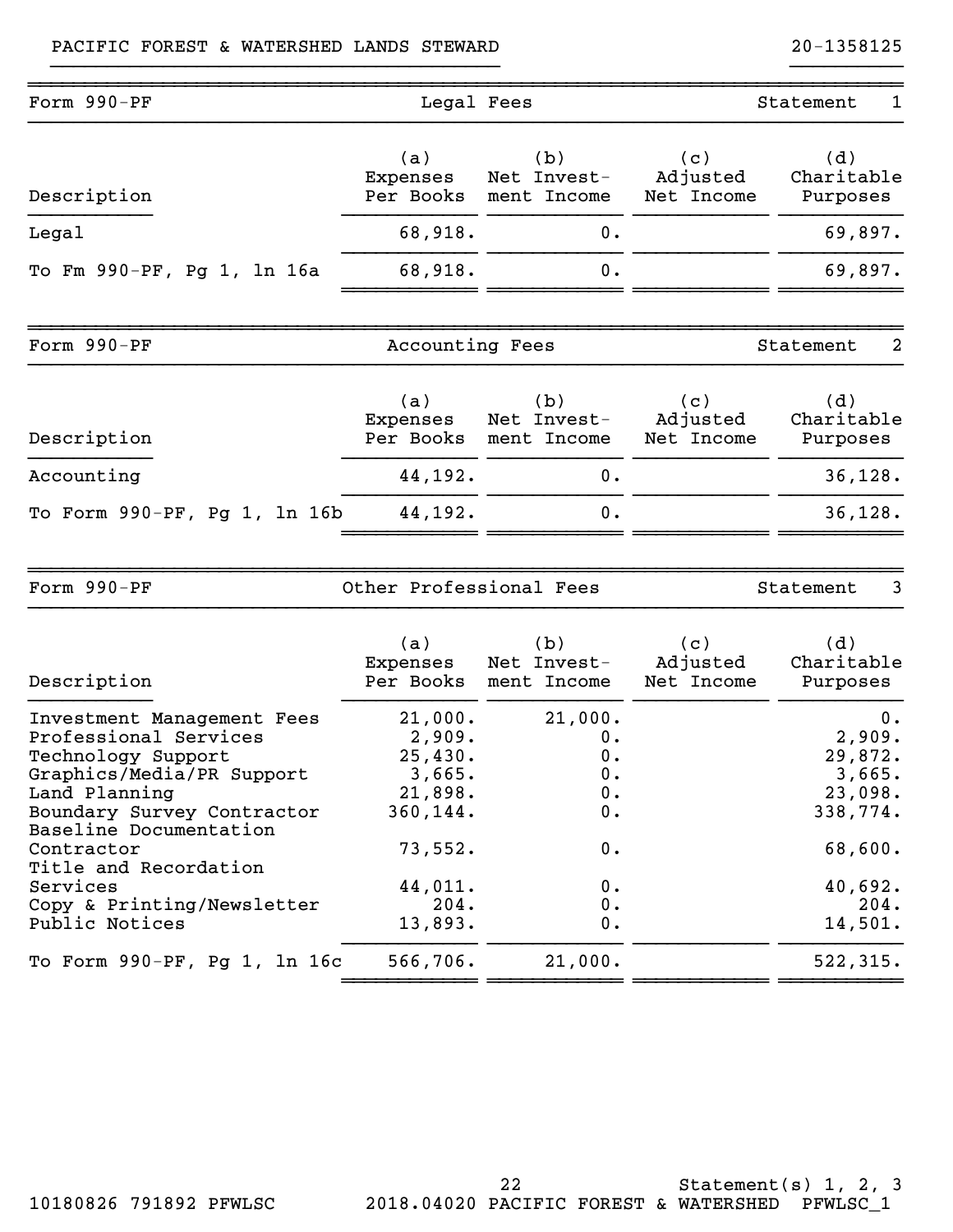PACIFIC FOREST & WATERSHED LANDS STEWARD　　　20-1358125

## Form 990-PF — Legal Fees — Statement 1

| Description | (a) Expenses Per Books | (b) Net Investment Income | (c) Adjusted Net Income | (d) Charitable Purposes |
|---|---|---|---|---|
| Legal | 68,918. | 0. | | 69,897. |
| To Fm 990-PF, Pg 1, ln 16a | 68,918. | 0. | | 69,897. |

## Form 990-PF — Accounting Fees — Statement 2

| Description | (a) Expenses Per Books | (b) Net Investment Income | (c) Adjusted Net Income | (d) Charitable Purposes |
|---|---|---|---|---|
| Accounting | 44,192. | 0. | | 36,128. |
| To Form 990-PF, Pg 1, ln 16b | 44,192. | 0. | | 36,128. |

## Form 990-PF — Other Professional Fees — Statement 3

| Description | (a) Expenses Per Books | (b) Net Investment Income | (c) Adjusted Net Income | (d) Charitable Purposes |
|---|---|---|---|---|
| Investment Management Fees | 21,000. | 21,000. | | 0. |
| Professional Services | 2,909. | 0. | | 2,909. |
| Technology Support | 25,430. | 0. | | 29,872. |
| Graphics/Media/PR Support | 3,665. | 0. | | 3,665. |
| Land Planning | 21,898. | 0. | | 23,098. |
| Boundary Survey Contractor | 360,144. | 0. | | 338,774. |
| Baseline Documentation Contractor | 73,552. | 0. | | 68,600. |
| Title and Recordation Services | 44,011. | 0. | | 40,692. |
| Copy & Printing/Newsletter | 204. | 0. | | 204. |
| Public Notices | 13,893. | 0. | | 14,501. |
| To Form 990-PF, Pg 1, ln 16c | 566,706. | 21,000. | | 522,315. |

Statement(s) 1, 2, 3

10180826 791892 PFWLSC　　2018.04020 PACIFIC FOREST & WATERSHED　PFWLSC_1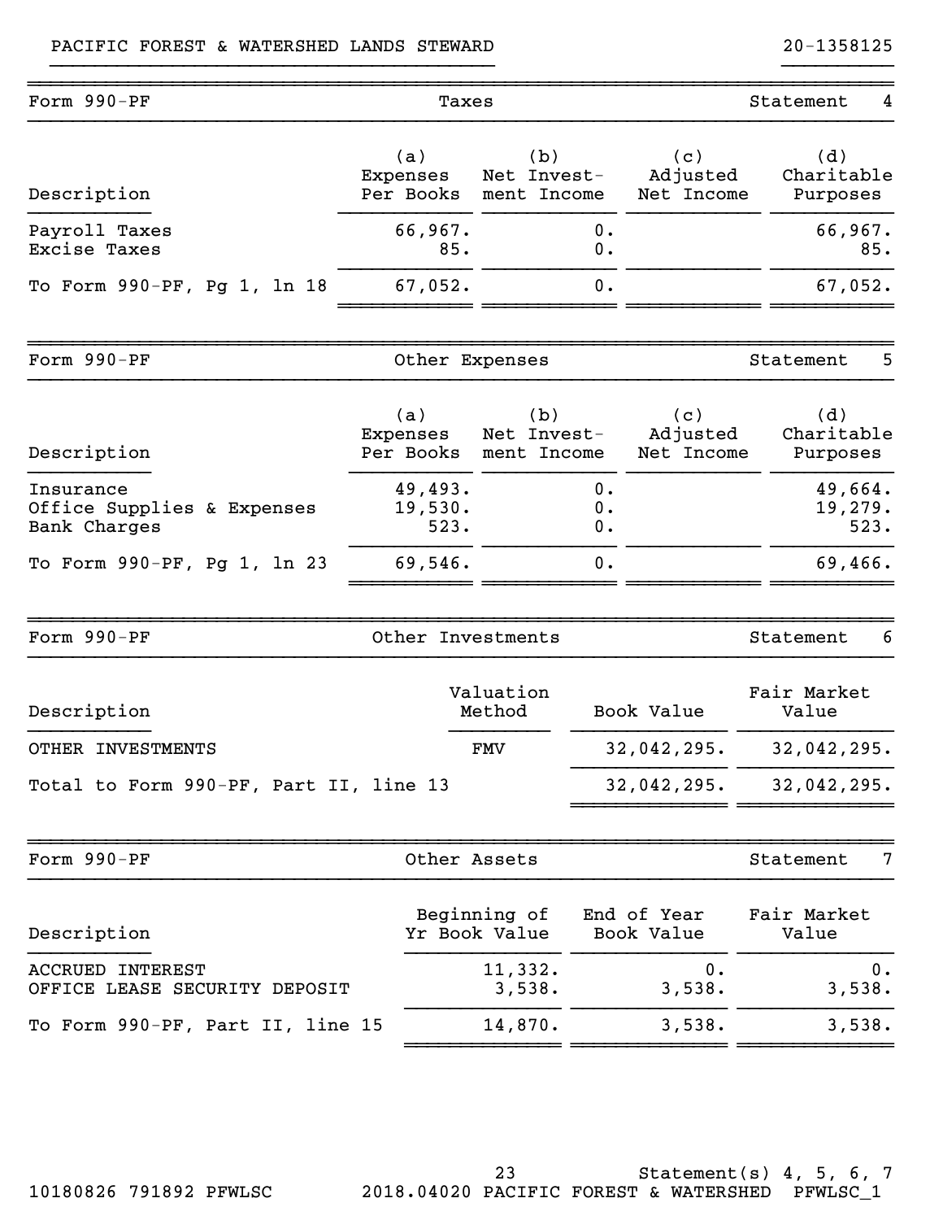PACIFIC FOREST & WATERSHED LANDS STEWARD 20-1358125

| Form 990-PF | Taxes | | | Statement 4 |
|---|---|---|---|---|
| Description | (a) Expenses Per Books | (b) Net Investment Income | (c) Adjusted Net Income | (d) Charitable Purposes |
| Payroll Taxes | 66,967. | 0. | | 66,967. |
| Excise Taxes | 85. | 0. | | 85. |
| To Form 990-PF, Pg 1, ln 18 | 67,052. | 0. | | 67,052. |

| Form 990-PF | Other Expenses | | | Statement 5 |
|---|---|---|---|---|
| Description | (a) Expenses Per Books | (b) Net Investment Income | (c) Adjusted Net Income | (d) Charitable Purposes |
| Insurance | 49,493. | 0. | | 49,664. |
| Office Supplies & Expenses | 19,530. | 0. | | 19,279. |
| Bank Charges | 523. | 0. | | 523. |
| To Form 990-PF, Pg 1, ln 23 | 69,546. | 0. | | 69,466. |

| Form 990-PF | Other Investments | | Statement 6 |
|---|---|---|---|
| Description | Valuation Method | Book Value | Fair Market Value |
| OTHER INVESTMENTS | FMV | 32,042,295. | 32,042,295. |
| Total to Form 990-PF, Part II, line 13 | | 32,042,295. | 32,042,295. |

| Form 990-PF | Other Assets | | Statement 7 |
|---|---|---|---|
| Description | Beginning of Yr Book Value | End of Year Book Value | Fair Market Value |
| ACCRUED INTEREST | 11,332. | 0. | 0. |
| OFFICE LEASE SECURITY DEPOSIT | 3,538. | 3,538. | 3,538. |
| To Form 990-PF, Part II, line 15 | 14,870. | 3,538. | 3,538. |

Statement(s) 4, 5, 6, 7

10180826 791892 PFWLSC 2018.04020 PACIFIC FOREST & WATERSHED PFWLSC_1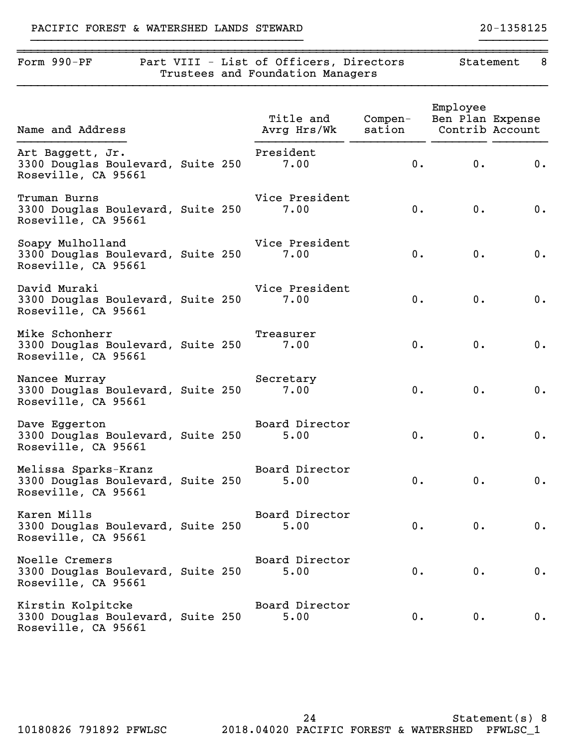PACIFIC FOREST & WATERSHED LANDS STEWARD 20-1358125

## Form 990-PF Part VIII - List of Officers, Directors Trustees and Foundation Managers — Statement 8

| Name and Address | Title and Avrg Hrs/Wk | Compensation | Employee Ben Plan Contrib | Expense Account |
|---|---|---|---|---|
| Art Baggett, Jr.<br>3300 Douglas Boulevard, Suite 250<br>Roseville, CA 95661 | President<br>7.00 | 0. | 0. | 0. |
| Truman Burns<br>3300 Douglas Boulevard, Suite 250<br>Roseville, CA 95661 | Vice President<br>7.00 | 0. | 0. | 0. |
| Soapy Mulholland<br>3300 Douglas Boulevard, Suite 250<br>Roseville, CA 95661 | Vice President<br>7.00 | 0. | 0. | 0. |
| David Muraki<br>3300 Douglas Boulevard, Suite 250<br>Roseville, CA 95661 | Vice President<br>7.00 | 0. | 0. | 0. |
| Mike Schonherr<br>3300 Douglas Boulevard, Suite 250<br>Roseville, CA 95661 | Treasurer<br>7.00 | 0. | 0. | 0. |
| Nancee Murray<br>3300 Douglas Boulevard, Suite 250<br>Roseville, CA 95661 | Secretary<br>7.00 | 0. | 0. | 0. |
| Dave Eggerton<br>3300 Douglas Boulevard, Suite 250<br>Roseville, CA 95661 | Board Director<br>5.00 | 0. | 0. | 0. |
| Melissa Sparks-Kranz<br>3300 Douglas Boulevard, Suite 250<br>Roseville, CA 95661 | Board Director<br>5.00 | 0. | 0. | 0. |
| Karen Mills<br>3300 Douglas Boulevard, Suite 250<br>Roseville, CA 95661 | Board Director<br>5.00 | 0. | 0. | 0. |
| Noelle Cremers<br>3300 Douglas Boulevard, Suite 250<br>Roseville, CA 95661 | Board Director<br>5.00 | 0. | 0. | 0. |
| Kirstin Kolpitcke<br>3300 Douglas Boulevard, Suite 250<br>Roseville, CA 95661 | Board Director<br>5.00 | 0. | 0. | 0. |

Statement(s) 8

10180826 791892 PFWLSC 2018.04020 PACIFIC FOREST & WATERSHED PFWLSC_1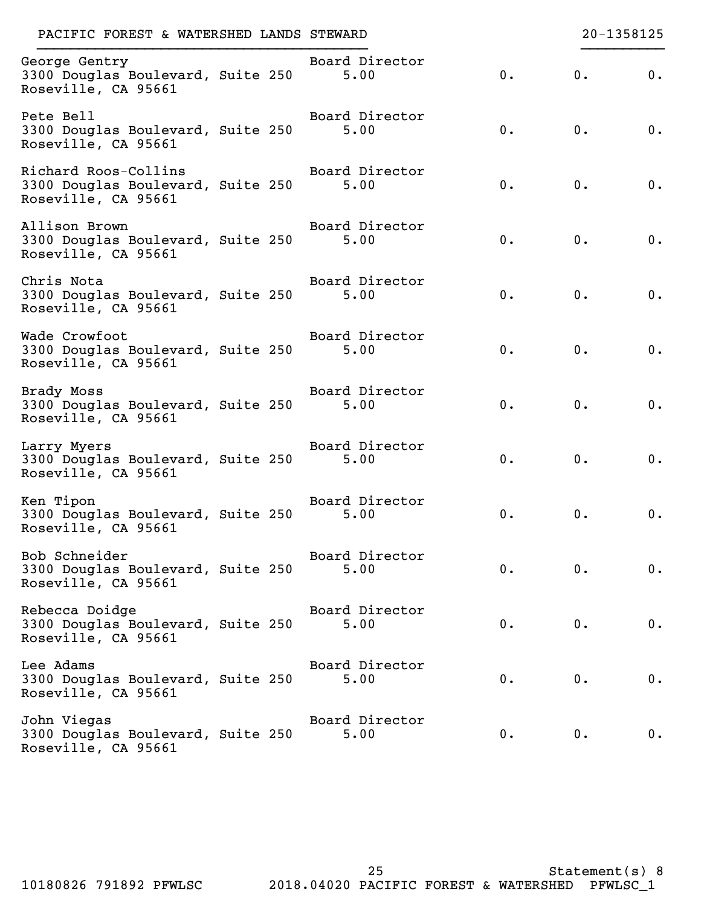PACIFIC FOREST & WATERSHED LANDS STEWARD 20-1358125

| Name and Address | Title and Average Hours | | | |
|---|---|---|---|---|
| George Gentry<br>3300 Douglas Boulevard, Suite 250<br>Roseville, CA 95661 | Board Director<br>5.00 | 0. | 0. | 0. |
| Pete Bell<br>3300 Douglas Boulevard, Suite 250<br>Roseville, CA 95661 | Board Director<br>5.00 | 0. | 0. | 0. |
| Richard Roos-Collins<br>3300 Douglas Boulevard, Suite 250<br>Roseville, CA 95661 | Board Director<br>5.00 | 0. | 0. | 0. |
| Allison Brown<br>3300 Douglas Boulevard, Suite 250<br>Roseville, CA 95661 | Board Director<br>5.00 | 0. | 0. | 0. |
| Chris Nota<br>3300 Douglas Boulevard, Suite 250<br>Roseville, CA 95661 | Board Director<br>5.00 | 0. | 0. | 0. |
| Wade Crowfoot<br>3300 Douglas Boulevard, Suite 250<br>Roseville, CA 95661 | Board Director<br>5.00 | 0. | 0. | 0. |
| Brady Moss<br>3300 Douglas Boulevard, Suite 250<br>Roseville, CA 95661 | Board Director<br>5.00 | 0. | 0. | 0. |
| Larry Myers<br>3300 Douglas Boulevard, Suite 250<br>Roseville, CA 95661 | Board Director<br>5.00 | 0. | 0. | 0. |
| Ken Tipon<br>3300 Douglas Boulevard, Suite 250<br>Roseville, CA 95661 | Board Director<br>5.00 | 0. | 0. | 0. |
| Bob Schneider<br>3300 Douglas Boulevard, Suite 250<br>Roseville, CA 95661 | Board Director<br>5.00 | 0. | 0. | 0. |
| Rebecca Doidge<br>3300 Douglas Boulevard, Suite 250<br>Roseville, CA 95661 | Board Director<br>5.00 | 0. | 0. | 0. |
| Lee Adams<br>3300 Douglas Boulevard, Suite 250<br>Roseville, CA 95661 | Board Director<br>5.00 | 0. | 0. | 0. |
| John Viegas<br>3300 Douglas Boulevard, Suite 250<br>Roseville, CA 95661 | Board Director<br>5.00 | 0. | 0. | 0. |

Statement(s) 8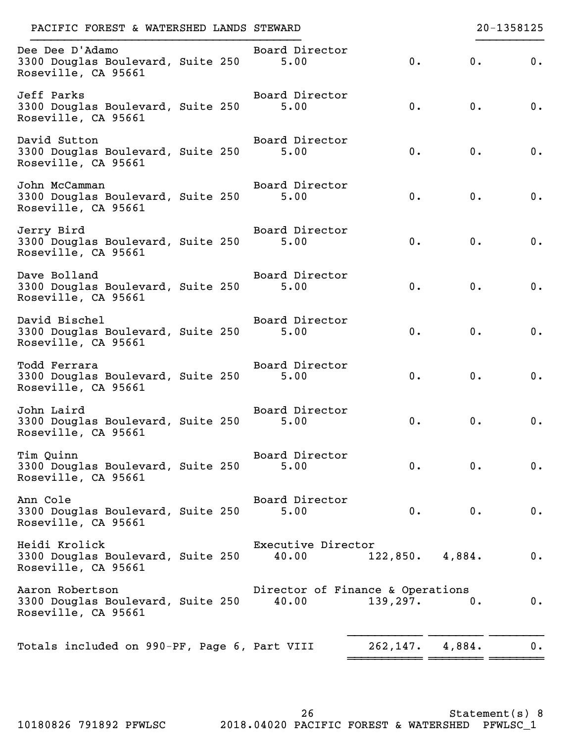PACIFIC FOREST & WATERSHED LANDS STEWARD 20-1358125

| Name and Address | Title / Hours | Compensation | Benefits | Expense |
|---|---|---|---|---|
| Dee Dee D'Adamo<br>3300 Douglas Boulevard, Suite 250<br>Roseville, CA 95661 | Board Director<br>5.00 | 0. | 0. | 0. |
| Jeff Parks<br>3300 Douglas Boulevard, Suite 250<br>Roseville, CA 95661 | Board Director<br>5.00 | 0. | 0. | 0. |
| David Sutton<br>3300 Douglas Boulevard, Suite 250<br>Roseville, CA 95661 | Board Director<br>5.00 | 0. | 0. | 0. |
| John McCamman<br>3300 Douglas Boulevard, Suite 250<br>Roseville, CA 95661 | Board Director<br>5.00 | 0. | 0. | 0. |
| Jerry Bird<br>3300 Douglas Boulevard, Suite 250<br>Roseville, CA 95661 | Board Director<br>5.00 | 0. | 0. | 0. |
| Dave Bolland<br>3300 Douglas Boulevard, Suite 250<br>Roseville, CA 95661 | Board Director<br>5.00 | 0. | 0. | 0. |
| David Bischel<br>3300 Douglas Boulevard, Suite 250<br>Roseville, CA 95661 | Board Director<br>5.00 | 0. | 0. | 0. |
| Todd Ferrara<br>3300 Douglas Boulevard, Suite 250<br>Roseville, CA 95661 | Board Director<br>5.00 | 0. | 0. | 0. |
| John Laird<br>3300 Douglas Boulevard, Suite 250<br>Roseville, CA 95661 | Board Director<br>5.00 | 0. | 0. | 0. |
| Tim Quinn<br>3300 Douglas Boulevard, Suite 250<br>Roseville, CA 95661 | Board Director<br>5.00 | 0. | 0. | 0. |
| Ann Cole<br>3300 Douglas Boulevard, Suite 250<br>Roseville, CA 95661 | Board Director<br>5.00 | 0. | 0. | 0. |
| Heidi Krolick<br>3300 Douglas Boulevard, Suite 250<br>Roseville, CA 95661 | Executive Director<br>40.00 | 122,850. | 4,884. | 0. |
| Aaron Robertson<br>3300 Douglas Boulevard, Suite 250<br>Roseville, CA 95661 | Director of Finance & Operations<br>40.00 | 139,297. | 0. | 0. |
| Totals included on 990-PF, Page 6, Part VIII | | 262,147. | 4,884. | 0. |

Statement(s) 8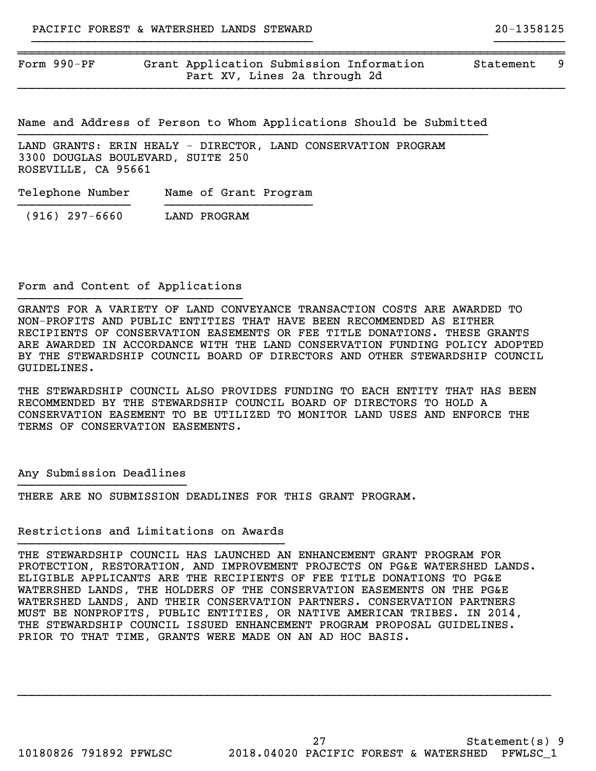| Form 990-PF | Grant Application Submission Information Part XV, Lines 2a through 2d | Statement 9 |
|---|---|---|

## Name and Address of Person to Whom Applications Should be Submitted

LAND GRANTS: ERIN HEALY - DIRECTOR, LAND CONSERVATION PROGRAM
3300 DOUGLAS BOULEVARD, SUITE 250
ROSEVILLE, CA 95661

| Telephone Number | Name of Grant Program |
|---|---|
| (916) 297-6660 | LAND PROGRAM |

## Form and Content of Applications

GRANTS FOR A VARIETY OF LAND CONVEYANCE TRANSACTION COSTS ARE AWARDED TO NON-PROFITS AND PUBLIC ENTITIES THAT HAVE BEEN RECOMMENDED AS EITHER RECIPIENTS OF CONSERVATION EASEMENTS OR FEE TITLE DONATIONS. THESE GRANTS ARE AWARDED IN ACCORDANCE WITH THE LAND CONSERVATION FUNDING POLICY ADOPTED BY THE STEWARDSHIP COUNCIL BOARD OF DIRECTORS AND OTHER STEWARDSHIP COUNCIL GUIDELINES.

THE STEWARDSHIP COUNCIL ALSO PROVIDES FUNDING TO EACH ENTITY THAT HAS BEEN RECOMMENDED BY THE STEWARDSHIP COUNCIL BOARD OF DIRECTORS TO HOLD A CONSERVATION EASEMENT TO BE UTILIZED TO MONITOR LAND USES AND ENFORCE THE TERMS OF CONSERVATION EASEMENTS.

## Any Submission Deadlines

THERE ARE NO SUBMISSION DEADLINES FOR THIS GRANT PROGRAM.

## Restrictions and Limitations on Awards

THE STEWARDSHIP COUNCIL HAS LAUNCHED AN ENHANCEMENT GRANT PROGRAM FOR PROTECTION, RESTORATION, AND IMPROVEMENT PROJECTS ON PG&E WATERSHED LANDS. ELIGIBLE APPLICANTS ARE THE RECIPIENTS OF FEE TITLE DONATIONS TO PG&E WATERSHED LANDS, THE HOLDERS OF THE CONSERVATION EASEMENTS ON THE PG&E WATERSHED LANDS, AND THEIR CONSERVATION PARTNERS. CONSERVATION PARTNERS MUST BE NONPROFITS, PUBLIC ENTITIES, OR NATIVE AMERICAN TRIBES. IN 2014, THE STEWARDSHIP COUNCIL ISSUED ENHANCEMENT PROGRAM PROPOSAL GUIDELINES. PRIOR TO THAT TIME, GRANTS WERE MADE ON AN AD HOC BASIS.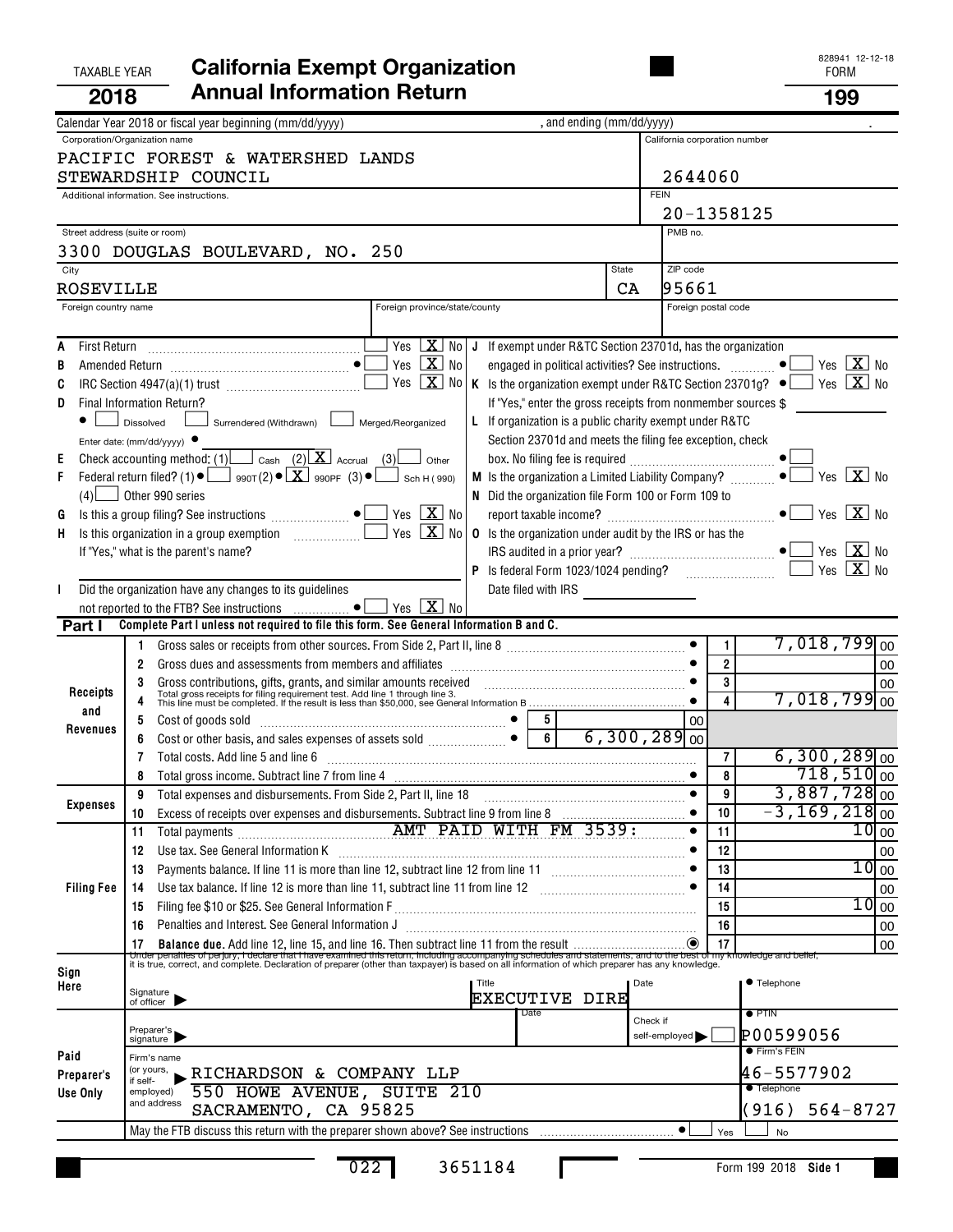TAXABLE YEAR **2018**

# California Exempt Organization Annual Information Return

828941 12-12-18

FORM **199**

Calendar Year 2018 or fiscal year beginning (mm/dd/yyyy) , and ending (mm/dd/yyyy) .

| Corporation/Organization name | California corporation number |
|---|---|
| PACIFIC FOREST & WATERSHED LANDS STEWARDSHIP COUNCIL | 2644060 |
| Additional information. See instructions. | FEIN 20-1358125 |
| Street address (suite or room) 3300 DOUGLAS BOULEVARD, NO. 250 | PMB no. |
| City ROSEVILLE | State CA / ZIP code 95661 |
| Foreign country name / Foreign province/state/county | Foreign postal code |

- **A** First Return — Yes [ ] No [X]
- **B** Amended Return — Yes [ ] No [X]
- **C** IRC Section 4947(a)(1) trust — Yes [ ] No [X]
- **D** Final Information Return? — [ ] Dissolved [ ] Surrendered (Withdrawn) [ ] Merged/Reorganized; Enter date: (mm/dd/yyyy)
- **E** Check accounting method: (1) [ ] Cash (2) [X] Accrual (3) [ ] Other
- **F** Federal return filed? (1) [ ] 990T (2) [X] 990PF (3) [ ] Sch H (990) (4) [ ] Other 990 series
- **G** Is this a group filing? See instructions — Yes [ ] No [X]
- **H** Is this organization in a group exemption — Yes [ ] No [X]. If "Yes," what is the parent's name?
- **I** Did the organization have any changes to its guidelines not reported to the FTB? See instructions — Yes [ ] No [X]
- **J** If exempt under R&TC Section 23701d, has the organization engaged in political activities? See instructions. — Yes [ ] No [X]
- **K** Is the organization exempt under R&TC Section 23701g? — Yes [ ] No [X]. If "Yes," enter the gross receipts from nonmember sources $
- **L** If organization is a public charity exempt under R&TC Section 23701d and meets the filing fee exception, check box. No filing fee is required [ ]
- **M** Is the organization a Limited Liability Company? — Yes [ ] No [X]
- **N** Did the organization file Form 100 or Form 109 to report taxable income? — Yes [ ] No [X]
- **O** Is the organization under audit by the IRS or has the IRS audited in a prior year? — Yes [ ] No [X]
- **P** Is federal Form 1023/1024 pending? — Yes [ ] No [X]. Date filed with IRS

**Part I** Complete Part I unless not required to file this form. See General Information B and C.

| Section | Line | Description | | Line | Amount |
|---|---|---|---|---|---|
| Receipts and Revenues | 1 | Gross sales or receipts from other sources. From Side 2, Part II, line 8 | | 1 | 7,018,799 00 |
| | 2 | Gross dues and assessments from members and affiliates | | 2 | 00 |
| | 3 | Gross contributions, gifts, grants, and similar amounts received | | 3 | 00 |
| | 4 | Total gross receipts for filing requirement test. Add line 1 through line 3. This line must be completed. If the result is less than $50,000, see General Information B | | 4 | 7,018,799 00 |
| | 5 | Cost of goods sold | 5: 00 | | |
| | 6 | Cost or other basis, and sales expenses of assets sold | 6: 6,300,289 00 | | |
| | 7 | Total costs. Add line 5 and line 6 | | 7 | 6,300,289 00 |
| | 8 | Total gross income. Subtract line 7 from line 4 | | 8 | 718,510 00 |
| Expenses | 9 | Total expenses and disbursements. From Side 2, Part II, line 18 | | 9 | 3,887,728 00 |
| | 10 | Excess of receipts over expenses and disbursements. Subtract line 9 from line 8 | | 10 | -3,169,218 00 |
| Filing Fee | 11 | Total payments AMT PAID WITH FM 3539: | | 11 | 10 00 |
| | 12 | Use tax. See General Information K | | 12 | 00 |
| | 13 | Payments balance. If line 11 is more than line 12, subtract line 12 from line 11 | | 13 | 10 00 |
| | 14 | Use tax balance. If line 12 is more than line 11, subtract line 11 from line 12 | | 14 | 00 |
| | 15 | Filing fee $10 or $25. See General Information F | | 15 | 10 00 |
| | 16 | Penalties and Interest. See General Information J | | 16 | 00 |
| | 17 | **Balance due.** Add line 12, line 15, and line 16. Then subtract line 11 from the result | | 17 | 00 |

**Sign Here**

Under penalties of perjury, I declare that I have examined this return, including accompanying schedules and statements, and to the best of my knowledge and belief, it is true, correct, and complete. Declaration of preparer (other than taxpayer) is based on all information of which preparer has any knowledge.

Signature of officer ▶ | Title: EXECUTIVE DIRE | Date | Telephone

**Paid Preparer's Use Only**

Preparer's signature ▶ | Date | Check if self-employed ▶ [ ] | PTIN: P00599056

Firm's name (or yours, if self-employed) and address: RICHARDSON & COMPANY LLP, 550 HOWE AVENUE, SUITE 210, SACRAMENTO, CA 95825 | Firm's FEIN: 46-5577902 | Telephone: (916) 564-8727

May the FTB discuss this return with the preparer shown above? See instructions [ ] Yes [ ] No

022 3651184

Form 199 2018 Side 1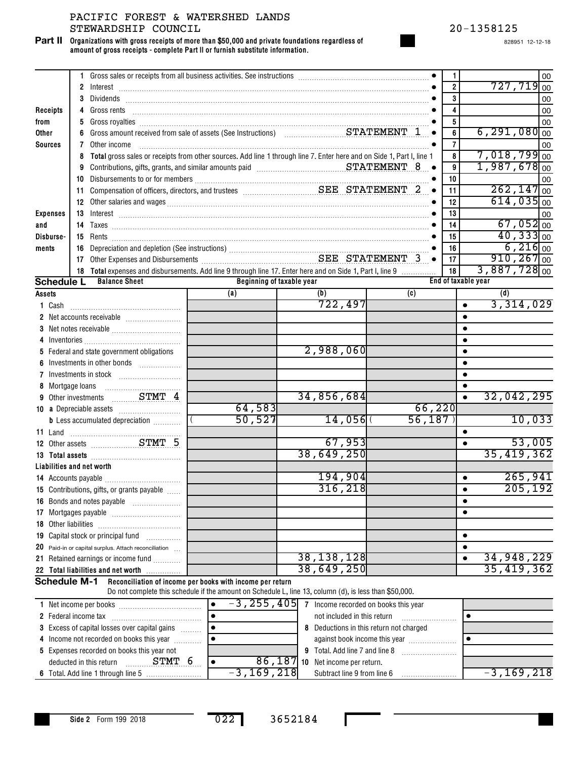PACIFIC FOREST & WATERSHED LANDS STEWARDSHIP COUNCIL

20-1358125

828951 12-12-18

**Part II** **Organizations with gross receipts of more than $50,000 and private foundations regardless of amount of gross receipts - complete Part II or furnish substitute information.**

| Section | Line | Description | Line No. | Amount |
|---|---|---|---|---|
| Receipts from Other Sources | 1 | Gross sales or receipts from all business activities. See instructions | 1 | 00 |
| | 2 | Interest | 2 | 727,719 00 |
| | 3 | Dividends | 3 | 00 |
| | 4 | Gross rents | 4 | 00 |
| | 5 | Gross royalties | 5 | 00 |
| | 6 | Gross amount received from sale of assets (See Instructions) STATEMENT 1 | 6 | 6,291,080 00 |
| | 7 | Other income | 7 | 00 |
| | 8 | **Total** gross sales or receipts from other sources. Add line 1 through line 7. Enter here and on Side 1, Part I, line 1 | 8 | 7,018,799 00 |
| Expenses and Disbursements | 9 | Contributions, gifts, grants, and similar amounts paid STATEMENT 8 | 9 | 1,987,678 00 |
| | 10 | Disbursements to or for members | 10 | 00 |
| | 11 | Compensation of officers, directors, and trustees SEE STATEMENT 2 | 11 | 262,147 00 |
| | 12 | Other salaries and wages | 12 | 614,035 00 |
| | 13 | Interest | 13 | 00 |
| | 14 | Taxes | 14 | 67,052 00 |
| | 15 | Rents | 15 | 40,333 00 |
| | 16 | Depreciation and depletion (See instructions) | 16 | 6,216 00 |
| | 17 | Other Expenses and Disbursements SEE STATEMENT 3 | 17 | 910,267 00 |
| | 18 | **Total** expenses and disbursements. Add line 9 through line 17. Enter here and on Side 1, Part I, line 9 | 18 | 3,887,728 00 |

**Schedule L** **Balance Sheet**

| Assets | Beginning of taxable year (a) | Beginning of taxable year (b) | End of taxable year (c) | End of taxable year (d) |
|---|---|---|---|---|
| 1 Cash | | 722,497 | | 3,314,029 |
| 2 Net accounts receivable | | | | |
| 3 Net notes receivable | | | | |
| 4 Inventories | | | | |
| 5 Federal and state government obligations | | 2,988,060 | | |
| 6 Investments in other bonds | | | | |
| 7 Investments in stock | | | | |
| 8 Mortgage loans | | | | |
| 9 Other investments STMT 4 | | 34,856,684 | | 32,042,295 |
| 10 a Depreciable assets | 64,583 | | 66,220 | |
| b Less accumulated depreciation | ( 50,527 | 14,056 | ( 56,187 ) | 10,033 |
| 11 Land | | | | |
| 12 Other assets STMT 5 | | 67,953 | | 53,005 |
| 13 **Total assets** | | 38,649,250 | | 35,419,362 |
| **Liabilities and net worth** | | | | |
| 14 Accounts payable | | 194,904 | | 265,941 |
| 15 Contributions, gifts, or grants payable | | 316,218 | | 205,192 |
| 16 Bonds and notes payable | | | | |
| 17 Mortgages payable | | | | |
| 18 Other liabilities | | | | |
| 19 Capital stock or principal fund | | | | |
| 20 Paid-in or capital surplus. Attach reconciliation | | | | |
| 21 Retained earnings or income fund | | 38,138,128 | | 34,948,229 |
| 22 **Total liabilities and net worth** | | 38,649,250 | | 35,419,362 |

**Schedule M-1** **Reconciliation of income per books with income per return**
Do not complete this schedule if the amount on Schedule L, line 13, column (d), is less than $50,000.

| | Amount | | Amount |
|---|---|---|---|
| 1 Net income per books | -3,255,405 | 7 Income recorded on books this year not included in this return | |
| 2 Federal income tax | | | |
| 3 Excess of capital losses over capital gains | | 8 Deductions in this return not charged against book income this year | |
| 4 Income not recorded on books this year | | | |
| 5 Expenses recorded on books this year not deducted in this return STMT 6 | 86,187 | 9 Total. Add line 7 and line 8 | |
| 6 Total. Add line 1 through line 5 | -3,169,218 | 10 Net income per return. Subtract line 9 from line 6 | -3,169,218 |

Side 2 Form 199 2018

022 3652184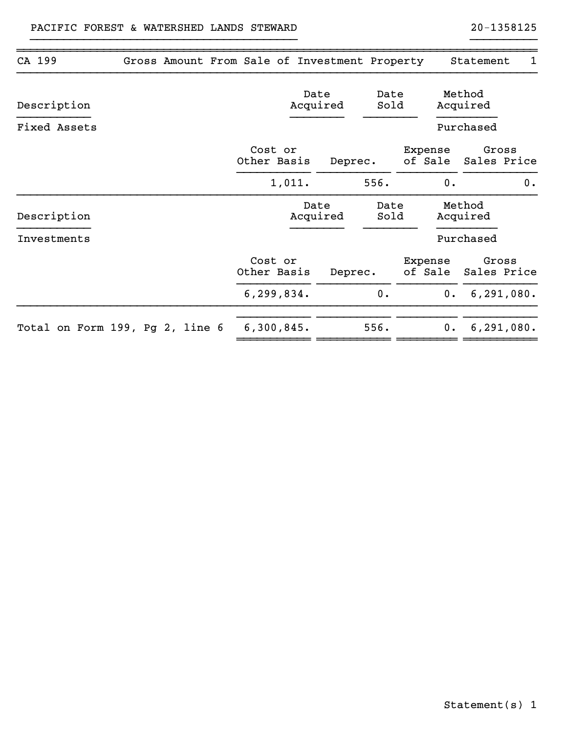PACIFIC FOREST & WATERSHED LANDS STEWARD 20-1358125

| CA 199 | Gross Amount From Sale of Investment Property | | | Statement 1 |
|---|---|---|---|---|

| Description | | Date Acquired | Date Sold | Method Acquired |
|---|---|---|---|---|
| Fixed Assets | | | | Purchased |

| | Cost or Other Basis | Deprec. | Expense of Sale | Gross Sales Price |
|---|---|---|---|---|
| | 1,011. | 556. | 0. | 0. |

| Description | | Date Acquired | Date Sold | Method Acquired |
|---|---|---|---|---|
| Investments | | | | Purchased |

| | Cost or Other Basis | Deprec. | Expense of Sale | Gross Sales Price |
|---|---|---|---|---|
| | 6,299,834. | 0. | 0. | 6,291,080. |
| Total on Form 199, Pg 2, line 6 | 6,300,845. | 556. | 0. | 6,291,080. |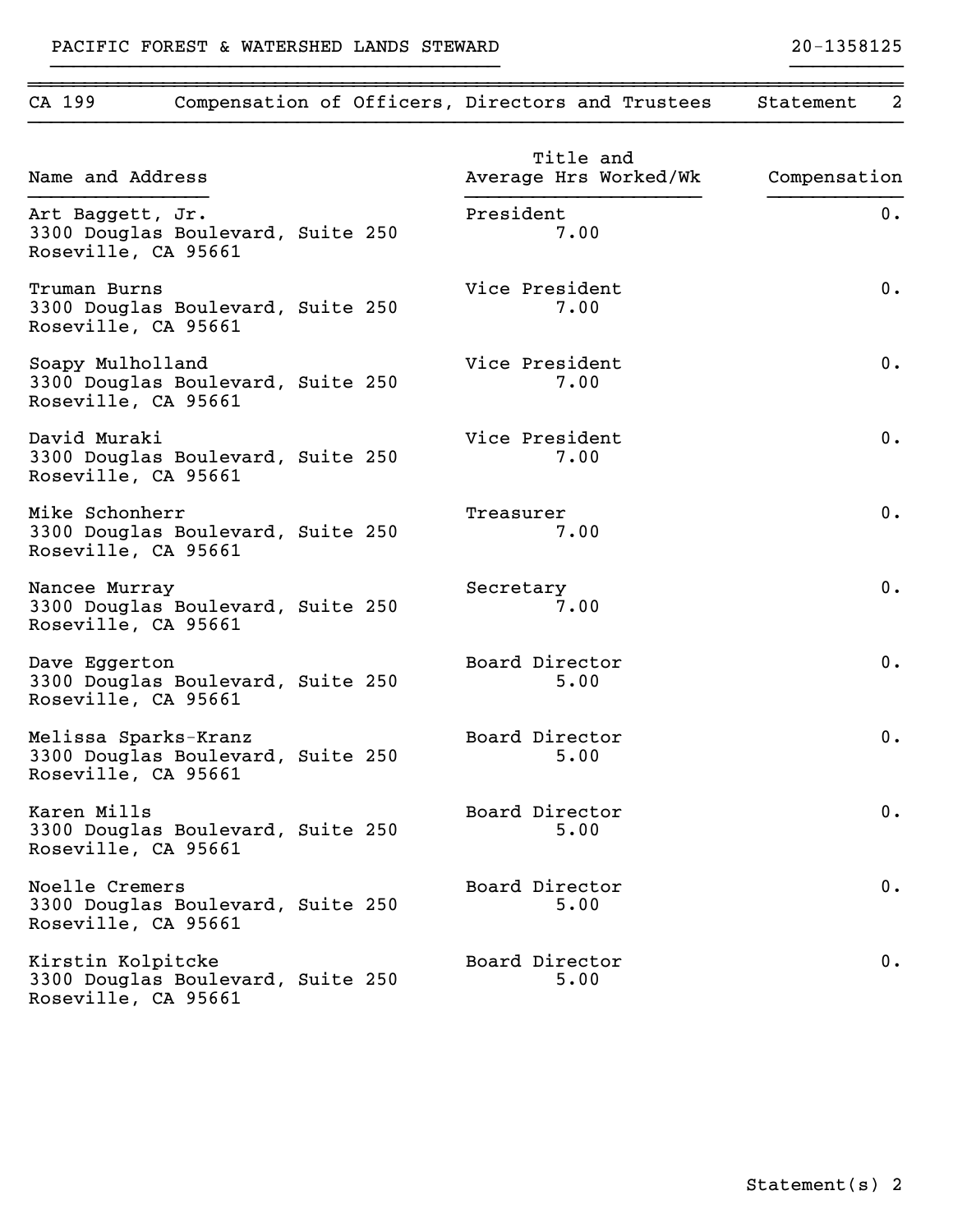PACIFIC FOREST & WATERSHED LANDS STEWARD | 20-1358125

## CA 199 — Compensation of Officers, Directors and Trustees — Statement 2

| Name and Address | Title and Average Hrs Worked/Wk | Compensation |
|---|---|---|
| Art Baggett, Jr.<br>3300 Douglas Boulevard, Suite 250<br>Roseville, CA 95661 | President<br>7.00 | 0. |
| Truman Burns<br>3300 Douglas Boulevard, Suite 250<br>Roseville, CA 95661 | Vice President<br>7.00 | 0. |
| Soapy Mulholland<br>3300 Douglas Boulevard, Suite 250<br>Roseville, CA 95661 | Vice President<br>7.00 | 0. |
| David Muraki<br>3300 Douglas Boulevard, Suite 250<br>Roseville, CA 95661 | Vice President<br>7.00 | 0. |
| Mike Schonherr<br>3300 Douglas Boulevard, Suite 250<br>Roseville, CA 95661 | Treasurer<br>7.00 | 0. |
| Nancee Murray<br>3300 Douglas Boulevard, Suite 250<br>Roseville, CA 95661 | Secretary<br>7.00 | 0. |
| Dave Eggerton<br>3300 Douglas Boulevard, Suite 250<br>Roseville, CA 95661 | Board Director<br>5.00 | 0. |
| Melissa Sparks-Kranz<br>3300 Douglas Boulevard, Suite 250<br>Roseville, CA 95661 | Board Director<br>5.00 | 0. |
| Karen Mills<br>3300 Douglas Boulevard, Suite 250<br>Roseville, CA 95661 | Board Director<br>5.00 | 0. |
| Noelle Cremers<br>3300 Douglas Boulevard, Suite 250<br>Roseville, CA 95661 | Board Director<br>5.00 | 0. |
| Kirstin Kolpitcke<br>3300 Douglas Boulevard, Suite 250<br>Roseville, CA 95661 | Board Director<br>5.00 | 0. |

Statement(s) 2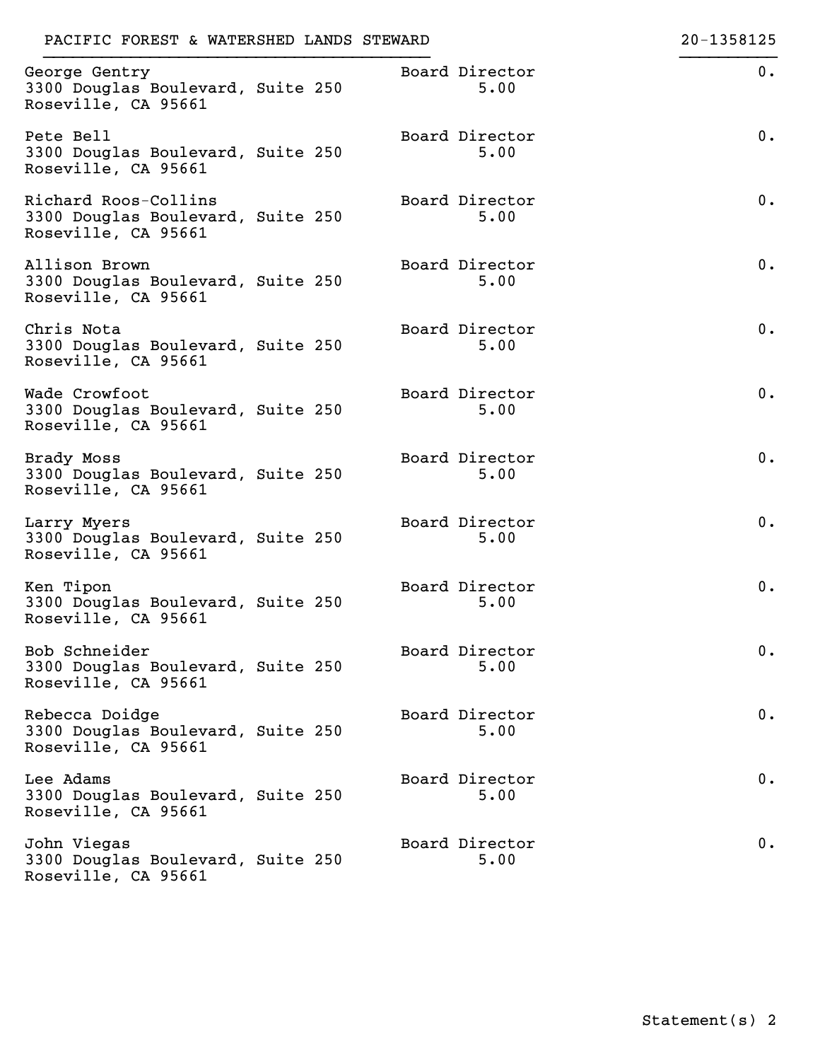PACIFIC FOREST & WATERSHED LANDS STEWARD — 20-1358125

| Name and Address | Title and Hours | Compensation |
| --- | --- | --- |
| George Gentry<br>3300 Douglas Boulevard, Suite 250<br>Roseville, CA 95661 | Board Director<br>5.00 | 0. |
| Pete Bell<br>3300 Douglas Boulevard, Suite 250<br>Roseville, CA 95661 | Board Director<br>5.00 | 0. |
| Richard Roos-Collins<br>3300 Douglas Boulevard, Suite 250<br>Roseville, CA 95661 | Board Director<br>5.00 | 0. |
| Allison Brown<br>3300 Douglas Boulevard, Suite 250<br>Roseville, CA 95661 | Board Director<br>5.00 | 0. |
| Chris Nota<br>3300 Douglas Boulevard, Suite 250<br>Roseville, CA 95661 | Board Director<br>5.00 | 0. |
| Wade Crowfoot<br>3300 Douglas Boulevard, Suite 250<br>Roseville, CA 95661 | Board Director<br>5.00 | 0. |
| Brady Moss<br>3300 Douglas Boulevard, Suite 250<br>Roseville, CA 95661 | Board Director<br>5.00 | 0. |
| Larry Myers<br>3300 Douglas Boulevard, Suite 250<br>Roseville, CA 95661 | Board Director<br>5.00 | 0. |
| Ken Tipon<br>3300 Douglas Boulevard, Suite 250<br>Roseville, CA 95661 | Board Director<br>5.00 | 0. |
| Bob Schneider<br>3300 Douglas Boulevard, Suite 250<br>Roseville, CA 95661 | Board Director<br>5.00 | 0. |
| Rebecca Doidge<br>3300 Douglas Boulevard, Suite 250<br>Roseville, CA 95661 | Board Director<br>5.00 | 0. |
| Lee Adams<br>3300 Douglas Boulevard, Suite 250<br>Roseville, CA 95661 | Board Director<br>5.00 | 0. |
| John Viegas<br>3300 Douglas Boulevard, Suite 250<br>Roseville, CA 95661 | Board Director<br>5.00 | 0. |

Statement(s) 2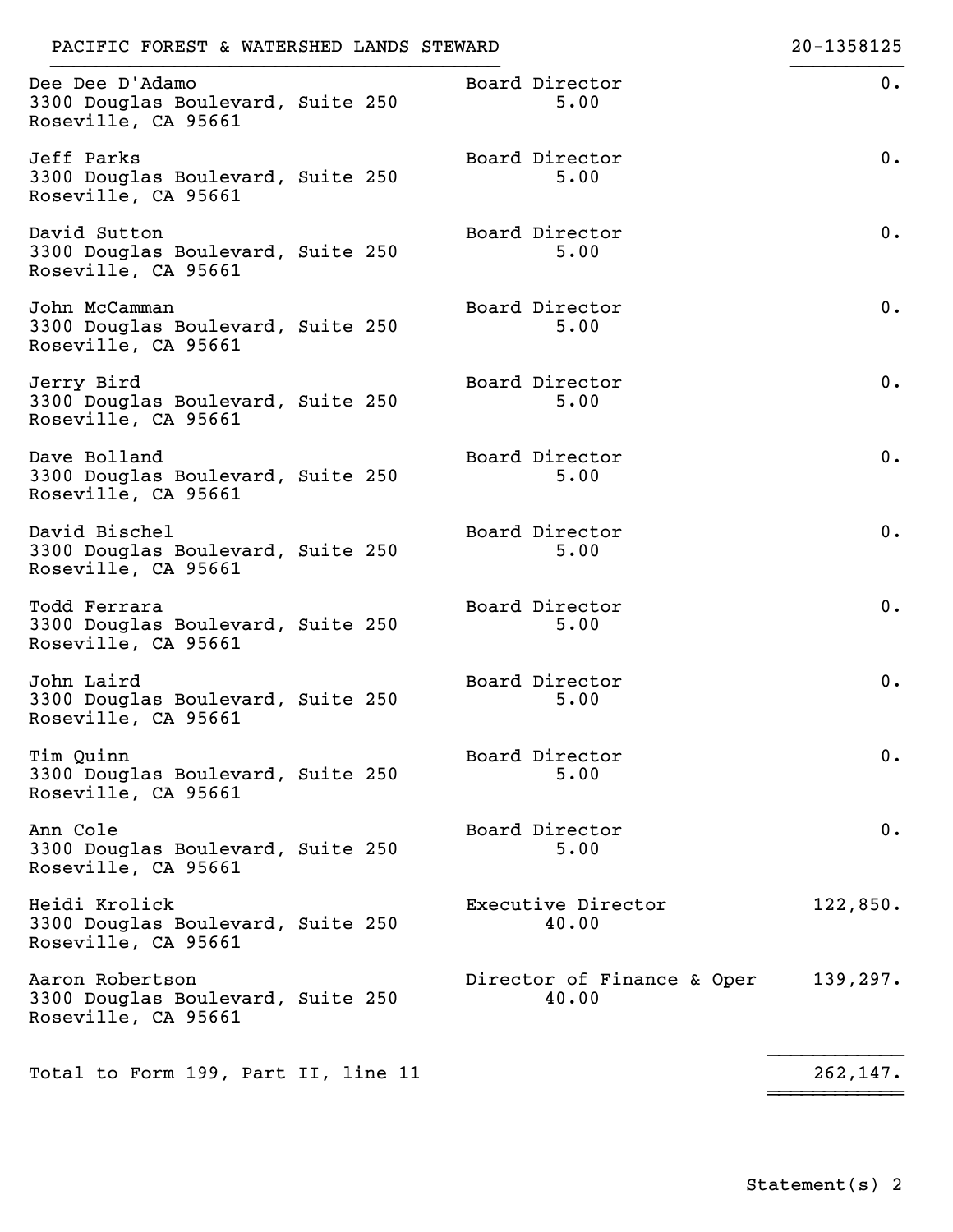PACIFIC FOREST & WATERSHED LANDS STEWARD 20-1358125

| Name and Address | Title / Hours | Compensation |
|---|---|---|
| Dee Dee D'Adamo<br>3300 Douglas Boulevard, Suite 250<br>Roseville, CA 95661 | Board Director<br>5.00 | 0. |
| Jeff Parks<br>3300 Douglas Boulevard, Suite 250<br>Roseville, CA 95661 | Board Director<br>5.00 | 0. |
| David Sutton<br>3300 Douglas Boulevard, Suite 250<br>Roseville, CA 95661 | Board Director<br>5.00 | 0. |
| John McCamman<br>3300 Douglas Boulevard, Suite 250<br>Roseville, CA 95661 | Board Director<br>5.00 | 0. |
| Jerry Bird<br>3300 Douglas Boulevard, Suite 250<br>Roseville, CA 95661 | Board Director<br>5.00 | 0. |
| Dave Bolland<br>3300 Douglas Boulevard, Suite 250<br>Roseville, CA 95661 | Board Director<br>5.00 | 0. |
| David Bischel<br>3300 Douglas Boulevard, Suite 250<br>Roseville, CA 95661 | Board Director<br>5.00 | 0. |
| Todd Ferrara<br>3300 Douglas Boulevard, Suite 250<br>Roseville, CA 95661 | Board Director<br>5.00 | 0. |
| John Laird<br>3300 Douglas Boulevard, Suite 250<br>Roseville, CA 95661 | Board Director<br>5.00 | 0. |
| Tim Quinn<br>3300 Douglas Boulevard, Suite 250<br>Roseville, CA 95661 | Board Director<br>5.00 | 0. |
| Ann Cole<br>3300 Douglas Boulevard, Suite 250<br>Roseville, CA 95661 | Board Director<br>5.00 | 0. |
| Heidi Krolick<br>3300 Douglas Boulevard, Suite 250<br>Roseville, CA 95661 | Executive Director<br>40.00 | 122,850. |
| Aaron Robertson<br>3300 Douglas Boulevard, Suite 250<br>Roseville, CA 95661 | Director of Finance & Oper<br>40.00 | 139,297. |
| Total to Form 199, Part II, line 11 | | 262,147. |

Statement(s) 2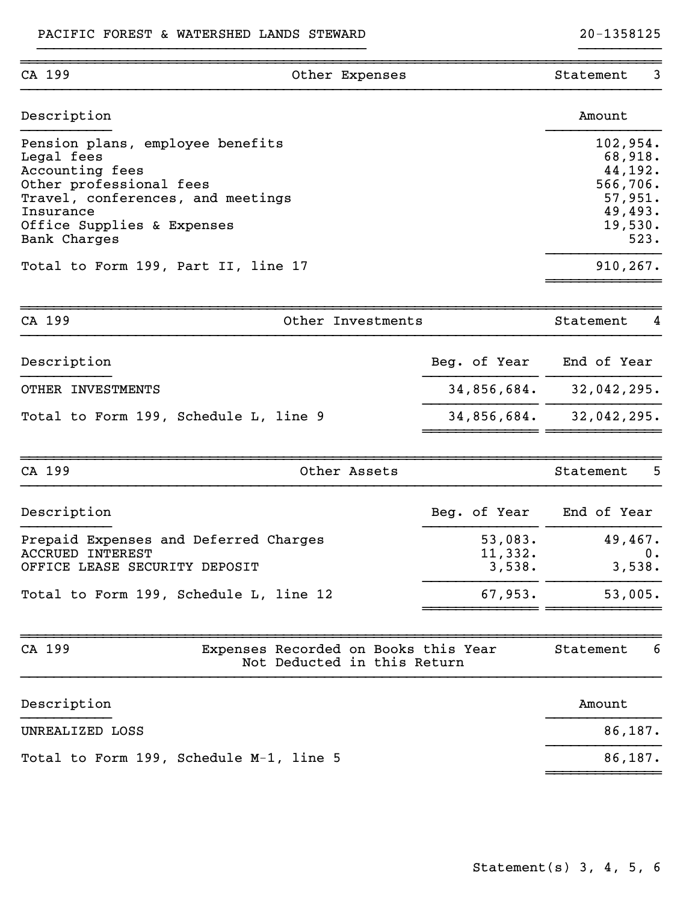PACIFIC FOREST & WATERSHED LANDS STEWARD 20-1358125

## CA 199 — Other Expenses — Statement 3

| Description | Amount |
|---|---|
| Pension plans, employee benefits | 102,954. |
| Legal fees | 68,918. |
| Accounting fees | 44,192. |
| Other professional fees | 566,706. |
| Travel, conferences, and meetings | 57,951. |
| Insurance | 49,493. |
| Office Supplies & Expenses | 19,530. |
| Bank Charges | 523. |
| Total to Form 199, Part II, line 17 | 910,267. |

## CA 199 — Other Investments — Statement 4

| Description | Beg. of Year | End of Year |
|---|---|---|
| OTHER INVESTMENTS | 34,856,684. | 32,042,295. |
| Total to Form 199, Schedule L, line 9 | 34,856,684. | 32,042,295. |

## CA 199 — Other Assets — Statement 5

| Description | Beg. of Year | End of Year |
|---|---|---|
| Prepaid Expenses and Deferred Charges | 53,083. | 49,467. |
| ACCRUED INTEREST | 11,332. | 0. |
| OFFICE LEASE SECURITY DEPOSIT | 3,538. | 3,538. |
| Total to Form 199, Schedule L, line 12 | 67,953. | 53,005. |

## CA 199 — Expenses Recorded on Books this Year Not Deducted in this Return — Statement 6

| Description | Amount |
|---|---|
| UNREALIZED LOSS | 86,187. |
| Total to Form 199, Schedule M-1, line 5 | 86,187. |

Statement(s) 3, 4, 5, 6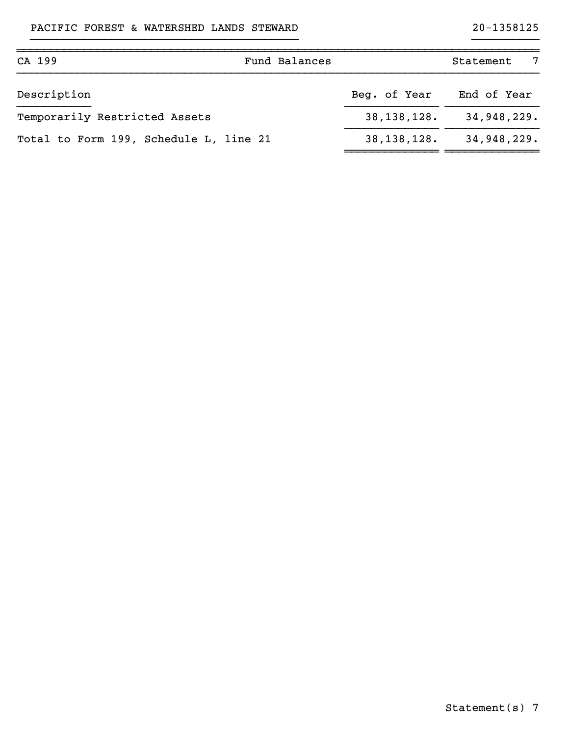PACIFIC FOREST & WATERSHED LANDS STEWARD 20-1358125

| CA 199 | Fund Balances | Statement 7 |
|---|---|---|

| Description | Beg. of Year | End of Year |
|---|---|---|
| Temporarily Restricted Assets | 38,138,128. | 34,948,229. |
| Total to Form 199, Schedule L, line 21 | 38,138,128. | 34,948,229. |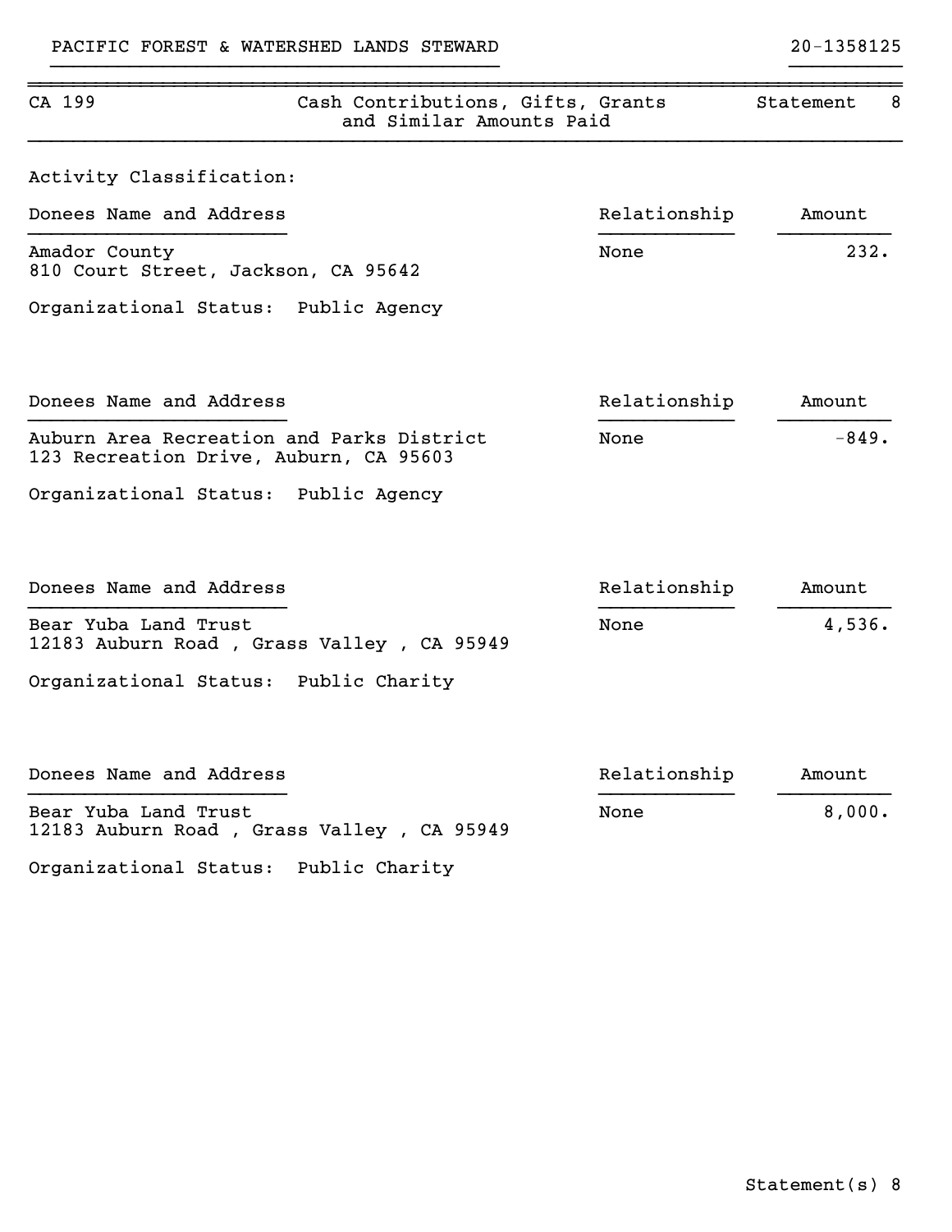PACIFIC FOREST & WATERSHED LANDS STEWARD　　　　20-1358125

CA 199 — Cash Contributions, Gifts, Grants and Similar Amounts Paid — Statement 8

Activity Classification:

| Donees Name and Address | Relationship | Amount |
|---|---|---|
| Amador County<br>810 Court Street, Jackson, CA 95642<br>Organizational Status: Public Agency | None | 232. |
| Auburn Area Recreation and Parks District<br>123 Recreation Drive, Auburn, CA 95603<br>Organizational Status: Public Agency | None | -849. |
| Bear Yuba Land Trust<br>12183 Auburn Road , Grass Valley , CA 95949<br>Organizational Status: Public Charity | None | 4,536. |
| Bear Yuba Land Trust<br>12183 Auburn Road , Grass Valley , CA 95949<br>Organizational Status: Public Charity | None | 8,000. |

Statement(s) 8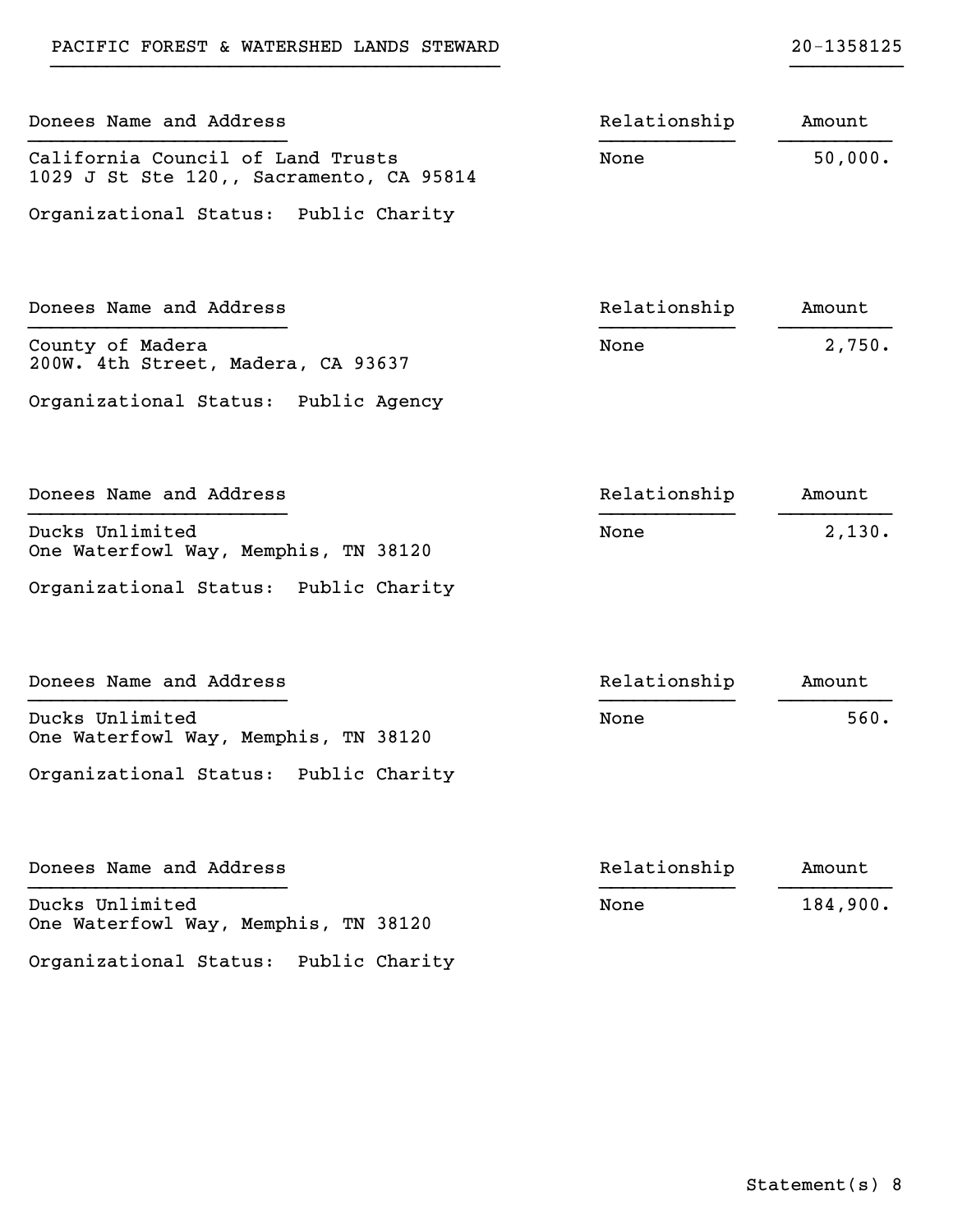| Donees Name and Address | Relationship | Amount |
| --- | --- | --- |
| California Council of Land Trusts<br>1029 J St Ste 120,, Sacramento, CA 95814<br>Organizational Status: Public Charity | None | 50,000. |
| County of Madera<br>200W. 4th Street, Madera, CA 93637<br>Organizational Status: Public Agency | None | 2,750. |
| Ducks Unlimited<br>One Waterfowl Way, Memphis, TN 38120<br>Organizational Status: Public Charity | None | 2,130. |
| Ducks Unlimited<br>One Waterfowl Way, Memphis, TN 38120<br>Organizational Status: Public Charity | None | 560. |
| Ducks Unlimited<br>One Waterfowl Way, Memphis, TN 38120<br>Organizational Status: Public Charity | None | 184,900. |

Statement(s) 8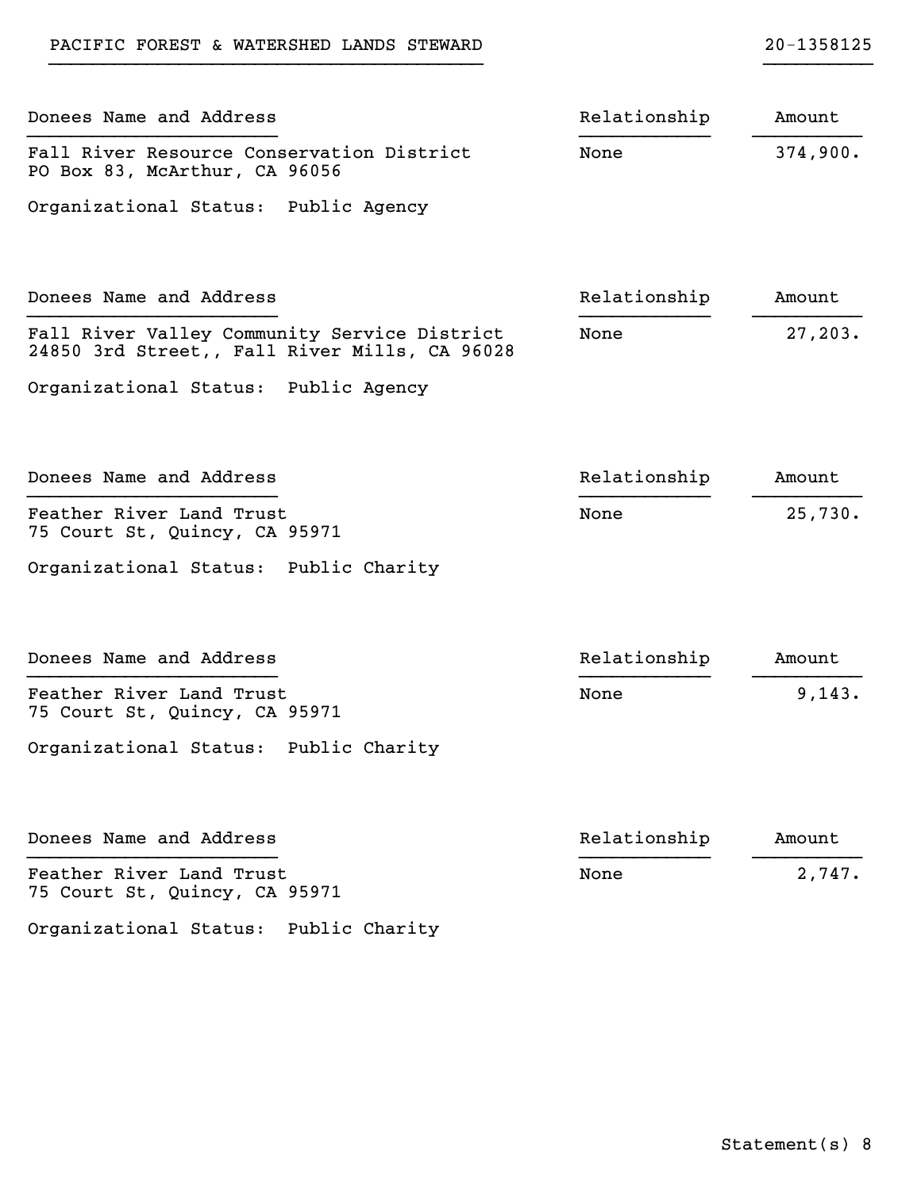PACIFIC FOREST & WATERSHED LANDS STEWARD 20-1358125

| Donees Name and Address | Relationship | Amount |
|---|---|---|
| Fall River Resource Conservation District<br>PO Box 83, McArthur, CA 96056 | None | 374,900. |

Organizational Status: Public Agency

| Donees Name and Address | Relationship | Amount |
|---|---|---|
| Fall River Valley Community Service District<br>24850 3rd Street,, Fall River Mills, CA 96028 | None | 27,203. |

Organizational Status: Public Agency

| Donees Name and Address | Relationship | Amount |
|---|---|---|
| Feather River Land Trust<br>75 Court St, Quincy, CA 95971 | None | 25,730. |

Organizational Status: Public Charity

| Donees Name and Address | Relationship | Amount |
|---|---|---|
| Feather River Land Trust<br>75 Court St, Quincy, CA 95971 | None | 9,143. |

Organizational Status: Public Charity

| Donees Name and Address | Relationship | Amount |
|---|---|---|
| Feather River Land Trust<br>75 Court St, Quincy, CA 95971 | None | 2,747. |

Organizational Status: Public Charity

Statement(s) 8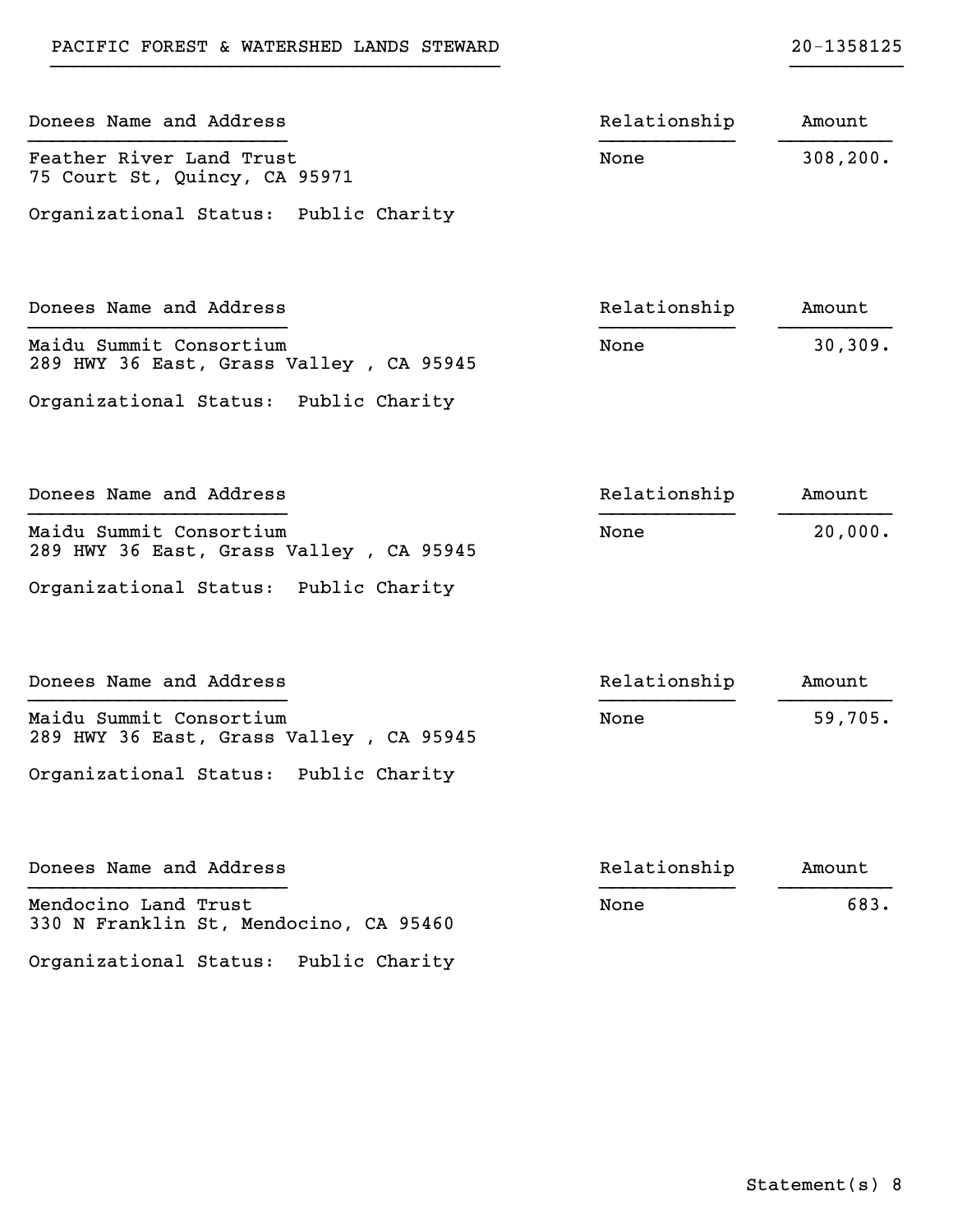PACIFIC FOREST & WATERSHED LANDS STEWARD 20-1358125

| Donees Name and Address | Relationship | Amount |
|---|---|---|
| Feather River Land Trust<br>75 Court St, Quincy, CA 95971<br>Organizational Status: Public Charity | None | 308,200. |

| Donees Name and Address | Relationship | Amount |
|---|---|---|
| Maidu Summit Consortium<br>289 HWY 36 East, Grass Valley , CA 95945<br>Organizational Status: Public Charity | None | 30,309. |

| Donees Name and Address | Relationship | Amount |
|---|---|---|
| Maidu Summit Consortium<br>289 HWY 36 East, Grass Valley , CA 95945<br>Organizational Status: Public Charity | None | 20,000. |

| Donees Name and Address | Relationship | Amount |
|---|---|---|
| Maidu Summit Consortium<br>289 HWY 36 East, Grass Valley , CA 95945<br>Organizational Status: Public Charity | None | 59,705. |

| Donees Name and Address | Relationship | Amount |
|---|---|---|
| Mendocino Land Trust<br>330 N Franklin St, Mendocino, CA 95460<br>Organizational Status: Public Charity | None | 683. |

Statement(s) 8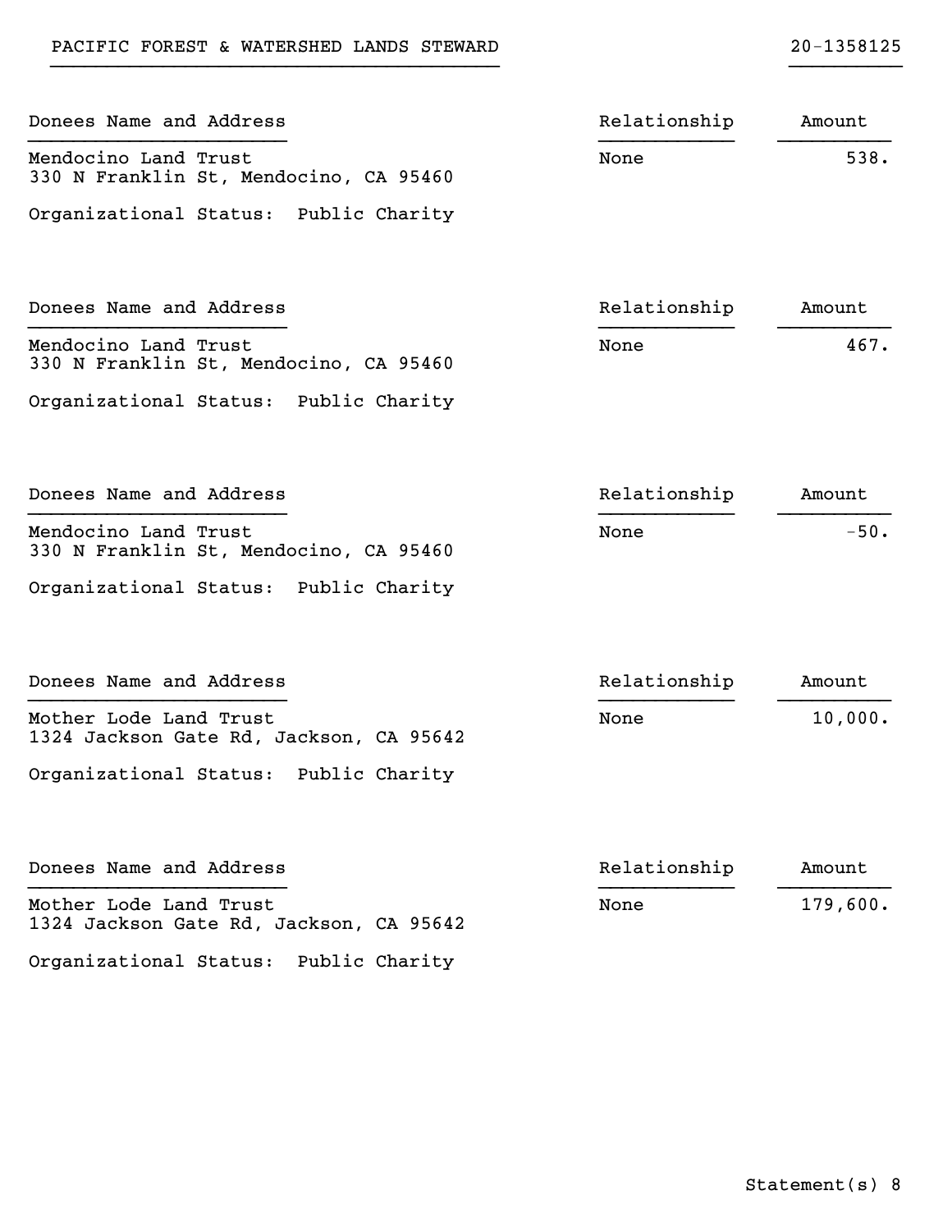PACIFIC FOREST & WATERSHED LANDS STEWARD 20-1358125

| Donees Name and Address | Relationship | Amount |
|---|---|---|
| Mendocino Land Trust<br>330 N Franklin St, Mendocino, CA 95460<br><br>Organizational Status: Public Charity | None | 538. |

| Donees Name and Address | Relationship | Amount |
|---|---|---|
| Mendocino Land Trust<br>330 N Franklin St, Mendocino, CA 95460<br><br>Organizational Status: Public Charity | None | 467. |

| Donees Name and Address | Relationship | Amount |
|---|---|---|
| Mendocino Land Trust<br>330 N Franklin St, Mendocino, CA 95460<br><br>Organizational Status: Public Charity | None | -50. |

| Donees Name and Address | Relationship | Amount |
|---|---|---|
| Mother Lode Land Trust<br>1324 Jackson Gate Rd, Jackson, CA 95642<br><br>Organizational Status: Public Charity | None | 10,000. |

| Donees Name and Address | Relationship | Amount |
|---|---|---|
| Mother Lode Land Trust<br>1324 Jackson Gate Rd, Jackson, CA 95642<br><br>Organizational Status: Public Charity | None | 179,600. |

Statement(s) 8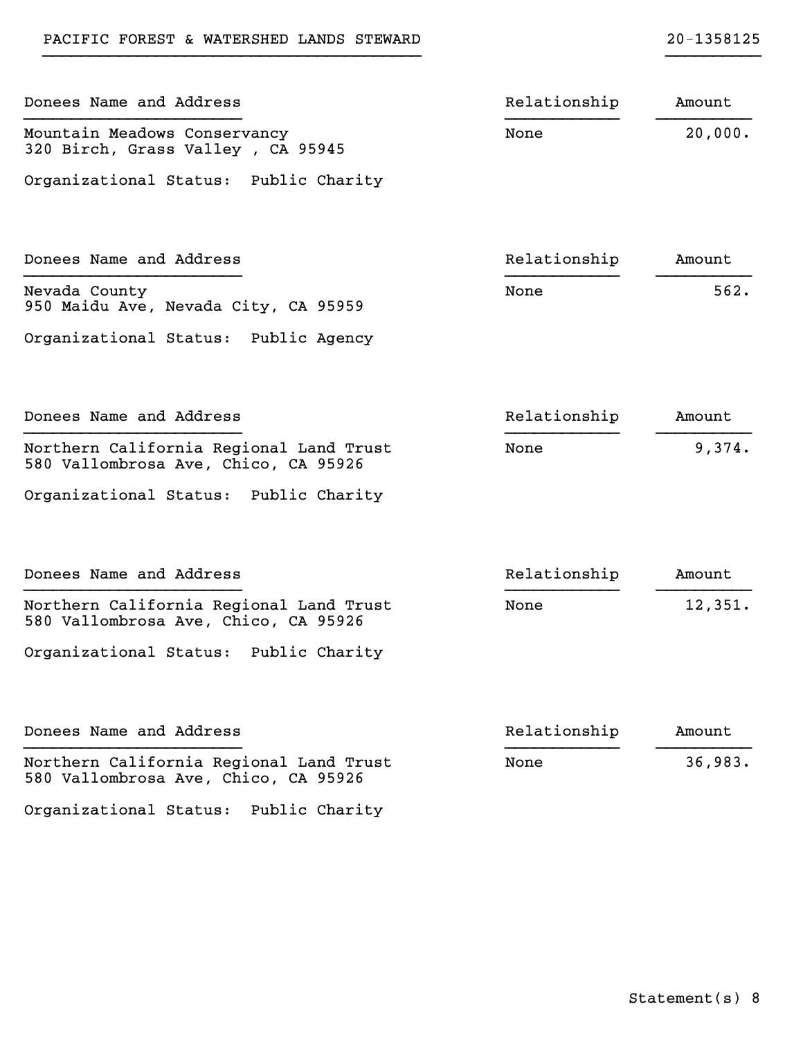PACIFIC FOREST & WATERSHED LANDS STEWARD 20-1358125

| Donees Name and Address | Relationship | Amount |
| --- | --- | --- |
| Mountain Meadows Conservancy<br>320 Birch, Grass Valley , CA 95945<br>Organizational Status: Public Charity | None | 20,000. |

| Donees Name and Address | Relationship | Amount |
| --- | --- | --- |
| Nevada County<br>950 Maidu Ave, Nevada City, CA 95959<br>Organizational Status: Public Agency | None | 562. |

| Donees Name and Address | Relationship | Amount |
| --- | --- | --- |
| Northern California Regional Land Trust<br>580 Vallombrosa Ave, Chico, CA 95926<br>Organizational Status: Public Charity | None | 9,374. |

| Donees Name and Address | Relationship | Amount |
| --- | --- | --- |
| Northern California Regional Land Trust<br>580 Vallombrosa Ave, Chico, CA 95926<br>Organizational Status: Public Charity | None | 12,351. |

| Donees Name and Address | Relationship | Amount |
| --- | --- | --- |
| Northern California Regional Land Trust<br>580 Vallombrosa Ave, Chico, CA 95926<br>Organizational Status: Public Charity | None | 36,983. |

Statement(s) 8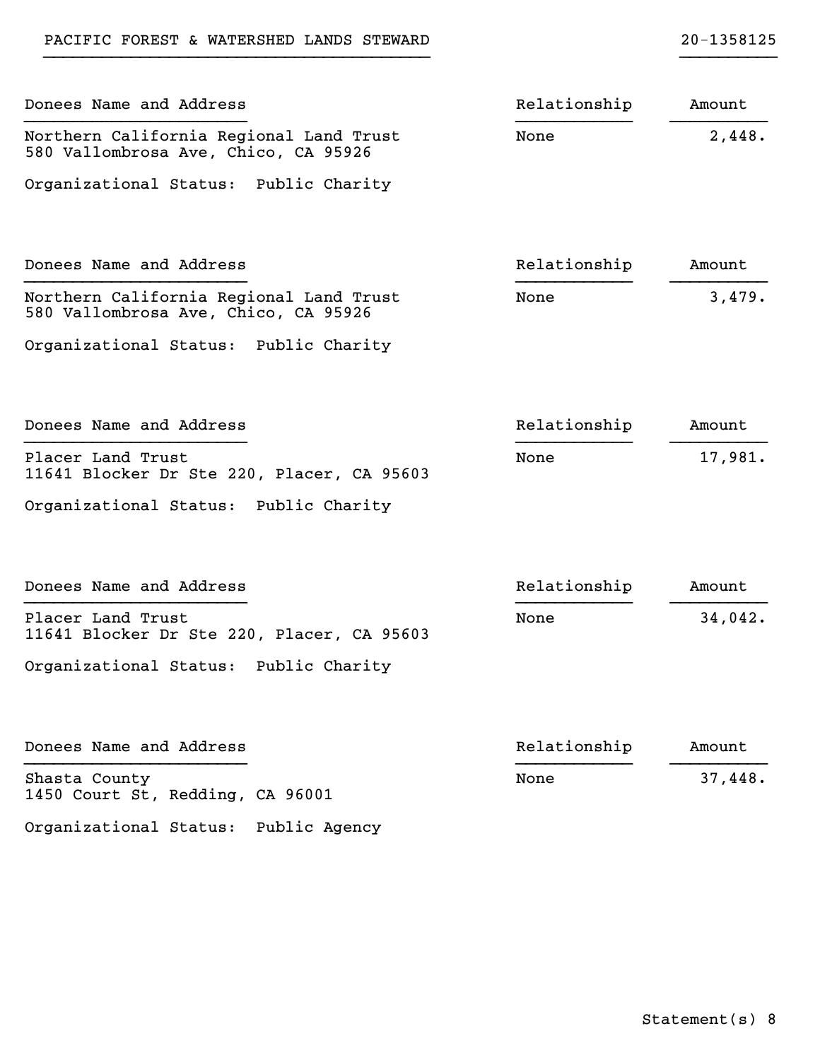PACIFIC FOREST & WATERSHED LANDS STEWARD 20-1358125

| Donees Name and Address | Relationship | Amount |
| --- | --- | --- |
| Northern California Regional Land Trust<br>580 Vallombrosa Ave, Chico, CA 95926<br>Organizational Status: Public Charity | None | 2,448. |

| Donees Name and Address | Relationship | Amount |
| --- | --- | --- |
| Northern California Regional Land Trust<br>580 Vallombrosa Ave, Chico, CA 95926<br>Organizational Status: Public Charity | None | 3,479. |

| Donees Name and Address | Relationship | Amount |
| --- | --- | --- |
| Placer Land Trust<br>11641 Blocker Dr Ste 220, Placer, CA 95603<br>Organizational Status: Public Charity | None | 17,981. |

| Donees Name and Address | Relationship | Amount |
| --- | --- | --- |
| Placer Land Trust<br>11641 Blocker Dr Ste 220, Placer, CA 95603<br>Organizational Status: Public Charity | None | 34,042. |

| Donees Name and Address | Relationship | Amount |
| --- | --- | --- |
| Shasta County<br>1450 Court St, Redding, CA 96001<br>Organizational Status: Public Agency | None | 37,448. |

Statement(s) 8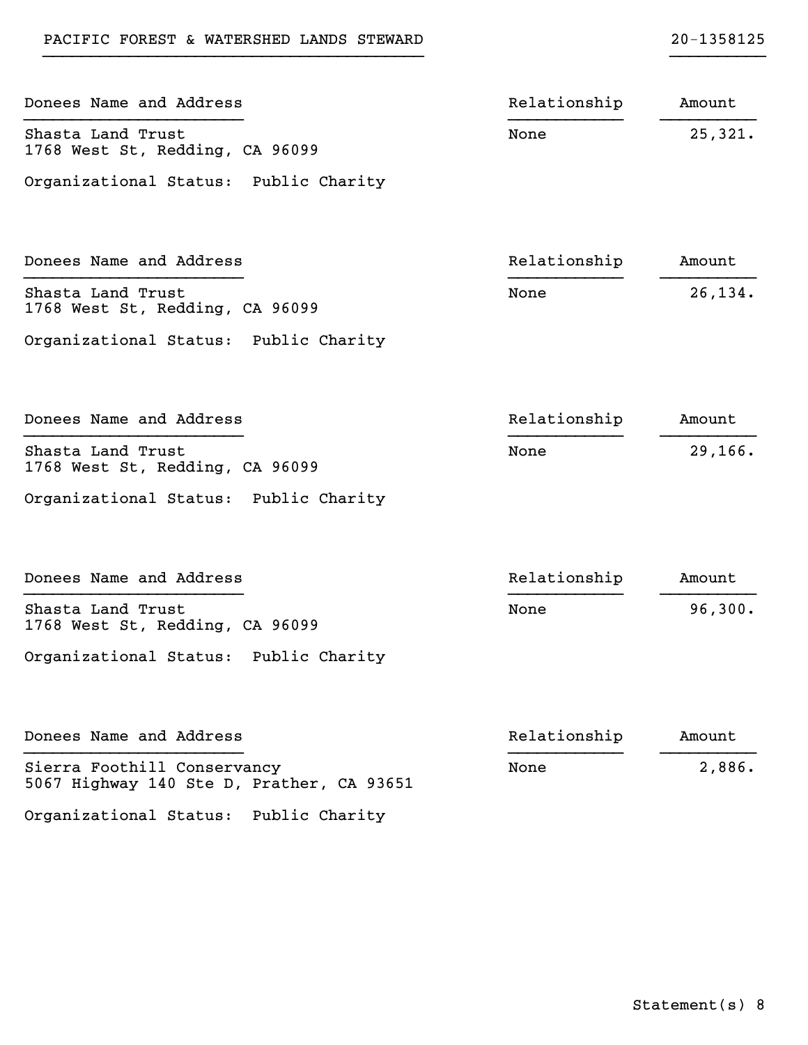PACIFIC FOREST & WATERSHED LANDS STEWARD    20-1358125

| Donees Name and Address | Relationship | Amount |
|---|---|---|
| Shasta Land Trust<br>1768 West St, Redding, CA 96099<br><br>Organizational Status:  Public Charity | None | 25,321. |

| Donees Name and Address | Relationship | Amount |
|---|---|---|
| Shasta Land Trust<br>1768 West St, Redding, CA 96099<br><br>Organizational Status:  Public Charity | None | 26,134. |

| Donees Name and Address | Relationship | Amount |
|---|---|---|
| Shasta Land Trust<br>1768 West St, Redding, CA 96099<br><br>Organizational Status:  Public Charity | None | 29,166. |

| Donees Name and Address | Relationship | Amount |
|---|---|---|
| Shasta Land Trust<br>1768 West St, Redding, CA 96099<br><br>Organizational Status:  Public Charity | None | 96,300. |

| Donees Name and Address | Relationship | Amount |
|---|---|---|
| Sierra Foothill Conservancy<br>5067 Highway 140 Ste D, Prather, CA 93651<br><br>Organizational Status:  Public Charity | None | 2,886. |

Statement(s) 8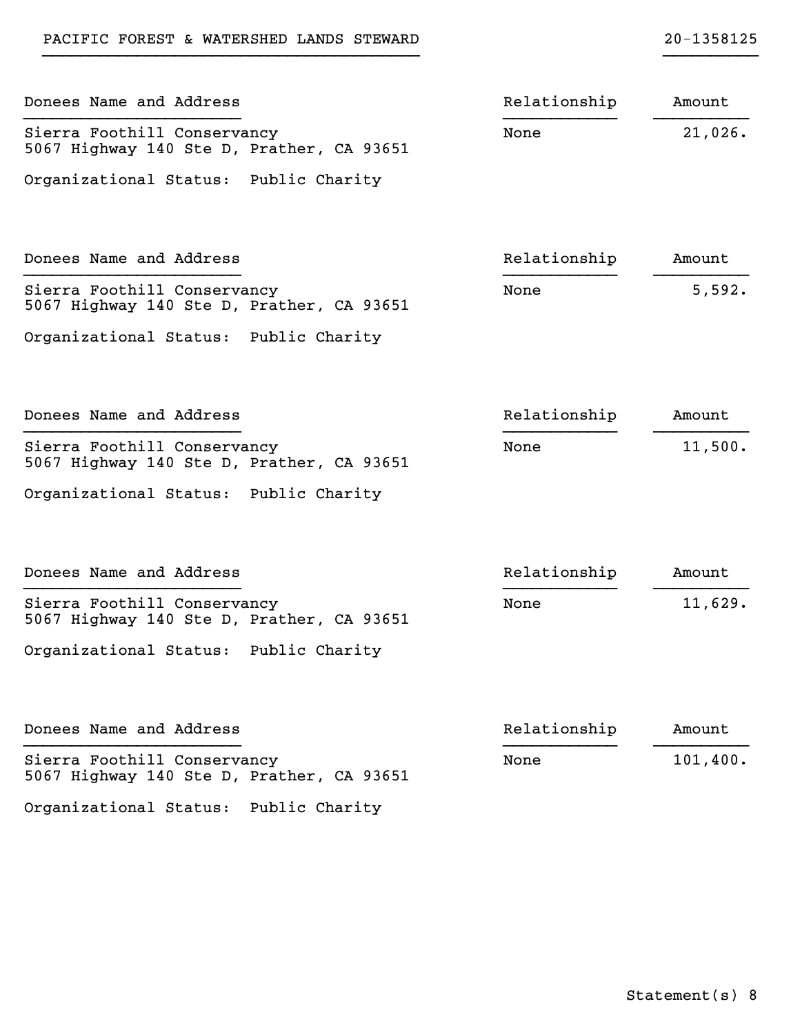PACIFIC FOREST & WATERSHED LANDS STEWARD | 20-1358125

| Donees Name and Address | Relationship | Amount |
| --- | --- | --- |
| Sierra Foothill Conservancy<br>5067 Highway 140 Ste D, Prather, CA 93651<br>Organizational Status: Public Charity | None | 21,026. |

| Donees Name and Address | Relationship | Amount |
| --- | --- | --- |
| Sierra Foothill Conservancy<br>5067 Highway 140 Ste D, Prather, CA 93651<br>Organizational Status: Public Charity | None | 5,592. |

| Donees Name and Address | Relationship | Amount |
| --- | --- | --- |
| Sierra Foothill Conservancy<br>5067 Highway 140 Ste D, Prather, CA 93651<br>Organizational Status: Public Charity | None | 11,500. |

| Donees Name and Address | Relationship | Amount |
| --- | --- | --- |
| Sierra Foothill Conservancy<br>5067 Highway 140 Ste D, Prather, CA 93651<br>Organizational Status: Public Charity | None | 11,629. |

| Donees Name and Address | Relationship | Amount |
| --- | --- | --- |
| Sierra Foothill Conservancy<br>5067 Highway 140 Ste D, Prather, CA 93651<br>Organizational Status: Public Charity | None | 101,400. |

Statement(s) 8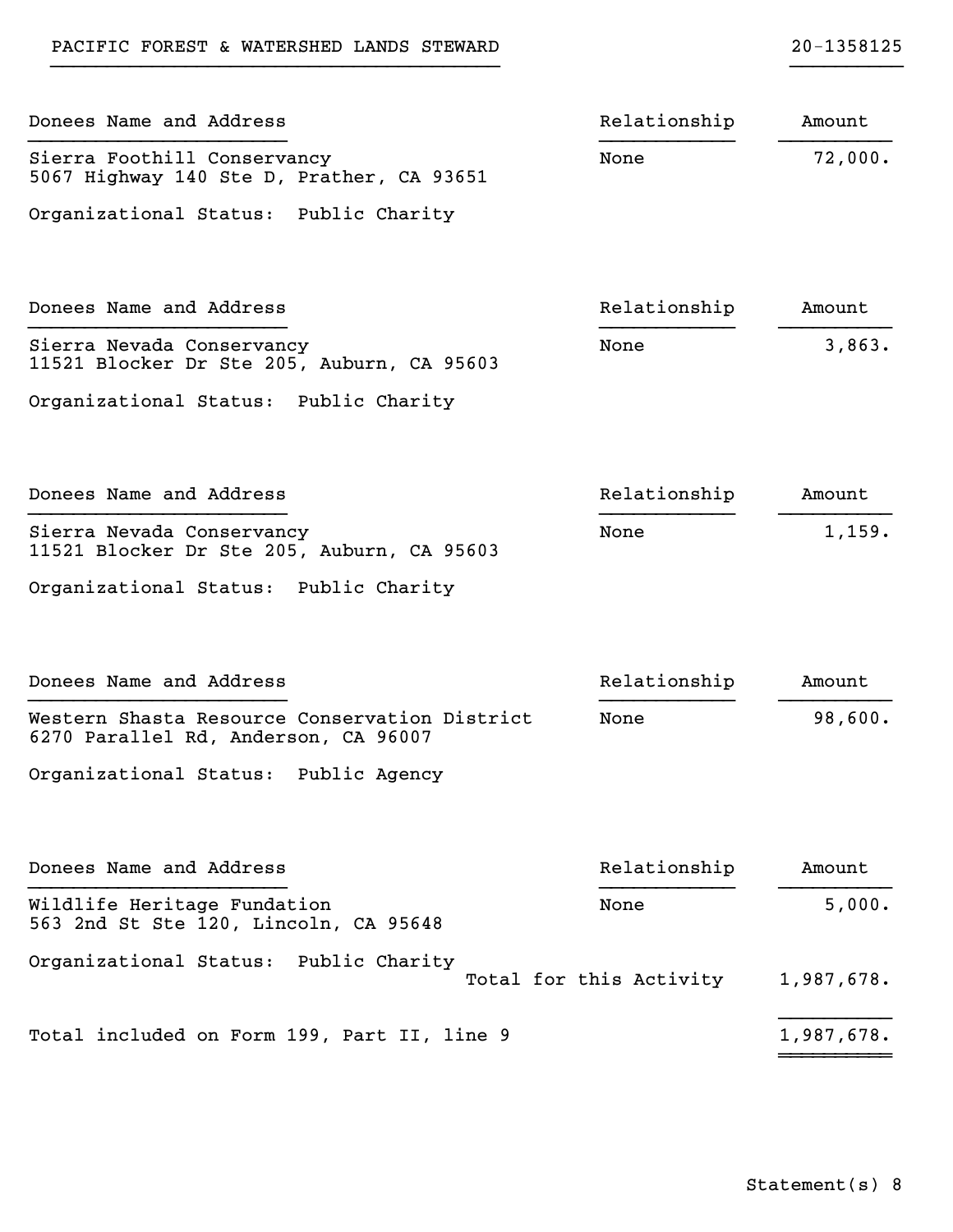PACIFIC FOREST & WATERSHED LANDS STEWARD | 20-1358125

| Donees Name and Address | Relationship | Amount |
|---|---|---|
| Sierra Foothill Conservancy<br>5067 Highway 140 Ste D, Prather, CA 93651<br>Organizational Status: Public Charity | None | 72,000. |

| Donees Name and Address | Relationship | Amount |
|---|---|---|
| Sierra Nevada Conservancy<br>11521 Blocker Dr Ste 205, Auburn, CA 95603<br>Organizational Status: Public Charity | None | 3,863. |

| Donees Name and Address | Relationship | Amount |
|---|---|---|
| Sierra Nevada Conservancy<br>11521 Blocker Dr Ste 205, Auburn, CA 95603<br>Organizational Status: Public Charity | None | 1,159. |

| Donees Name and Address | Relationship | Amount |
|---|---|---|
| Western Shasta Resource Conservation District<br>6270 Parallel Rd, Anderson, CA 96007<br>Organizational Status: Public Agency | None | 98,600. |

| Donees Name and Address | Relationship | Amount |
|---|---|---|
| Wildlife Heritage Fundation<br>563 2nd St Ste 120, Lincoln, CA 95648<br>Organizational Status: Public Charity | None | 5,000. |
| | Total for this Activity | 1,987,678. |

Total included on Form 199, Part II, line 9 — 1,987,678.

Statement(s) 8